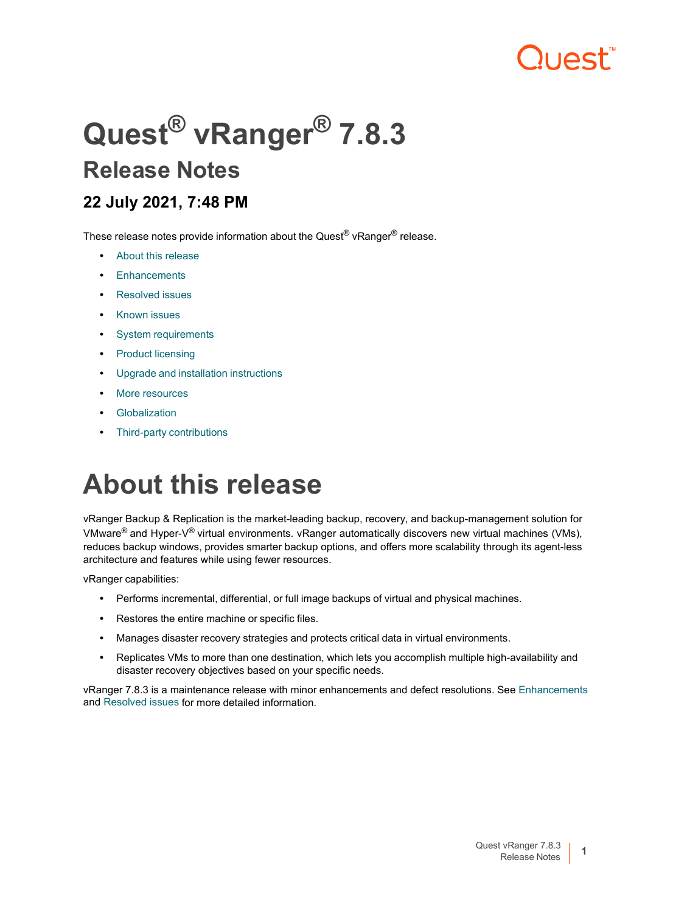# Quest® vRanger® 7.8.3

## Release Notes

### 22 July 2021, 7:48 PM

These release notes provide information about the Quest® vRanger® release.

- About this release
- Enhancements
- Resolved issues
- Known issues
- System requirements
- Product licensing
- Upgrade and installation instructions
- More resources
- Globalization
- Third-party contributions

# About this release

vRanger Backup & Replication is the market-leading backup, recovery, and backup-management solution for VMware® and Hyper-V® virtual environments. vRanger automatically discovers new virtual machines (VMs), reduces backup windows, provides smarter backup options, and offers more scalability through its agent-less architecture and features while using fewer resources.

vRanger capabilities:

- Performs incremental, differential, or full image backups of virtual and physical machines.
- Restores the entire machine or specific files.
- Manages disaster recovery strategies and protects critical data in virtual environments.
- Replicates VMs to more than one destination, which lets you accomplish multiple high-availability and disaster recovery objectives based on your specific needs.

vRanger 7.8.3 is a maintenance release with minor enhancements and defect resolutions. See Enhancements and Resolved issues for more detailed information.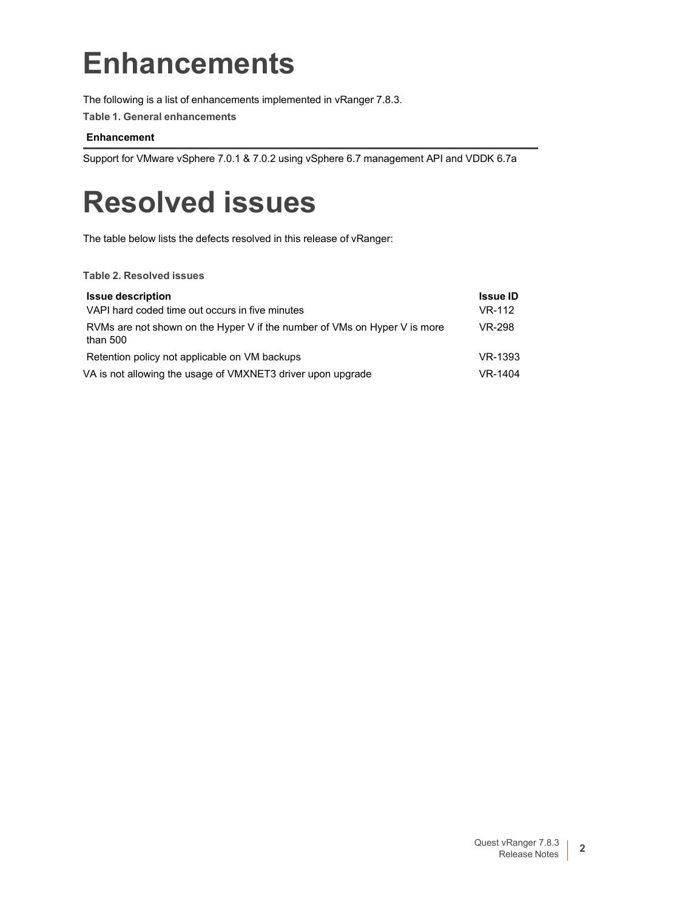# Enhancements

The following is a list of enhancements implemented in vRanger 7.8.3.

**Table 1. General enhancements**

| Enhancement |
| --- |
| Support for VMware vSphere 7.0.1 & 7.0.2 using vSphere 6.7 management API and VDDK 6.7a |

# Resolved issues

The table below lists the defects resolved in this release of vRanger:

**Table 2. Resolved issues**

| Issue description | Issue ID |
| --- | --- |
| VAPI hard coded time out occurs in five minutes | VR-112 |
| RVMs are not shown on the Hyper V if the number of VMs on Hyper V is more than 500 | VR-298 |
| Retention policy not applicable on VM backups | VR-1393 |
| VA is not allowing the usage of VMXNET3 driver upon upgrade | VR-1404 |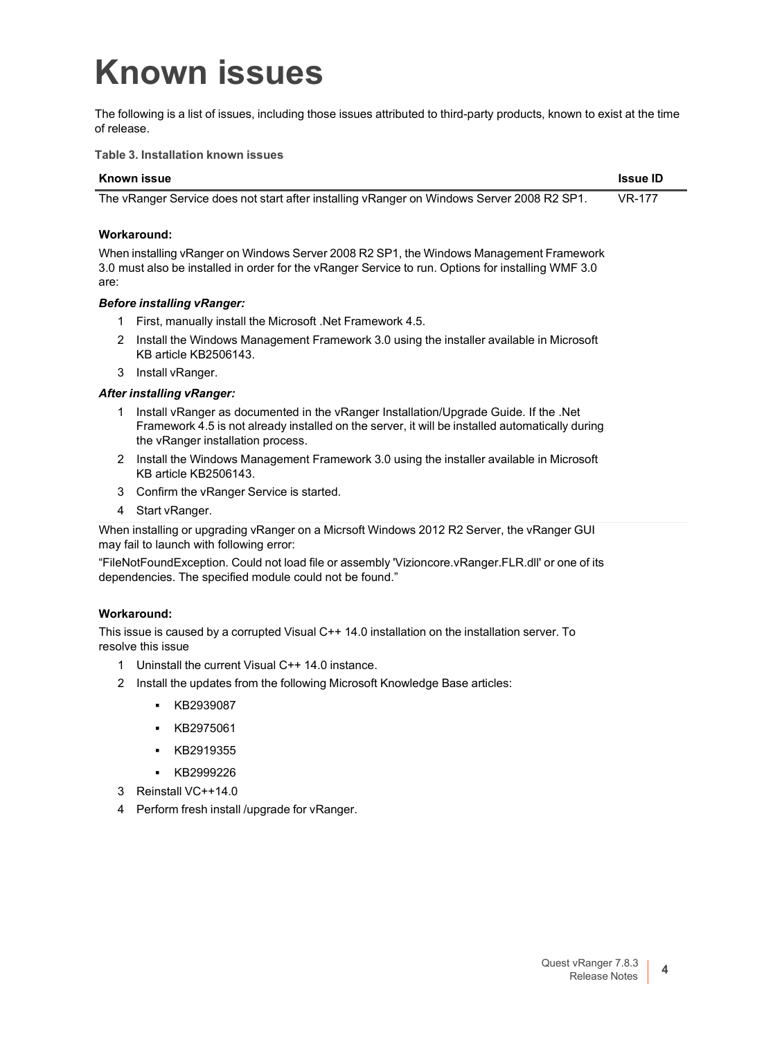# Known issues

The following is a list of issues, including those issues attributed to third-party products, known to exist at the time of release.

**Table 3. Installation known issues**

| Known issue | Issue ID |
|---|---|
| The vRanger Service does not start after installing vRanger on Windows Server 2008 R2 SP1. | VR-177 |

**Workaround:**

When installing vRanger on Windows Server 2008 R2 SP1, the Windows Management Framework 3.0 must also be installed in order for the vRanger Service to run. Options for installing WMF 3.0 are:

***Before installing vRanger:***

1. First, manually install the Microsoft .Net Framework 4.5.
2. Install the Windows Management Framework 3.0 using the installer available in Microsoft KB article KB2506143.
3. Install vRanger.

***After installing vRanger:***

1. Install vRanger as documented in the vRanger Installation/Upgrade Guide. If the .Net Framework 4.5 is not already installed on the server, it will be installed automatically during the vRanger installation process.
2. Install the Windows Management Framework 3.0 using the installer available in Microsoft KB article KB2506143.
3. Confirm the vRanger Service is started.
4. Start vRanger.

When installing or upgrading vRanger on a Micrsoft Windows 2012 R2 Server, the vRanger GUI may fail to launch with following error:

“FileNotFoundException. Could not load file or assembly 'Vizioncore.vRanger.FLR.dll' or one of its dependencies. The specified module could not be found.”

**Workaround:**

This issue is caused by a corrupted Visual C++ 14.0 installation on the installation server. To resolve this issue

1. Uninstall the current Visual C++ 14.0 instance.
2. Install the updates from the following Microsoft Knowledge Base articles:
   - KB2939087
   - KB2975061
   - KB2919355
   - KB2999226
3. Reinstall VC++14.0
4. Perform fresh install /upgrade for vRanger.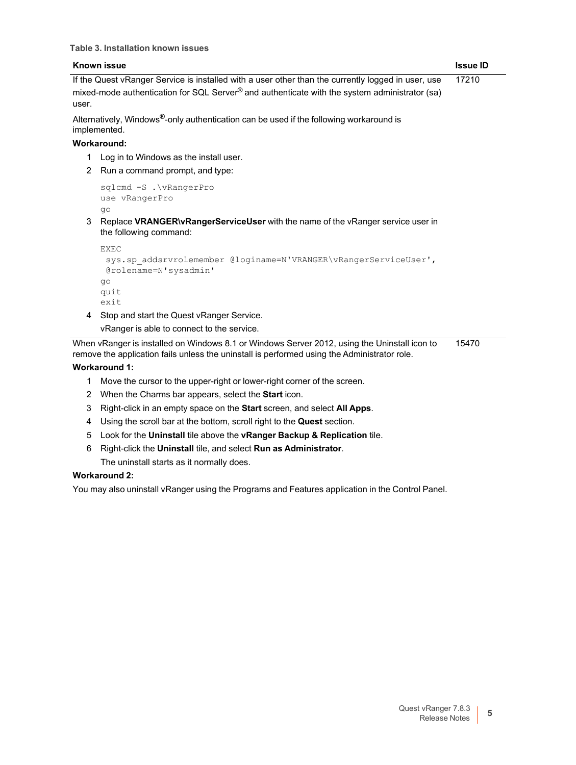**Table 3. Installation known issues**

| Known issue | Issue ID |
|---|---|
| If the Quest vRanger Service is installed with a user other than the currently logged in user, use mixed-mode authentication for SQL Server® and authenticate with the system administrator (sa) user.<br><br>Alternatively, Windows®-only authentication can be used if the following workaround is implemented.<br><br>**Workaround:**<br><br>1. Log in to Windows as the install user.<br>2. Run a command prompt, and type:<br>`sqlcmd -S .\vRangerPro`<br>`use vRangerPro`<br>`go`<br>3. Replace **VRANGER\vRangerServiceUser** with the name of the vRanger service user in the following command:<br>`EXEC`<br>`sys.sp_addsrvrolemember @loginame=N'VRANGER\vRangerServiceUser',`<br>`@rolename=N'sysadmin'`<br>`go`<br>`quit`<br>`exit`<br>4. Stop and start the Quest vRanger Service.<br>vRanger is able to connect to the service. | 17210 |
| When vRanger is installed on Windows 8.1 or Windows Server 2012, using the Uninstall icon to remove the application fails unless the uninstall is performed using the Administrator role.<br><br>**Workaround 1:**<br><br>1. Move the cursor to the upper-right or lower-right corner of the screen.<br>2. When the Charms bar appears, select the **Start** icon.<br>3. Right-click in an empty space on the **Start** screen, and select **All Apps**.<br>4. Using the scroll bar at the bottom, scroll right to the **Quest** section.<br>5. Look for the **Uninstall** tile above the **vRanger Backup & Replication** tile.<br>6. Right-click the **Uninstall** tile, and select **Run as Administrator**.<br>The uninstall starts as it normally does.<br><br>**Workaround 2:**<br><br>You may also uninstall vRanger using the Programs and Features application in the Control Panel. | 15470 |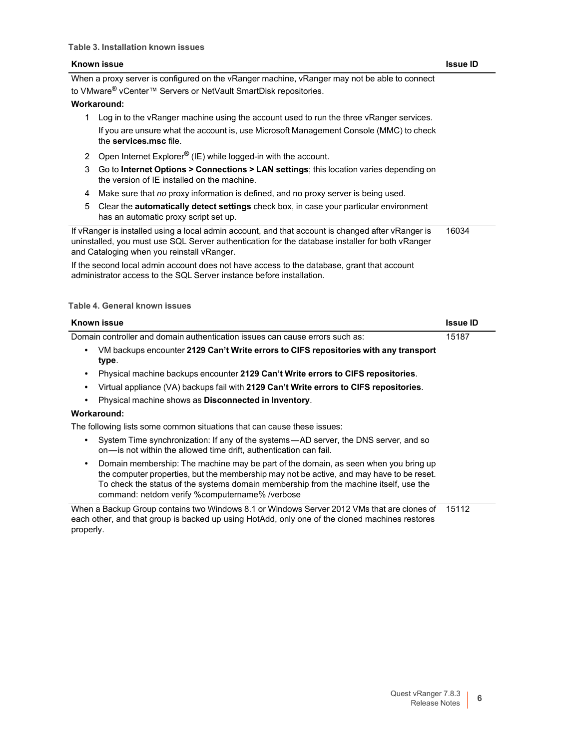**Table 3. Installation known issues**

| Known issue | Issue ID |
|---|---|
| When a proxy server is configured on the vRanger machine, vRanger may not be able to connect to VMware® vCenter™ Servers or NetVault SmartDisk repositories.<br>**Workaround:**<br>1 Log in to the vRanger machine using the account used to run the three vRanger services. If you are unsure what the account is, use Microsoft Management Console (MMC) to check the **services.msc** file.<br>2 Open Internet Explorer® (IE) while logged-in with the account.<br>3 Go to **Internet Options > Connections > LAN settings**; this location varies depending on the version of IE installed on the machine.<br>4 Make sure that *no* proxy information is defined, and no proxy server is being used.<br>5 Clear the **automatically detect settings** check box, in case your particular environment has an automatic proxy script set up. | |
| If vRanger is installed using a local admin account, and that account is changed after vRanger is uninstalled, you must use SQL Server authentication for the database installer for both vRanger and Cataloging when you reinstall vRanger.<br>If the second local admin account does not have access to the database, grant that account administrator access to the SQL Server instance before installation. | 16034 |

**Table 4. General known issues**

| Known issue | Issue ID |
|---|---|
| Domain controller and domain authentication issues can cause errors such as:<br>• VM backups encounter **2129 Can't Write errors to CIFS repositories with any transport type**.<br>• Physical machine backups encounter **2129 Can't Write errors to CIFS repositories**.<br>• Virtual appliance (VA) backups fail with **2129 Can't Write errors to CIFS repositories**.<br>• Physical machine shows as **Disconnected in Inventory**.<br>**Workaround:**<br>The following lists some common situations that can cause these issues:<br>• System Time synchronization: If any of the systems—AD server, the DNS server, and so on—is not within the allowed time drift, authentication can fail.<br>• Domain membership: The machine may be part of the domain, as seen when you bring up the computer properties, but the membership may not be active, and may have to be reset. To check the status of the systems domain membership from the machine itself, use the command: netdom verify %computername% /verbose | 15187 |
| When a Backup Group contains two Windows 8.1 or Windows Server 2012 VMs that are clones of each other, and that group is backed up using HotAdd, only one of the cloned machines restores properly. | 15112 |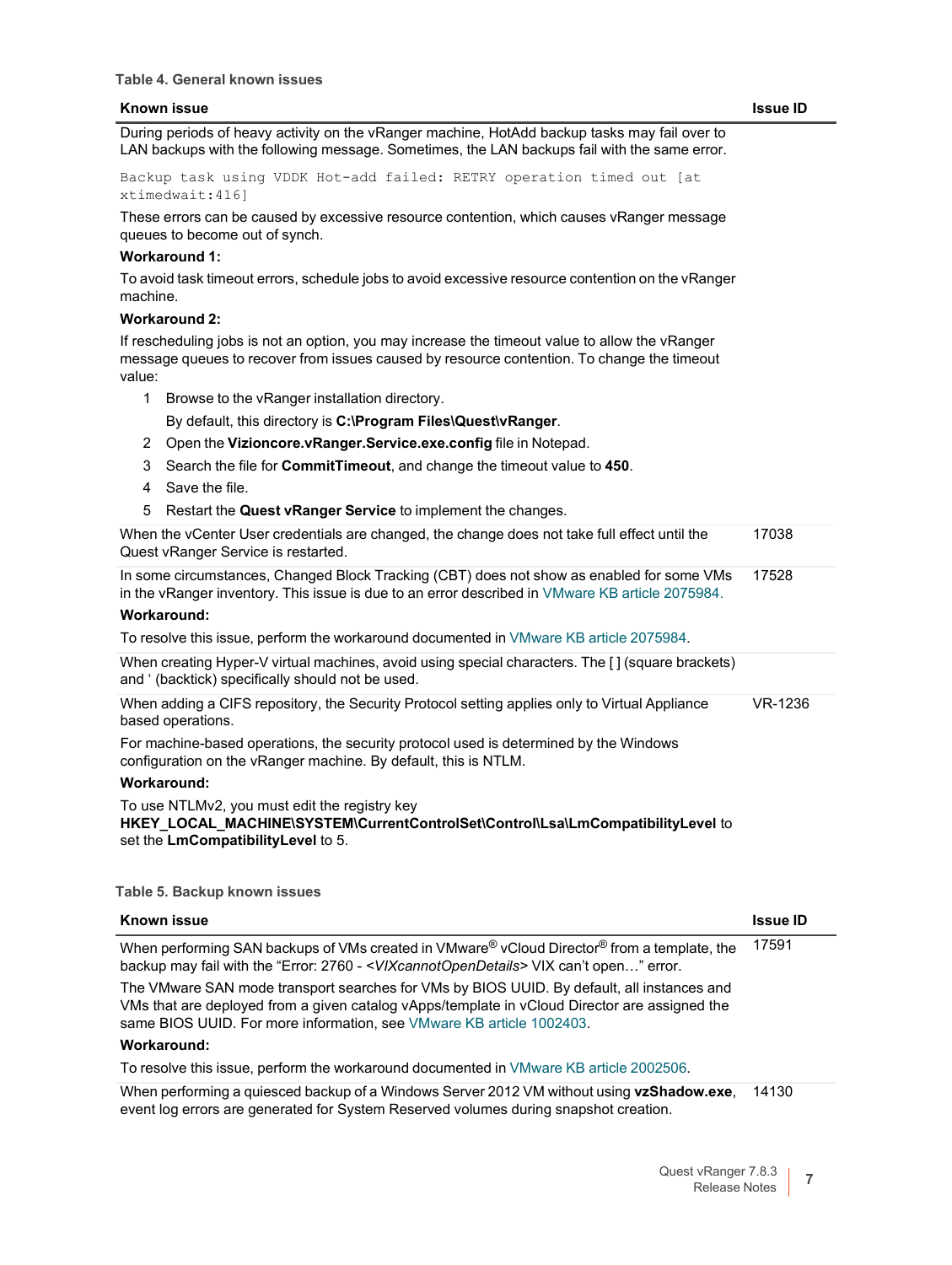**Table 4. General known issues**

| Known issue | Issue ID |
|---|---|
| During periods of heavy activity on the vRanger machine, HotAdd backup tasks may fail over to LAN backups with the following message. Sometimes, the LAN backups fail with the same error.<br><br>`Backup task using VDDK Hot-add failed: RETRY operation timed out [at xtimedwait:416]`<br><br>These errors can be caused by excessive resource contention, which causes vRanger message queues to become out of synch.<br><br>**Workaround 1:**<br><br>To avoid task timeout errors, schedule jobs to avoid excessive resource contention on the vRanger machine.<br><br>**Workaround 2:**<br><br>If rescheduling jobs is not an option, you may increase the timeout value to allow the vRanger message queues to recover from issues caused by resource contention. To change the timeout value:<br><br>1 Browse to the vRanger installation directory.<br>By default, this directory is **C:\Program Files\Quest\vRanger**.<br>2 Open the **Vizioncore.vRanger.Service.exe.config** file in Notepad.<br>3 Search the file for **CommitTimeout**, and change the timeout value to **450**.<br>4 Save the file.<br>5 Restart the **Quest vRanger Service** to implement the changes. | |
| When the vCenter User credentials are changed, the change does not take full effect until the Quest vRanger Service is restarted. | 17038 |
| In some circumstances, Changed Block Tracking (CBT) does not show as enabled for some VMs in the vRanger inventory. This issue is due to an error described in VMware KB article 2075984.<br><br>**Workaround:**<br><br>To resolve this issue, perform the workaround documented in VMware KB article 2075984. | 17528 |
| When creating Hyper-V virtual machines, avoid using special characters. The [ ] (square brackets) and ‘ (backtick) specifically should not be used. | |
| When adding a CIFS repository, the Security Protocol setting applies only to Virtual Appliance based operations.<br><br>For machine-based operations, the security protocol used is determined by the Windows configuration on the vRanger machine. By default, this is NTLM.<br><br>**Workaround:**<br><br>To use NTLMv2, you must edit the registry key **HKEY_LOCAL_MACHINE\SYSTEM\CurrentControlSet\Control\Lsa\LmCompatibilityLevel** to set the **LmCompatibilityLevel** to 5. | VR-1236 |

**Table 5. Backup known issues**

| Known issue | Issue ID |
|---|---|
| When performing SAN backups of VMs created in VMware® vCloud Director® from a template, the backup may fail with the “Error: 2760 - <*VIXcannotOpenDetails*> VIX can’t open…” error.<br><br>The VMware SAN mode transport searches for VMs by BIOS UUID. By default, all instances and VMs that are deployed from a given catalog vApps/template in vCloud Director are assigned the same BIOS UUID. For more information, see VMware KB article 1002403.<br><br>**Workaround:**<br><br>To resolve this issue, perform the workaround documented in VMware KB article 2002506. | 17591 |
| When performing a quiesced backup of a Windows Server 2012 VM without using **vzShadow.exe**, event log errors are generated for System Reserved volumes during snapshot creation. | 14130 |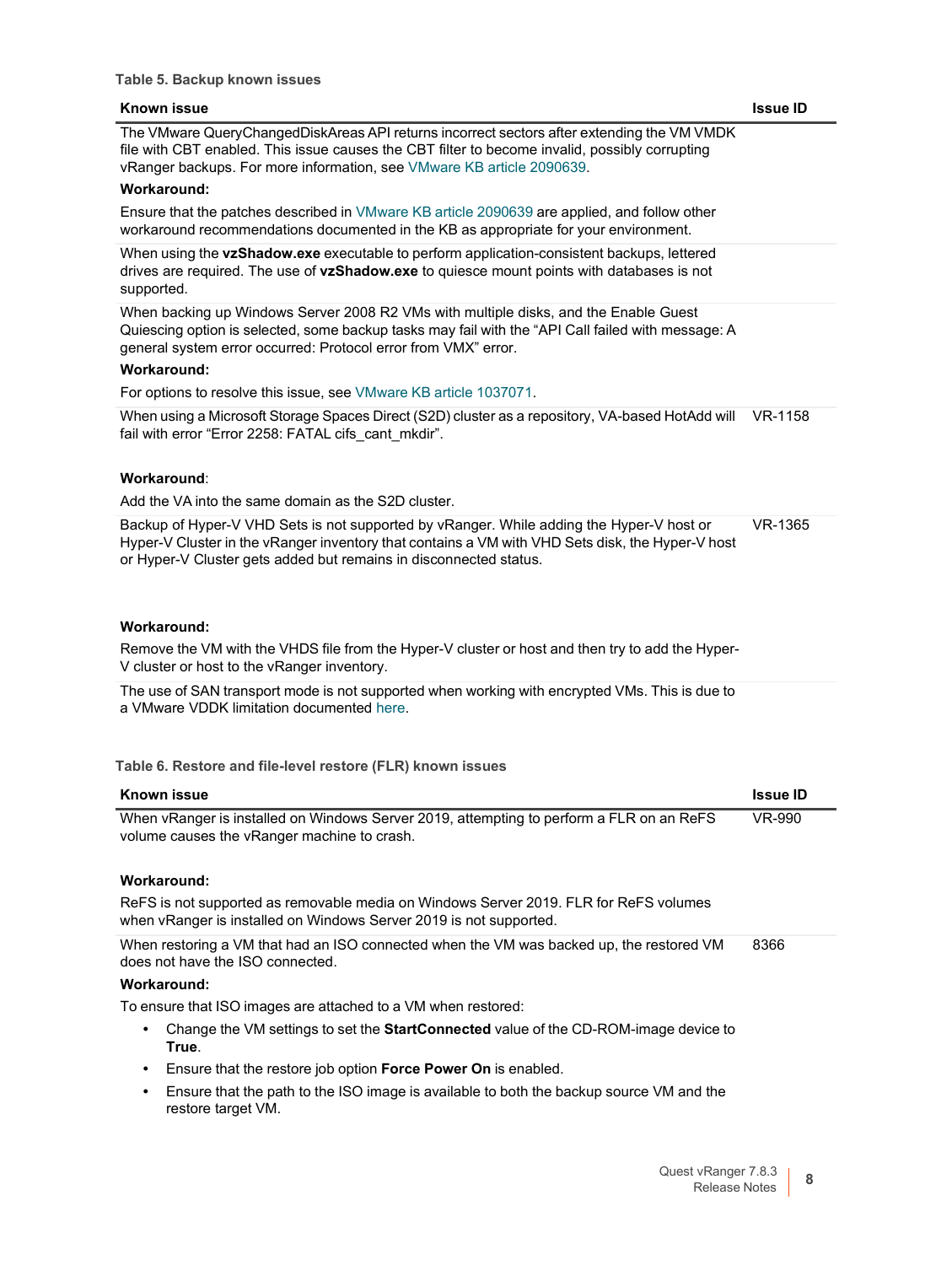**Table 5. Backup known issues**

| Known issue | Issue ID |
| --- | --- |
| The VMware QueryChangedDiskAreas API returns incorrect sectors after extending the VM VMDK file with CBT enabled. This issue causes the CBT filter to become invalid, possibly corrupting vRanger backups. For more information, see VMware KB article 2090639.<br>**Workaround:**<br>Ensure that the patches described in VMware KB article 2090639 are applied, and follow other workaround recommendations documented in the KB as appropriate for your environment. | |
| When using the **vzShadow.exe** executable to perform application-consistent backups, lettered drives are required. The use of **vzShadow.exe** to quiesce mount points with databases is not supported. | |
| When backing up Windows Server 2008 R2 VMs with multiple disks, and the Enable Guest Quiescing option is selected, some backup tasks may fail with the “API Call failed with message: A general system error occurred: Protocol error from VMX” error.<br>**Workaround:**<br>For options to resolve this issue, see VMware KB article 1037071. | |
| When using a Microsoft Storage Spaces Direct (S2D) cluster as a repository, VA-based HotAdd will fail with error “Error 2258: FATAL cifs_cant_mkdir”.<br>**Workaround**:<br>Add the VA into the same domain as the S2D cluster. | VR-1158 |
| Backup of Hyper-V VHD Sets is not supported by vRanger. While adding the Hyper-V host or Hyper-V Cluster in the vRanger inventory that contains a VM with VHD Sets disk, the Hyper-V host or Hyper-V Cluster gets added but remains in disconnected status.<br>**Workaround:**<br>Remove the VM with the VHDS file from the Hyper-V cluster or host and then try to add the Hyper-V cluster or host to the vRanger inventory. | VR-1365 |
| The use of SAN transport mode is not supported when working with encrypted VMs. This is due to a VMware VDDK limitation documented here. | |

**Table 6. Restore and file-level restore (FLR) known issues**

| Known issue | Issue ID |
| --- | --- |
| When vRanger is installed on Windows Server 2019, attempting to perform a FLR on an ReFS volume causes the vRanger machine to crash.<br>**Workaround:**<br>ReFS is not supported as removable media on Windows Server 2019. FLR for ReFS volumes when vRanger is installed on Windows Server 2019 is not supported. | VR-990 |
| When restoring a VM that had an ISO connected when the VM was backed up, the restored VM does not have the ISO connected.<br>**Workaround:**<br>To ensure that ISO images are attached to a VM when restored:<br>• Change the VM settings to set the **StartConnected** value of the CD-ROM-image device to **True**.<br>• Ensure that the restore job option **Force Power On** is enabled.<br>• Ensure that the path to the ISO image is available to both the backup source VM and the restore target VM. | 8366 |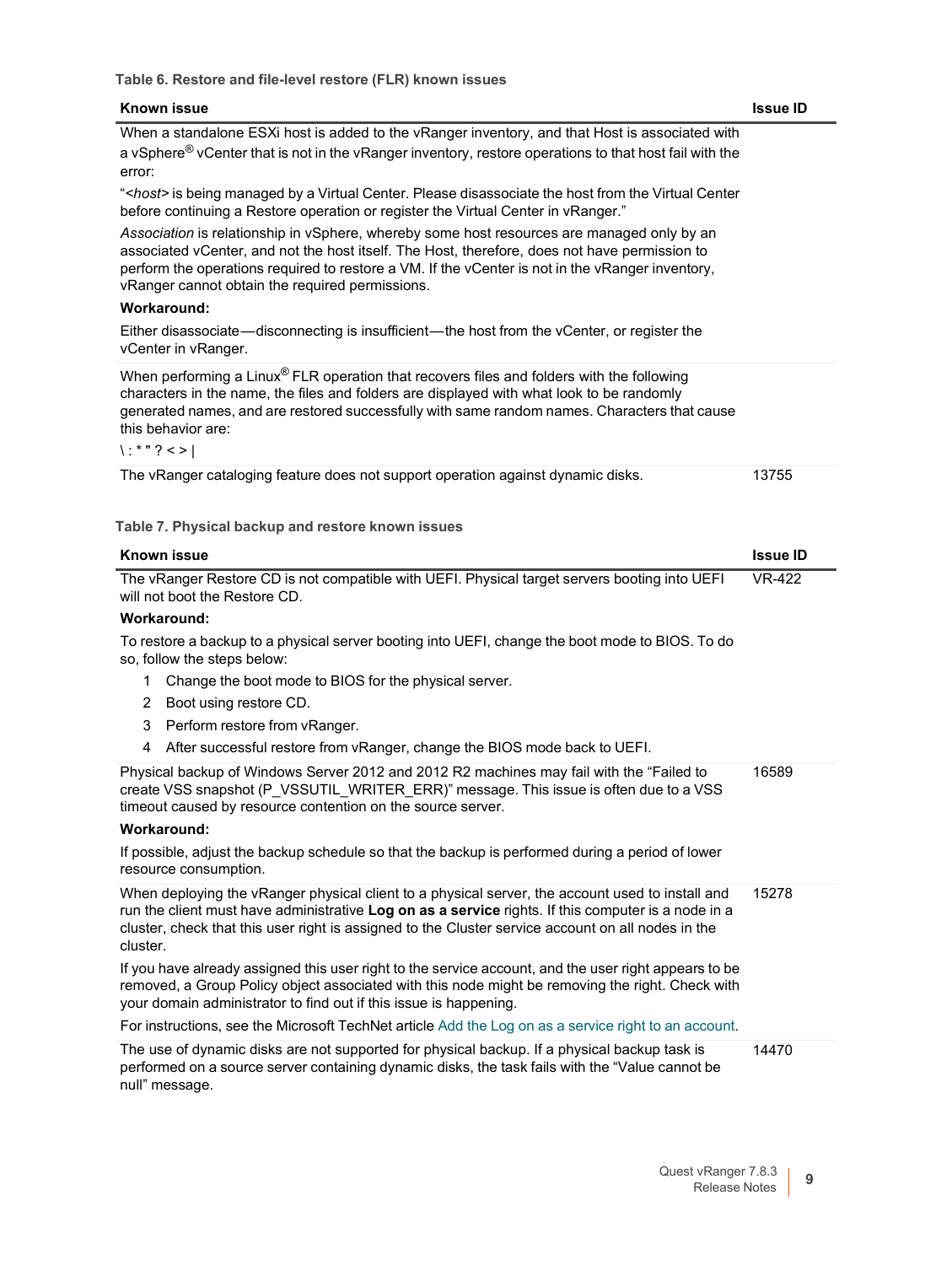**Table 6. Restore and file-level restore (FLR) known issues**

| Known issue | Issue ID |
|---|---|
| When a standalone ESXi host is added to the vRanger inventory, and that Host is associated with a vSphere® vCenter that is not in the vRanger inventory, restore operations to that host fail with the error:<br><br>"*<host>* is being managed by a Virtual Center. Please disassociate the host from the Virtual Center before continuing a Restore operation or register the Virtual Center in vRanger."<br><br>*Association* is relationship in vSphere, whereby some host resources are managed only by an associated vCenter, and not the host itself. The Host, therefore, does not have permission to perform the operations required to restore a VM. If the vCenter is not in the vRanger inventory, vRanger cannot obtain the required permissions.<br><br>**Workaround:**<br><br>Either disassociate—disconnecting is insufficient—the host from the vCenter, or register the vCenter in vRanger. | |
| When performing a Linux® FLR operation that recovers files and folders with the following characters in the name, the files and folders are displayed with what look to be randomly generated names, and are restored successfully with same random names. Characters that cause this behavior are:<br><br>\ : * " ? < > \| | |
| The vRanger cataloging feature does not support operation against dynamic disks. | 13755 |

**Table 7. Physical backup and restore known issues**

| Known issue | Issue ID |
|---|---|
| The vRanger Restore CD is not compatible with UEFI. Physical target servers booting into UEFI will not boot the Restore CD.<br><br>**Workaround:**<br><br>To restore a backup to a physical server booting into UEFI, change the boot mode to BIOS. To do so, follow the steps below:<br><br>1 Change the boot mode to BIOS for the physical server.<br>2 Boot using restore CD.<br>3 Perform restore from vRanger.<br>4 After successful restore from vRanger, change the BIOS mode back to UEFI. | VR-422 |
| Physical backup of Windows Server 2012 and 2012 R2 machines may fail with the "Failed to create VSS snapshot (P_VSSUTIL_WRITER_ERR)" message. This issue is often due to a VSS timeout caused by resource contention on the source server.<br><br>**Workaround:**<br><br>If possible, adjust the backup schedule so that the backup is performed during a period of lower resource consumption. | 16589 |
| When deploying the vRanger physical client to a physical server, the account used to install and run the client must have administrative **Log on as a service** rights. If this computer is a node in a cluster, check that this user right is assigned to the Cluster service account on all nodes in the cluster.<br><br>If you have already assigned this user right to the service account, and the user right appears to be removed, a Group Policy object associated with this node might be removing the right. Check with your domain administrator to find out if this issue is happening.<br><br>For instructions, see the Microsoft TechNet article Add the Log on as a service right to an account. | 15278 |
| The use of dynamic disks are not supported for physical backup. If a physical backup task is performed on a source server containing dynamic disks, the task fails with the "Value cannot be null" message. | 14470 |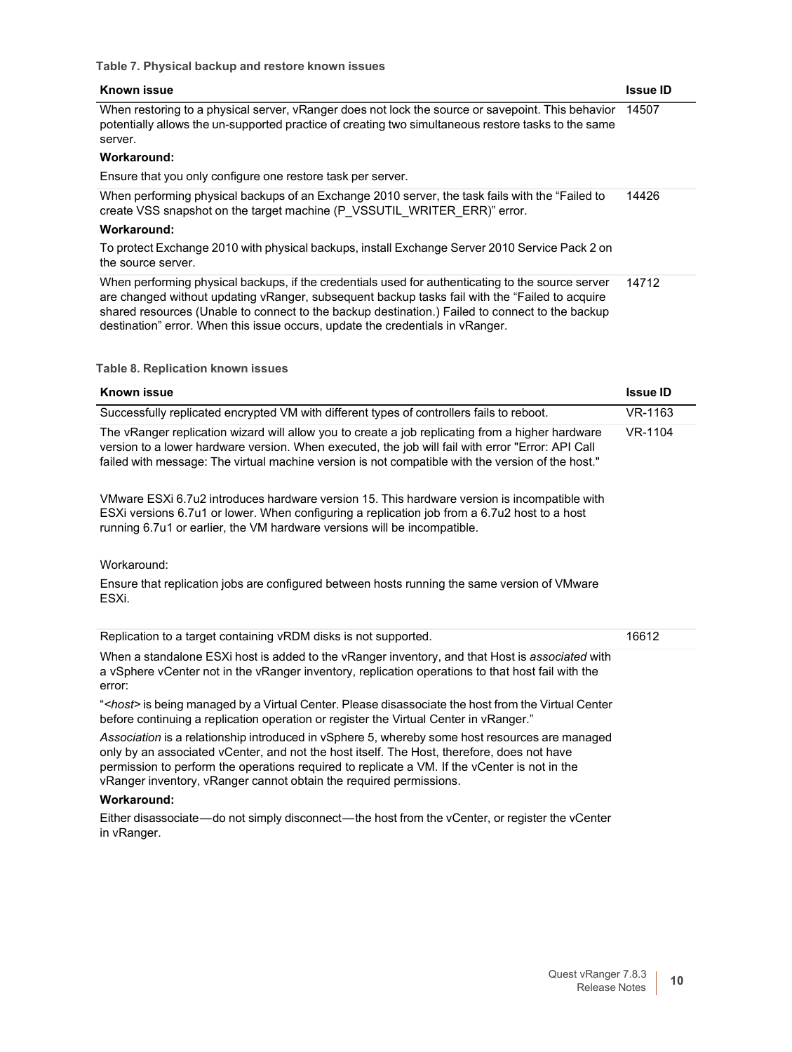**Table 7. Physical backup and restore known issues**

| Known issue | Issue ID |
|---|---|
| When restoring to a physical server, vRanger does not lock the source or savepoint. This behavior potentially allows the un-supported practice of creating two simultaneous restore tasks to the same server.<br><br>**Workaround:**<br><br>Ensure that you only configure one restore task per server. | 14507 |
| When performing physical backups of an Exchange 2010 server, the task fails with the "Failed to create VSS snapshot on the target machine (P_VSSUTIL_WRITER_ERR)" error.<br><br>**Workaround:**<br><br>To protect Exchange 2010 with physical backups, install Exchange Server 2010 Service Pack 2 on the source server. | 14426 |
| When performing physical backups, if the credentials used for authenticating to the source server are changed without updating vRanger, subsequent backup tasks fail with the "Failed to acquire shared resources (Unable to connect to the backup destination.) Failed to connect to the backup destination" error. When this issue occurs, update the credentials in vRanger. | 14712 |

**Table 8. Replication known issues**

| Known issue | Issue ID |
|---|---|
| Successfully replicated encrypted VM with different types of controllers fails to reboot. | VR-1163 |
| The vRanger replication wizard will allow you to create a job replicating from a higher hardware version to a lower hardware version. When executed, the job will fail with error "Error: API Call failed with message: The virtual machine version is not compatible with the version of the host."<br><br>VMware ESXi 6.7u2 introduces hardware version 15. This hardware version is incompatible with ESXi versions 6.7u1 or lower. When configuring a replication job from a 6.7u2 host to a host running 6.7u1 or earlier, the VM hardware versions will be incompatible.<br><br>Workaround:<br><br>Ensure that replication jobs are configured between hosts running the same version of VMware ESXi. | VR-1104 |
| Replication to a target containing vRDM disks is not supported. | 16612 |
| When a standalone ESXi host is added to the vRanger inventory, and that Host is *associated* with a vSphere vCenter not in the vRanger inventory, replication operations to that host fail with the error:<br><br>"*<host>* is being managed by a Virtual Center. Please disassociate the host from the Virtual Center before continuing a replication operation or register the Virtual Center in vRanger."<br><br>*Association* is a relationship introduced in vSphere 5, whereby some host resources are managed only by an associated vCenter, and not the host itself. The Host, therefore, does not have permission to perform the operations required to replicate a VM. If the vCenter is not in the vRanger inventory, vRanger cannot obtain the required permissions.<br><br>**Workaround:**<br><br>Either disassociate—do not simply disconnect—the host from the vCenter, or register the vCenter in vRanger. | |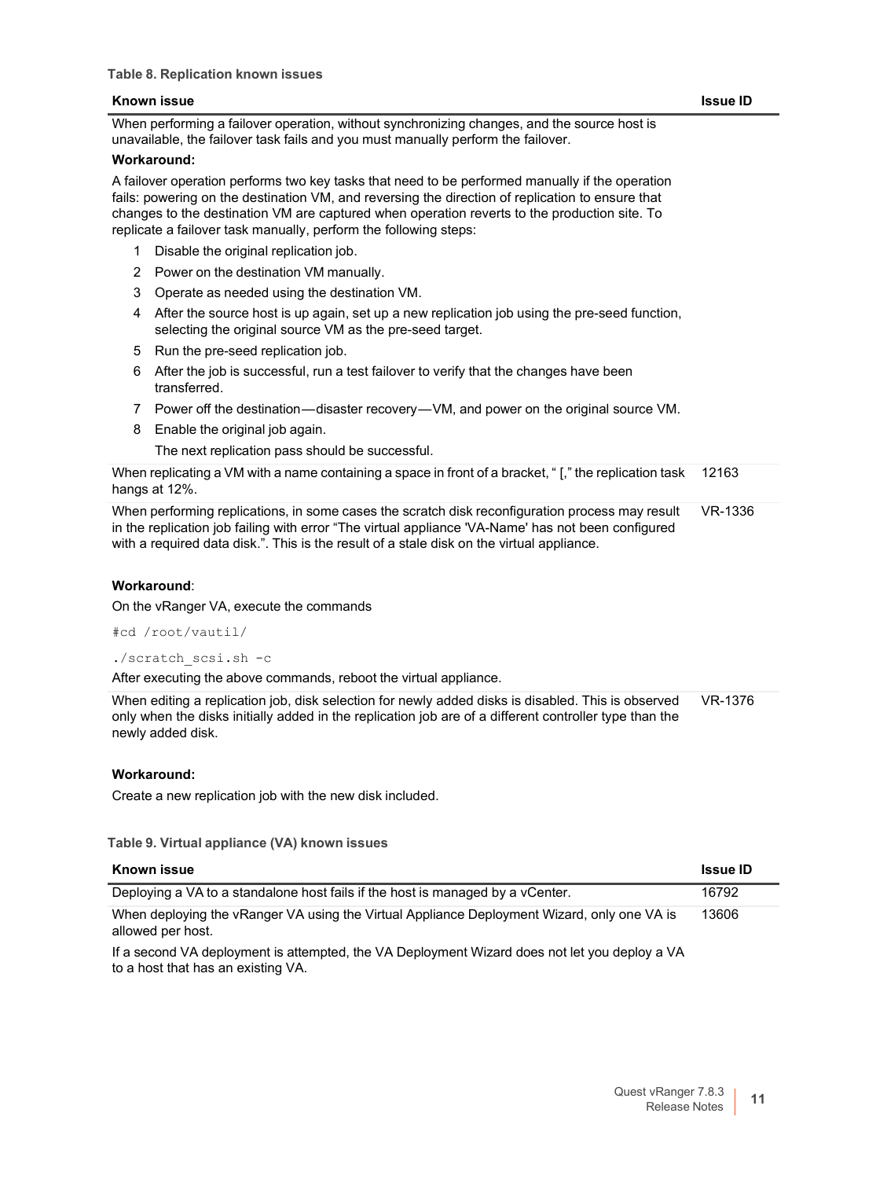**Table 8. Replication known issues**

| Known issue | Issue ID |
| --- | --- |
| When performing a failover operation, without synchronizing changes, and the source host is unavailable, the failover task fails and you must manually perform the failover.<br><br>**Workaround:**<br><br>A failover operation performs two key tasks that need to be performed manually if the operation fails: powering on the destination VM, and reversing the direction of replication to ensure that changes to the destination VM are captured when operation reverts to the production site. To replicate a failover task manually, perform the following steps:<br><br>1 Disable the original replication job.<br>2 Power on the destination VM manually.<br>3 Operate as needed using the destination VM.<br>4 After the source host is up again, set up a new replication job using the pre-seed function, selecting the original source VM as the pre-seed target.<br>5 Run the pre-seed replication job.<br>6 After the job is successful, run a test failover to verify that the changes have been transferred.<br>7 Power off the destination—disaster recovery—VM, and power on the original source VM.<br>8 Enable the original job again.<br>The next replication pass should be successful. | |
| When replicating a VM with a name containing a space in front of a bracket, " [," the replication task hangs at 12%. | 12163 |
| When performing replications, in some cases the scratch disk reconfiguration process may result in the replication job failing with error "The virtual appliance 'VA-Name' has not been configured with a required data disk.". This is the result of a stale disk on the virtual appliance.<br><br>**Workaround**:<br><br>On the vRanger VA, execute the commands<br><br>`#cd /root/vautil/`<br><br>`./scratch_scsi.sh -c`<br><br>After executing the above commands, reboot the virtual appliance. | VR-1336 |
| When editing a replication job, disk selection for newly added disks is disabled. This is observed only when the disks initially added in the replication job are of a different controller type than the newly added disk.<br><br>**Workaround:**<br><br>Create a new replication job with the new disk included. | VR-1376 |

**Table 9. Virtual appliance (VA) known issues**

| Known issue | Issue ID |
| --- | --- |
| Deploying a VA to a standalone host fails if the host is managed by a vCenter. | 16792 |
| When deploying the vRanger VA using the Virtual Appliance Deployment Wizard, only one VA is allowed per host.<br><br>If a second VA deployment is attempted, the VA Deployment Wizard does not let you deploy a VA to a host that has an existing VA. | 13606 |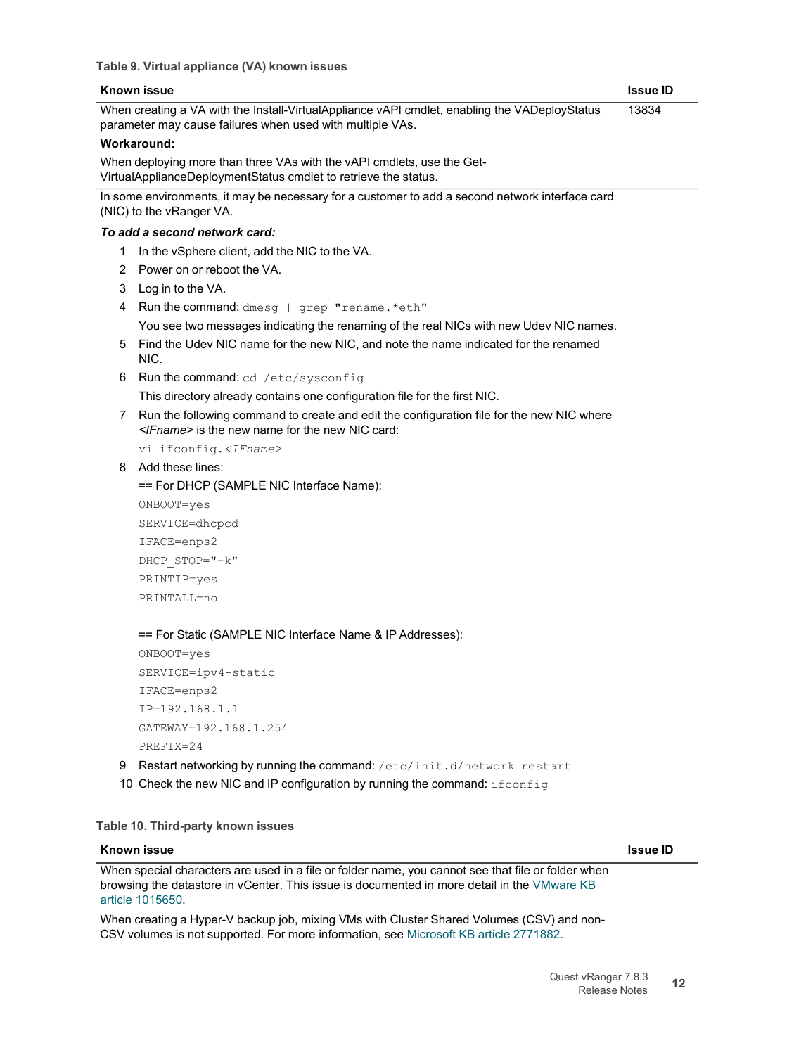**Table 9. Virtual appliance (VA) known issues**

| Known issue | Issue ID |
| --- | --- |
| When creating a VA with the Install-VirtualAppliance vAPI cmdlet, enabling the VADeployStatus parameter may cause failures when used with multiple VAs.<br>**Workaround:**<br>When deploying more than three VAs with the vAPI cmdlets, use the Get-VirtualApplianceDeploymentStatus cmdlet to retrieve the status. | 13834 |
| In some environments, it may be necessary for a customer to add a second network interface card (NIC) to the vRanger VA.<br>***To add a second network card:***<br>1 In the vSphere client, add the NIC to the VA.<br>2 Power on or reboot the VA.<br>3 Log in to the VA.<br>4 Run the command: `dmesg | grep "rename.*eth"`<br>You see two messages indicating the renaming of the real NICs with new Udev NIC names.<br>5 Find the Udev NIC name for the new NIC, and note the name indicated for the renamed NIC.<br>6 Run the command: `cd /etc/sysconfig`<br>This directory already contains one configuration file for the first NIC.<br>7 Run the following command to create and edit the configuration file for the new NIC where *<IFname>* is the new name for the new NIC card:<br>`vi ifconfig.<IFname>`<br>8 Add these lines:<br>== For DHCP (SAMPLE NIC Interface Name):<br>`ONBOOT=yes`<br>`SERVICE=dhcpcd`<br>`IFACE=enps2`<br>`DHCP_STOP="-k"`<br>`PRINTIP=yes`<br>`PRINTALL=no`<br><br>== For Static (SAMPLE NIC Interface Name & IP Addresses):<br>`ONBOOT=yes`<br>`SERVICE=ipv4-static`<br>`IFACE=enps2`<br>`IP=192.168.1.1`<br>`GATEWAY=192.168.1.254`<br>`PREFIX=24`<br>9 Restart networking by running the command: `/etc/init.d/network restart`<br>10 Check the new NIC and IP configuration by running the command: `ifconfig` | |

**Table 10. Third-party known issues**

| Known issue | Issue ID |
| --- | --- |
| When special characters are used in a file or folder name, you cannot see that file or folder when browsing the datastore in vCenter. This issue is documented in more detail in the VMware KB article 1015650. | |
| When creating a Hyper-V backup job, mixing VMs with Cluster Shared Volumes (CSV) and non-CSV volumes is not supported. For more information, see Microsoft KB article 2771882. | |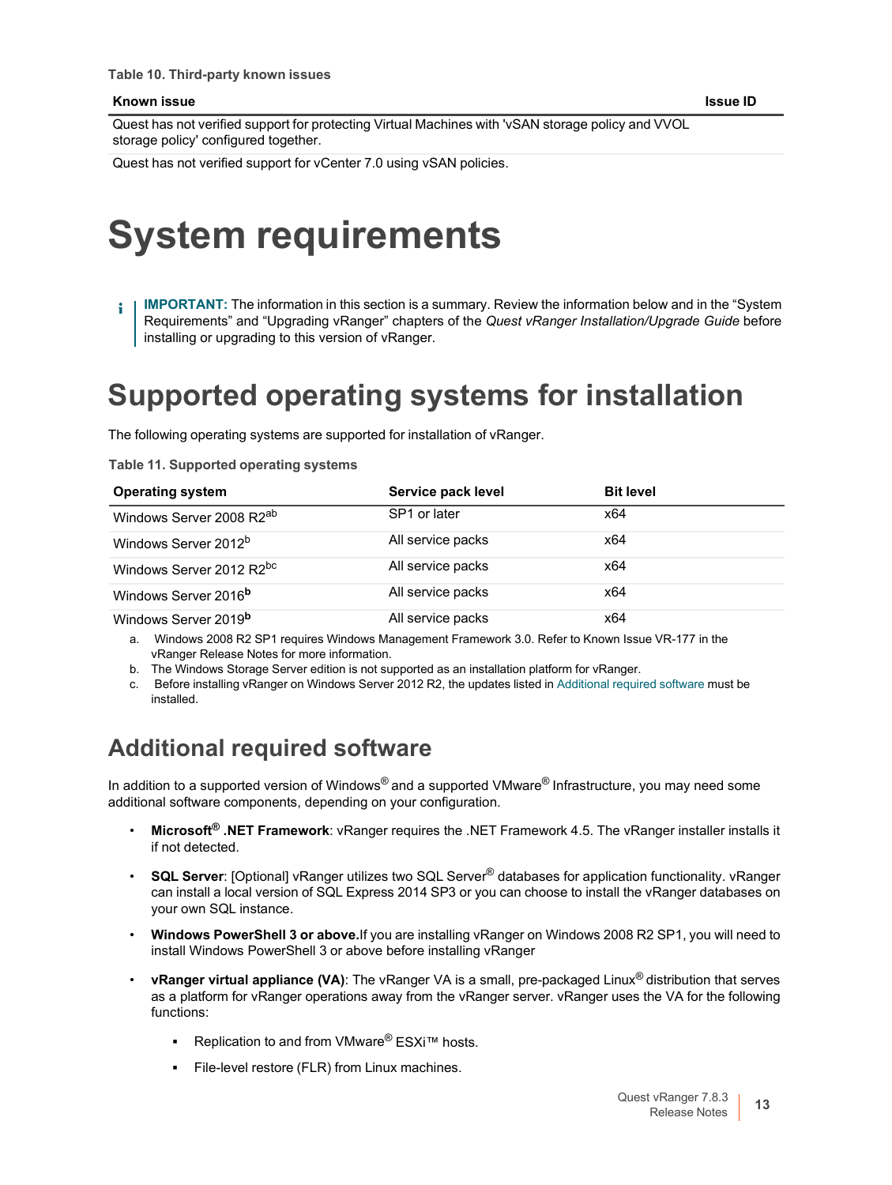**Table 10. Third-party known issues**

| Known issue | Issue ID |
| --- | --- |
| Quest has not verified support for protecting Virtual Machines with 'vSAN storage policy and VVOL storage policy' configured together. | |
| Quest has not verified support for vCenter 7.0 using vSAN policies. | |

# System requirements

**IMPORTANT:** The information in this section is a summary. Review the information below and in the “System Requirements” and “Upgrading vRanger” chapters of the *Quest vRanger Installation/Upgrade Guide* before installing or upgrading to this version of vRanger.

# Supported operating systems for installation

The following operating systems are supported for installation of vRanger.

**Table 11. Supported operating systems**

| Operating system | Service pack level | Bit level |
| --- | --- | --- |
| Windows Server 2008 R2[ab] | SP1 or later | x64 |
| Windows Server 2012[b] | All service packs | x64 |
| Windows Server 2012 R2[bc] | All service packs | x64 |
| Windows Server 2016[b] | All service packs | x64 |
| Windows Server 2019[b] | All service packs | x64 |

a. Windows 2008 R2 SP1 requires Windows Management Framework 3.0. Refer to Known Issue VR-177 in the vRanger Release Notes for more information.

b. The Windows Storage Server edition is not supported as an installation platform for vRanger.

c. Before installing vRanger on Windows Server 2012 R2, the updates listed in Additional required software must be installed.

## Additional required software

In addition to a supported version of Windows® and a supported VMware® Infrastructure, you may need some additional software components, depending on your configuration.

- **Microsoft® .NET Framework**: vRanger requires the .NET Framework 4.5. The vRanger installer installs it if not detected.
- **SQL Server**: [Optional] vRanger utilizes two SQL Server® databases for application functionality. vRanger can install a local version of SQL Express 2014 SP3 or you can choose to install the vRanger databases on your own SQL instance.
- **Windows PowerShell 3 or above.** If you are installing vRanger on Windows 2008 R2 SP1, you will need to install Windows PowerShell 3 or above before installing vRanger
- **vRanger virtual appliance (VA)**: The vRanger VA is a small, pre-packaged Linux® distribution that serves as a platform for vRanger operations away from the vRanger server. vRanger uses the VA for the following functions:
  - Replication to and from VMware® ESXi™ hosts.
  - File-level restore (FLR) from Linux machines.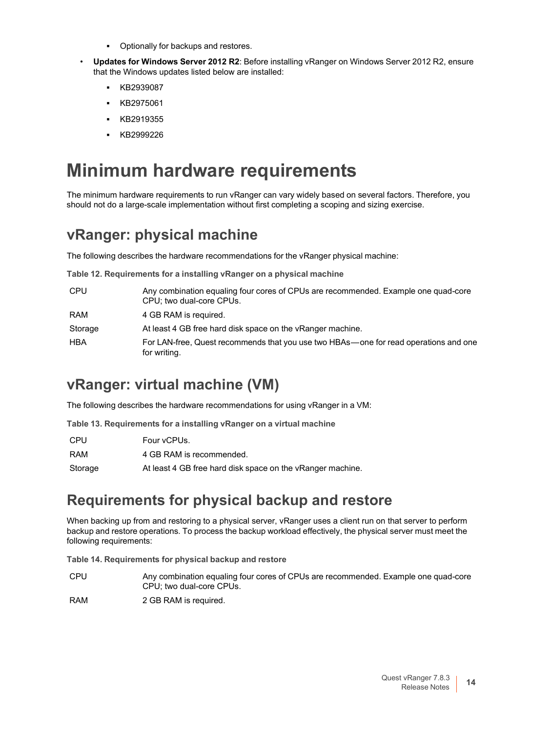- Optionally for backups and restores.

- **Updates for Windows Server 2012 R2**: Before installing vRanger on Windows Server 2012 R2, ensure that the Windows updates listed below are installed:
    - KB2939087
    - KB2975061
    - KB2919355
    - KB2999226

# Minimum hardware requirements

The minimum hardware requirements to run vRanger can vary widely based on several factors. Therefore, you should not do a large-scale implementation without first completing a scoping and sizing exercise.

## vRanger: physical machine

The following describes the hardware recommendations for the vRanger physical machine:

**Table 12. Requirements for a installing vRanger on a physical machine**

| | |
|---|---|
| CPU | Any combination equaling four cores of CPUs are recommended. Example one quad-core CPU; two dual-core CPUs. |
| RAM | 4 GB RAM is required. |
| Storage | At least 4 GB free hard disk space on the vRanger machine. |
| HBA | For LAN-free, Quest recommends that you use two HBAs—one for read operations and one for writing. |

## vRanger: virtual machine (VM)

The following describes the hardware recommendations for using vRanger in a VM:

**Table 13. Requirements for a installing vRanger on a virtual machine**

| | |
|---|---|
| CPU | Four vCPUs. |
| RAM | 4 GB RAM is recommended. |
| Storage | At least 4 GB free hard disk space on the vRanger machine. |

## Requirements for physical backup and restore

When backing up from and restoring to a physical server, vRanger uses a client run on that server to perform backup and restore operations. To process the backup workload effectively, the physical server must meet the following requirements:

**Table 14. Requirements for physical backup and restore**

| | |
|---|---|
| CPU | Any combination equaling four cores of CPUs are recommended. Example one quad-core CPU; two dual-core CPUs. |
| RAM | 2 GB RAM is required. |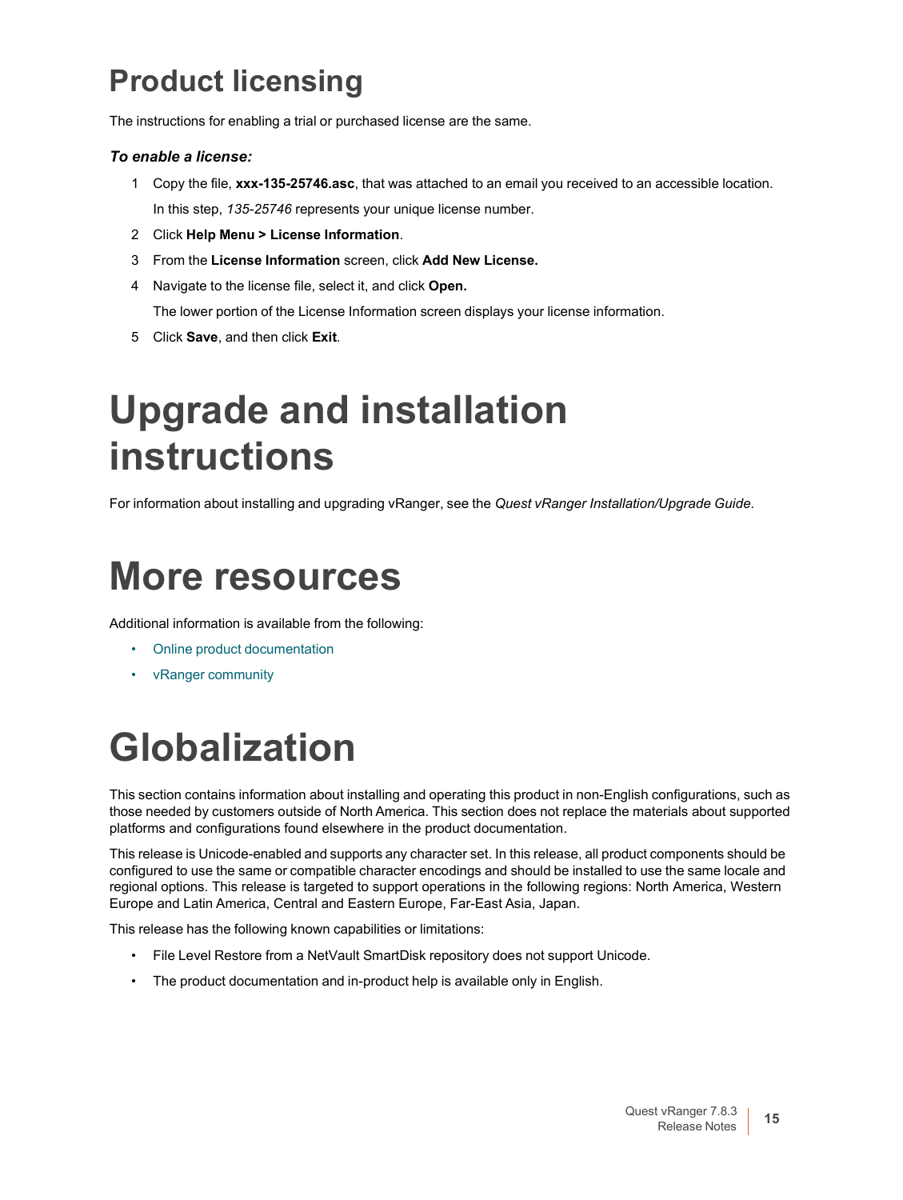# Product licensing

The instructions for enabling a trial or purchased license are the same.

***To enable a license:***

1. Copy the file, **xxx-135-25746.asc**, that was attached to an email you received to an accessible location.

   In this step, *135-25746* represents your unique license number.

2. Click **Help Menu > License Information**.
3. From the **License Information** screen, click **Add New License.**
4. Navigate to the license file, select it, and click **Open.**

   The lower portion of the License Information screen displays your license information.

5. Click **Save**, and then click **Exit**.

# Upgrade and installation instructions

For information about installing and upgrading vRanger, see the *Quest vRanger Installation/Upgrade Guide*.

# More resources

Additional information is available from the following:

- Online product documentation
- vRanger community

# Globalization

This section contains information about installing and operating this product in non-English configurations, such as those needed by customers outside of North America. This section does not replace the materials about supported platforms and configurations found elsewhere in the product documentation.

This release is Unicode-enabled and supports any character set. In this release, all product components should be configured to use the same or compatible character encodings and should be installed to use the same locale and regional options. This release is targeted to support operations in the following regions: North America, Western Europe and Latin America, Central and Eastern Europe, Far-East Asia, Japan.

This release has the following known capabilities or limitations:

- File Level Restore from a NetVault SmartDisk repository does not support Unicode.
- The product documentation and in-product help is available only in English.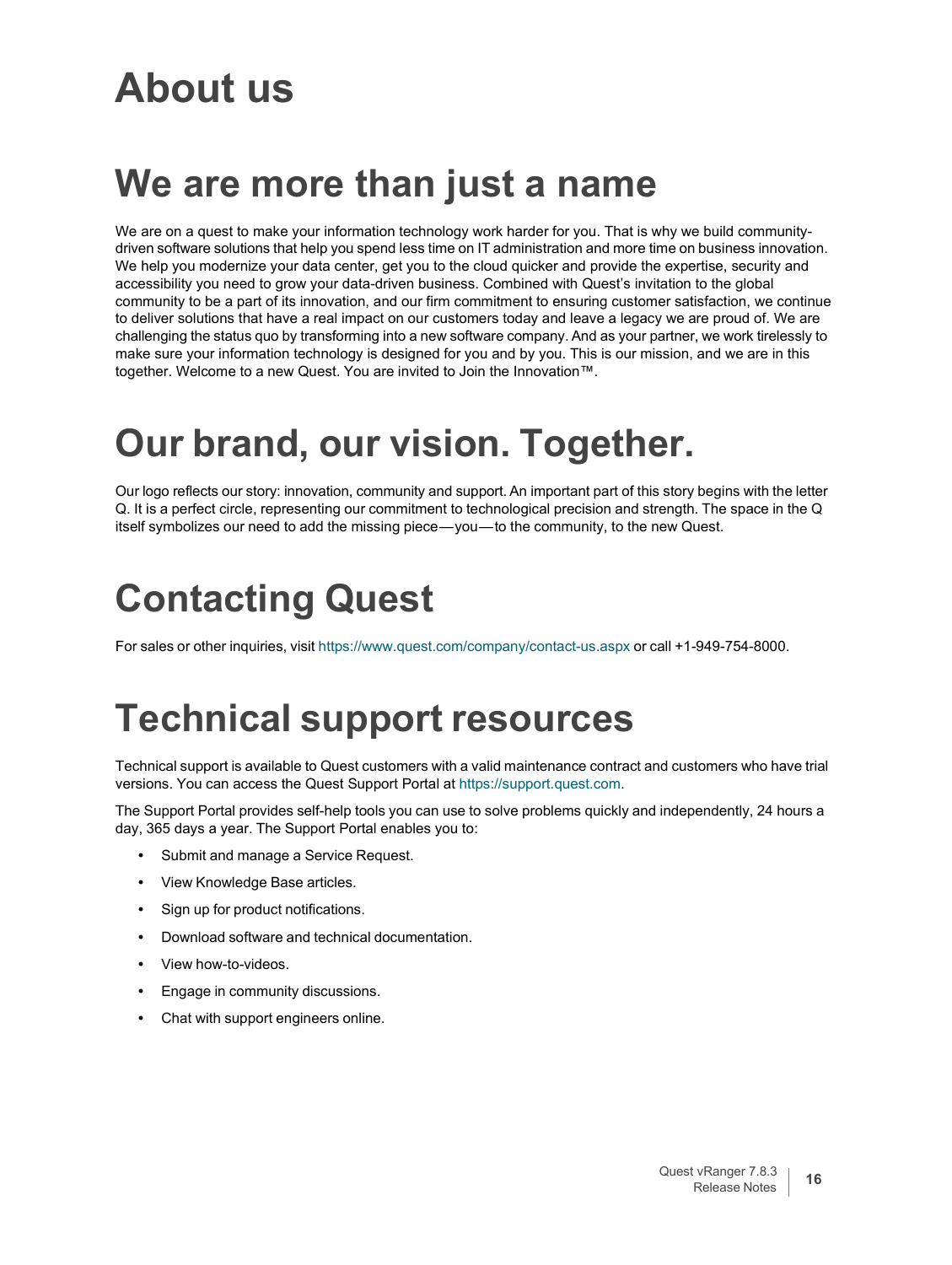# About us

# We are more than just a name

We are on a quest to make your information technology work harder for you. That is why we build community-driven software solutions that help you spend less time on IT administration and more time on business innovation. We help you modernize your data center, get you to the cloud quicker and provide the expertise, security and accessibility you need to grow your data-driven business. Combined with Quest's invitation to the global community to be a part of its innovation, and our firm commitment to ensuring customer satisfaction, we continue to deliver solutions that have a real impact on our customers today and leave a legacy we are proud of. We are challenging the status quo by transforming into a new software company. And as your partner, we work tirelessly to make sure your information technology is designed for you and by you. This is our mission, and we are in this together. Welcome to a new Quest. You are invited to Join the Innovation™.

# Our brand, our vision. Together.

Our logo reflects our story: innovation, community and support. An important part of this story begins with the letter Q. It is a perfect circle, representing our commitment to technological precision and strength. The space in the Q itself symbolizes our need to add the missing piece—you—to the community, to the new Quest.

# Contacting Quest

For sales or other inquiries, visit https://www.quest.com/company/contact-us.aspx or call +1-949-754-8000.

# Technical support resources

Technical support is available to Quest customers with a valid maintenance contract and customers who have trial versions. You can access the Quest Support Portal at https://support.quest.com.

The Support Portal provides self-help tools you can use to solve problems quickly and independently, 24 hours a day, 365 days a year. The Support Portal enables you to:

- Submit and manage a Service Request.
- View Knowledge Base articles.
- Sign up for product notifications.
- Download software and technical documentation.
- View how-to-videos.
- Engage in community discussions.
- Chat with support engineers online.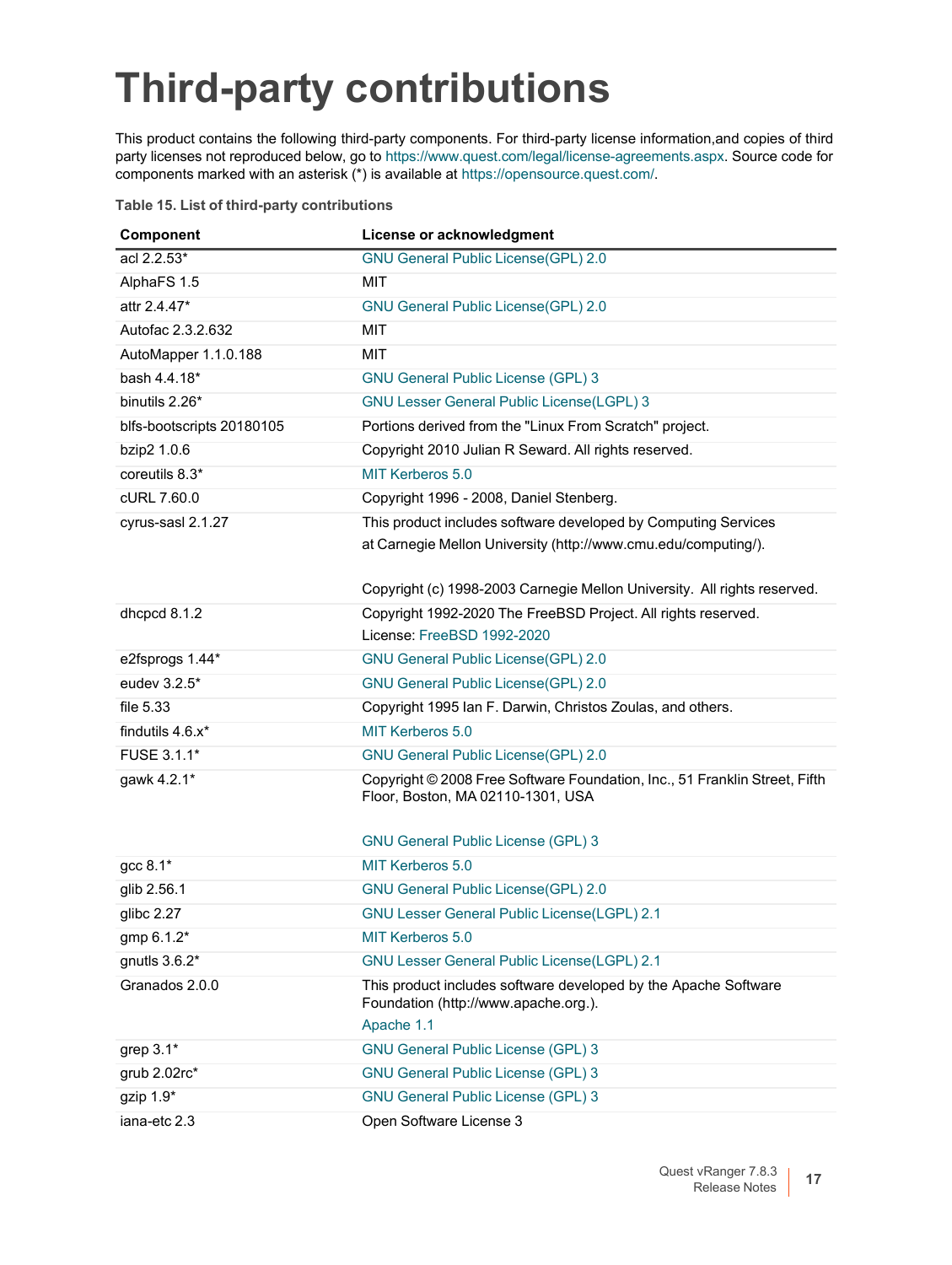# Third-party contributions

This product contains the following third-party components. For third-party license information,and copies of third party licenses not reproduced below, go to https://www.quest.com/legal/license-agreements.aspx. Source code for components marked with an asterisk (*) is available at https://opensource.quest.com/.

**Table 15. List of third-party contributions**

| Component | License or acknowledgment |
|---|---|
| acl 2.2.53* | GNU General Public License(GPL) 2.0 |
| AlphaFS 1.5 | MIT |
| attr 2.4.47* | GNU General Public License(GPL) 2.0 |
| Autofac 2.3.2.632 | MIT |
| AutoMapper 1.1.0.188 | MIT |
| bash 4.4.18* | GNU General Public License (GPL) 3 |
| binutils 2.26* | GNU Lesser General Public License(LGPL) 3 |
| blfs-bootscripts 20180105 | Portions derived from the "Linux From Scratch" project. |
| bzip2 1.0.6 | Copyright 2010 Julian R Seward. All rights reserved. |
| coreutils 8.3* | MIT Kerberos 5.0 |
| cURL 7.60.0 | Copyright 1996 - 2008, Daniel Stenberg. |
| cyrus-sasl 2.1.27 | This product includes software developed by Computing Services at Carnegie Mellon University (http://www.cmu.edu/computing/).<br><br>Copyright (c) 1998-2003 Carnegie Mellon University. All rights reserved. |
| dhcpcd 8.1.2 | Copyright 1992-2020 The FreeBSD Project. All rights reserved.<br>License: FreeBSD 1992-2020 |
| e2fsprogs 1.44* | GNU General Public License(GPL) 2.0 |
| eudev 3.2.5* | GNU General Public License(GPL) 2.0 |
| file 5.33 | Copyright 1995 Ian F. Darwin, Christos Zoulas, and others. |
| findutils 4.6.x* | MIT Kerberos 5.0 |
| FUSE 3.1.1* | GNU General Public License(GPL) 2.0 |
| gawk 4.2.1* | Copyright © 2008 Free Software Foundation, Inc., 51 Franklin Street, Fifth Floor, Boston, MA 02110-1301, USA<br><br>GNU General Public License (GPL) 3 |
| gcc 8.1* | MIT Kerberos 5.0 |
| glib 2.56.1 | GNU General Public License(GPL) 2.0 |
| glibc 2.27 | GNU Lesser General Public License(LGPL) 2.1 |
| gmp 6.1.2* | MIT Kerberos 5.0 |
| gnutls 3.6.2* | GNU Lesser General Public License(LGPL) 2.1 |
| Granados 2.0.0 | This product includes software developed by the Apache Software Foundation (http://www.apache.org.).<br>Apache 1.1 |
| grep 3.1* | GNU General Public License (GPL) 3 |
| grub 2.02rc* | GNU General Public License (GPL) 3 |
| gzip 1.9* | GNU General Public License (GPL) 3 |
| iana-etc 2.3 | Open Software License 3 |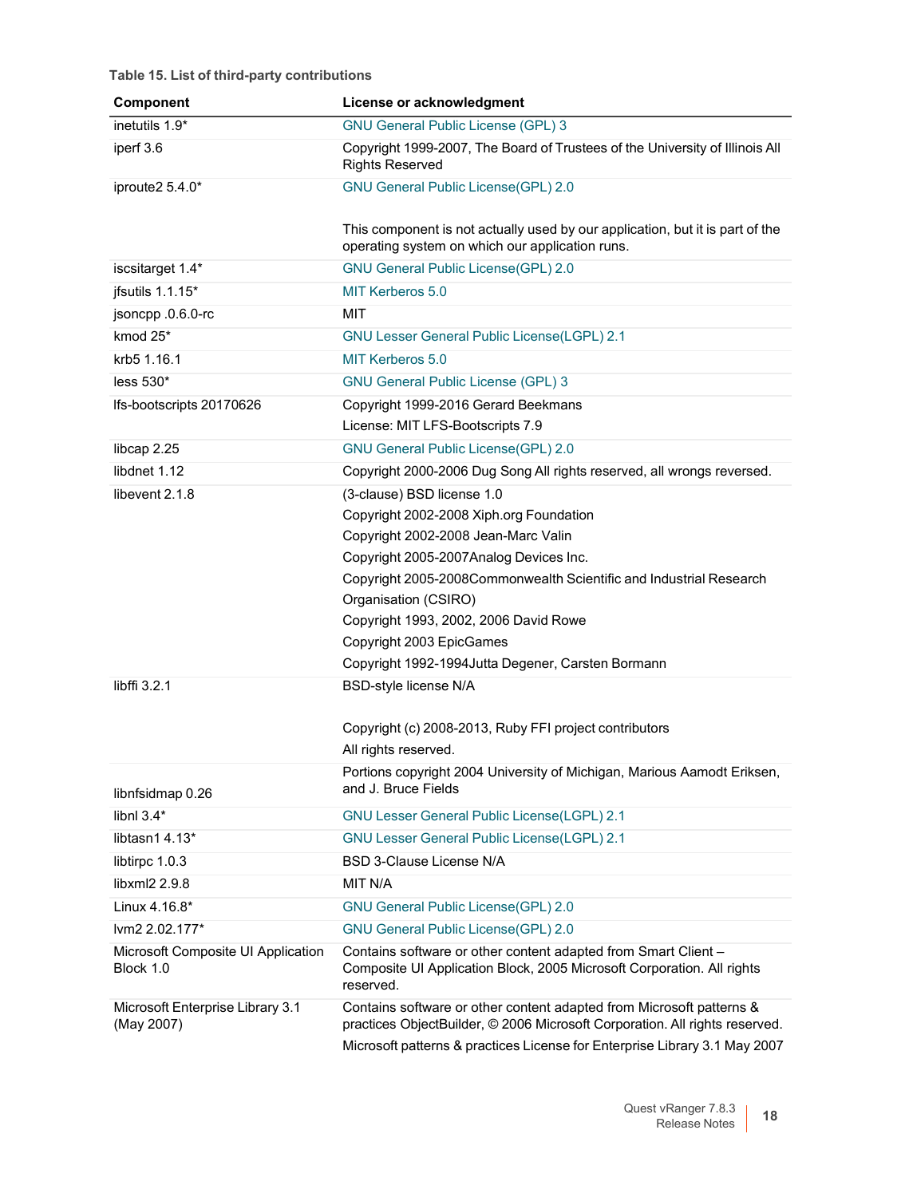**Table 15. List of third-party contributions**

| Component | License or acknowledgment |
|---|---|
| inetutils 1.9* | GNU General Public License (GPL) 3 |
| iperf 3.6 | Copyright 1999-2007, The Board of Trustees of the University of Illinois All Rights Reserved |
| iproute2 5.4.0* | GNU General Public License(GPL) 2.0<br><br>This component is not actually used by our application, but it is part of the operating system on which our application runs. |
| iscsitarget 1.4* | GNU General Public License(GPL) 2.0 |
| jfsutils 1.1.15* | MIT Kerberos 5.0 |
| jsoncpp .0.6.0-rc | MIT |
| kmod 25* | GNU Lesser General Public License(LGPL) 2.1 |
| krb5 1.16.1 | MIT Kerberos 5.0 |
| less 530* | GNU General Public License (GPL) 3 |
| lfs-bootscripts 20170626 | Copyright 1999-2016 Gerard Beekmans<br>License: MIT LFS-Bootscripts 7.9 |
| libcap 2.25 | GNU General Public License(GPL) 2.0 |
| libdnet 1.12 | Copyright 2000-2006 Dug Song All rights reserved, all wrongs reversed. |
| libevent 2.1.8 | (3-clause) BSD license 1.0<br>Copyright 2002-2008 Xiph.org Foundation<br>Copyright 2002-2008 Jean-Marc Valin<br>Copyright 2005-2007Analog Devices Inc.<br>Copyright 2005-2008Commonwealth Scientific and Industrial Research Organisation (CSIRO)<br>Copyright 1993, 2002, 2006 David Rowe<br>Copyright 2003 EpicGames<br>Copyright 1992-1994Jutta Degener, Carsten Bormann |
| libffi 3.2.1 | BSD-style license N/A<br><br>Copyright (c) 2008-2013, Ruby FFI project contributors<br>All rights reserved. |
| libnfsidmap 0.26 | Portions copyright 2004 University of Michigan, Marious Aamodt Eriksen, and J. Bruce Fields |
| libnl 3.4* | GNU Lesser General Public License(LGPL) 2.1 |
| libtasn1 4.13* | GNU Lesser General Public License(LGPL) 2.1 |
| libtirpc 1.0.3 | BSD 3-Clause License N/A |
| libxml2 2.9.8 | MIT N/A |
| Linux 4.16.8* | GNU General Public License(GPL) 2.0 |
| lvm2 2.02.177* | GNU General Public License(GPL) 2.0 |
| Microsoft Composite UI Application Block 1.0 | Contains software or other content adapted from Smart Client – Composite UI Application Block, 2005 Microsoft Corporation. All rights reserved. |
| Microsoft Enterprise Library 3.1 (May 2007) | Contains software or other content adapted from Microsoft patterns & practices ObjectBuilder, © 2006 Microsoft Corporation. All rights reserved.<br>Microsoft patterns & practices License for Enterprise Library 3.1 May 2007 |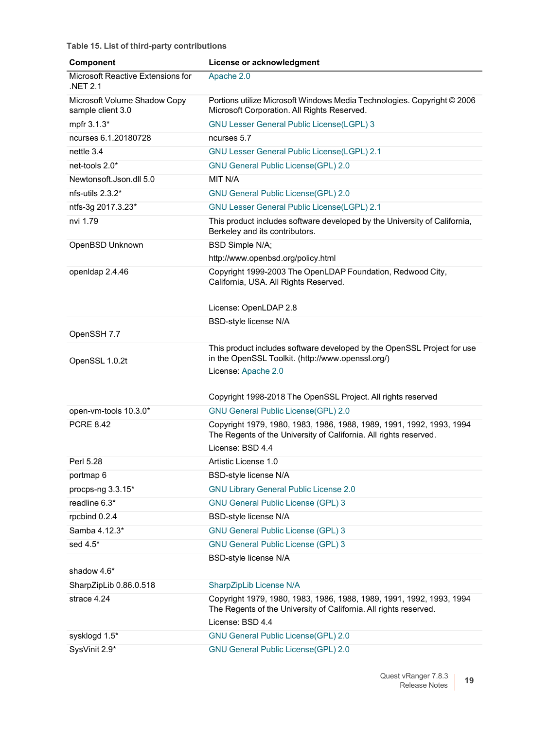**Table 15. List of third-party contributions**

| Component | License or acknowledgment |
|---|---|
| Microsoft Reactive Extensions for .NET 2.1 | Apache 2.0 |
| Microsoft Volume Shadow Copy sample client 3.0 | Portions utilize Microsoft Windows Media Technologies. Copyright © 2006 Microsoft Corporation. All Rights Reserved. |
| mpfr 3.1.3* | GNU Lesser General Public License(LGPL) 3 |
| ncurses 6.1.20180728 | ncurses 5.7 |
| nettle 3.4 | GNU Lesser General Public License(LGPL) 2.1 |
| net-tools 2.0* | GNU General Public License(GPL) 2.0 |
| Newtonsoft.Json.dll 5.0 | MIT N/A |
| nfs-utils 2.3.2* | GNU General Public License(GPL) 2.0 |
| ntfs-3g 2017.3.23* | GNU Lesser General Public License(LGPL) 2.1 |
| nvi 1.79 | This product includes software developed by the University of California, Berkeley and its contributors. |
| OpenBSD Unknown | BSD Simple N/A;<br>http://www.openbsd.org/policy.html |
| openldap 2.4.46 | Copyright 1999-2003 The OpenLDAP Foundation, Redwood City, California, USA. All Rights Reserved.<br><br>License: OpenLDAP 2.8 |
| OpenSSH 7.7 | BSD-style license N/A |
| OpenSSL 1.0.2t | This product includes software developed by the OpenSSL Project for use in the OpenSSL Toolkit. (http://www.openssl.org/)<br>License: Apache 2.0<br><br>Copyright 1998-2018 The OpenSSL Project. All rights reserved |
| open-vm-tools 10.3.0* | GNU General Public License(GPL) 2.0 |
| PCRE 8.42 | Copyright 1979, 1980, 1983, 1986, 1988, 1989, 1991, 1992, 1993, 1994 The Regents of the University of California. All rights reserved.<br>License: BSD 4.4 |
| Perl 5.28 | Artistic License 1.0 |
| portmap 6 | BSD-style license N/A |
| procps-ng 3.3.15* | GNU Library General Public License 2.0 |
| readline 6.3* | GNU General Public License (GPL) 3 |
| rpcbind 0.2.4 | BSD-style license N/A |
| Samba 4.12.3* | GNU General Public License (GPL) 3 |
| sed 4.5* | GNU General Public License (GPL) 3 |
| shadow 4.6* | BSD-style license N/A |
| SharpZipLib 0.86.0.518 | SharpZipLib License N/A |
| strace 4.24 | Copyright 1979, 1980, 1983, 1986, 1988, 1989, 1991, 1992, 1993, 1994 The Regents of the University of California. All rights reserved.<br>License: BSD 4.4 |
| sysklogd 1.5* | GNU General Public License(GPL) 2.0 |
| SysVinit 2.9* | GNU General Public License(GPL) 2.0 |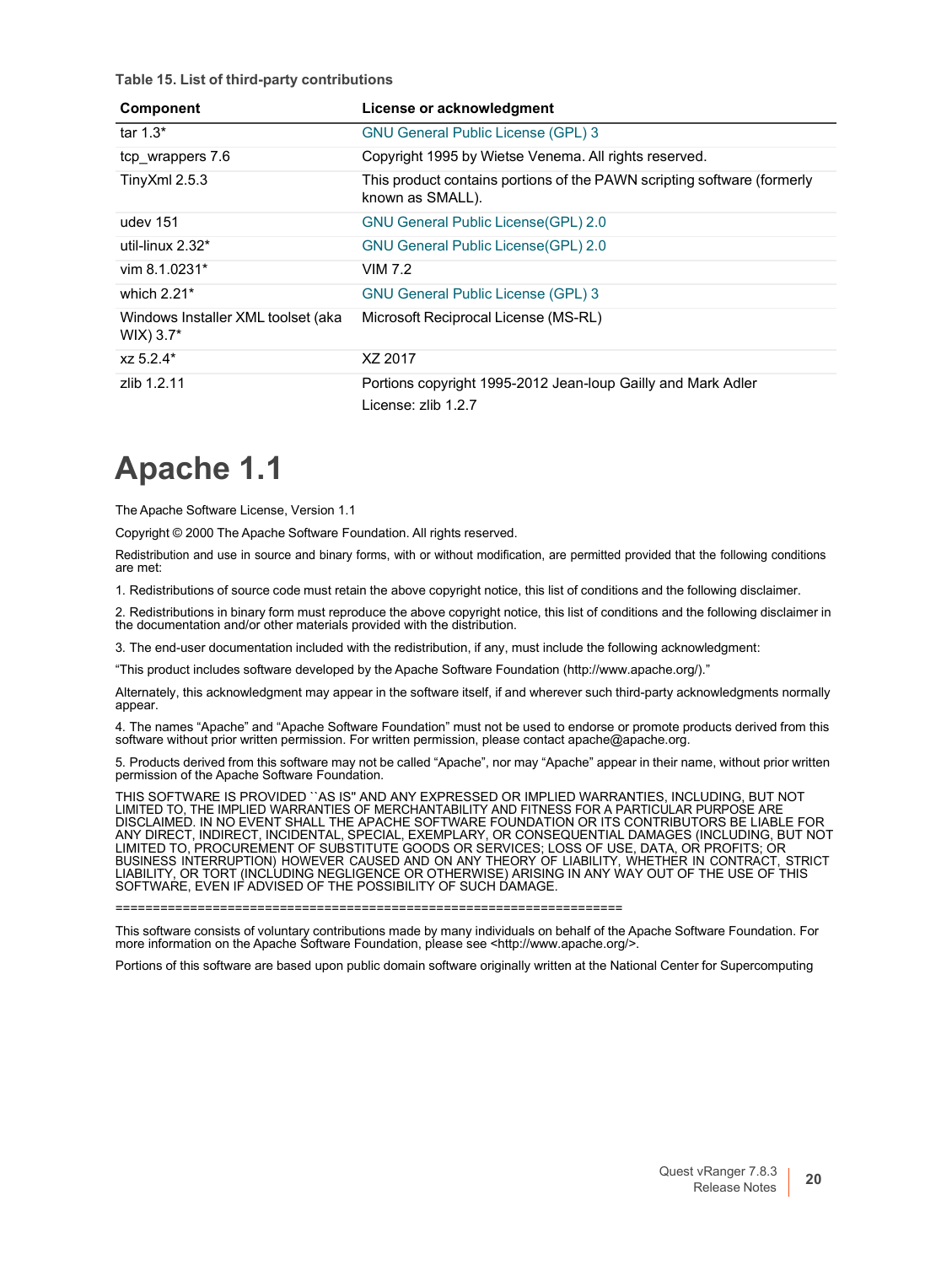**Table 15. List of third-party contributions**

| Component | License or acknowledgment |
| --- | --- |
| tar 1.3* | GNU General Public License (GPL) 3 |
| tcp_wrappers 7.6 | Copyright 1995 by Wietse Venema. All rights reserved. |
| TinyXml 2.5.3 | This product contains portions of the PAWN scripting software (formerly known as SMALL). |
| udev 151 | GNU General Public License(GPL) 2.0 |
| util-linux 2.32* | GNU General Public License(GPL) 2.0 |
| vim 8.1.0231* | VIM 7.2 |
| which 2.21* | GNU General Public License (GPL) 3 |
| Windows Installer XML toolset (aka WIX) 3.7* | Microsoft Reciprocal License (MS-RL) |
| xz 5.2.4* | XZ 2017 |
| zlib 1.2.11 | Portions copyright 1995-2012 Jean-loup Gailly and Mark Adler<br>License: zlib 1.2.7 |

# Apache 1.1

The Apache Software License, Version 1.1

Copyright © 2000 The Apache Software Foundation. All rights reserved.

Redistribution and use in source and binary forms, with or without modification, are permitted provided that the following conditions are met:

1. Redistributions of source code must retain the above copyright notice, this list of conditions and the following disclaimer.

2. Redistributions in binary form must reproduce the above copyright notice, this list of conditions and the following disclaimer in the documentation and/or other materials provided with the distribution.

3. The end-user documentation included with the redistribution, if any, must include the following acknowledgment:

"This product includes software developed by the Apache Software Foundation (http://www.apache.org/)."

Alternately, this acknowledgment may appear in the software itself, if and wherever such third-party acknowledgments normally appear.

4. The names "Apache" and "Apache Software Foundation" must not be used to endorse or promote products derived from this software without prior written permission. For written permission, please contact apache@apache.org.

5. Products derived from this software may not be called "Apache", nor may "Apache" appear in their name, without prior written permission of the Apache Software Foundation.

THIS SOFTWARE IS PROVIDED ``AS IS'' AND ANY EXPRESSED OR IMPLIED WARRANTIES, INCLUDING, BUT NOT LIMITED TO, THE IMPLIED WARRANTIES OF MERCHANTABILITY AND FITNESS FOR A PARTICULAR PURPOSE ARE DISCLAIMED. IN NO EVENT SHALL THE APACHE SOFTWARE FOUNDATION OR ITS CONTRIBUTORS BE LIABLE FOR ANY DIRECT, INDIRECT, INCIDENTAL, SPECIAL, EXEMPLARY, OR CONSEQUENTIAL DAMAGES (INCLUDING, BUT NOT LIMITED TO, PROCUREMENT OF SUBSTITUTE GOODS OR SERVICES; LOSS OF USE, DATA, OR PROFITS; OR BUSINESS INTERRUPTION) HOWEVER CAUSED AND ON ANY THEORY OF LIABILITY, WHETHER IN CONTRACT, STRICT LIABILITY, OR TORT (INCLUDING NEGLIGENCE OR OTHERWISE) ARISING IN ANY WAY OUT OF THE USE OF THIS SOFTWARE, EVEN IF ADVISED OF THE POSSIBILITY OF SUCH DAMAGE.

====================================================================

This software consists of voluntary contributions made by many individuals on behalf of the Apache Software Foundation. For more information on the Apache Software Foundation, please see <http://www.apache.org/>.

Portions of this software are based upon public domain software originally written at the National Center for Supercomputing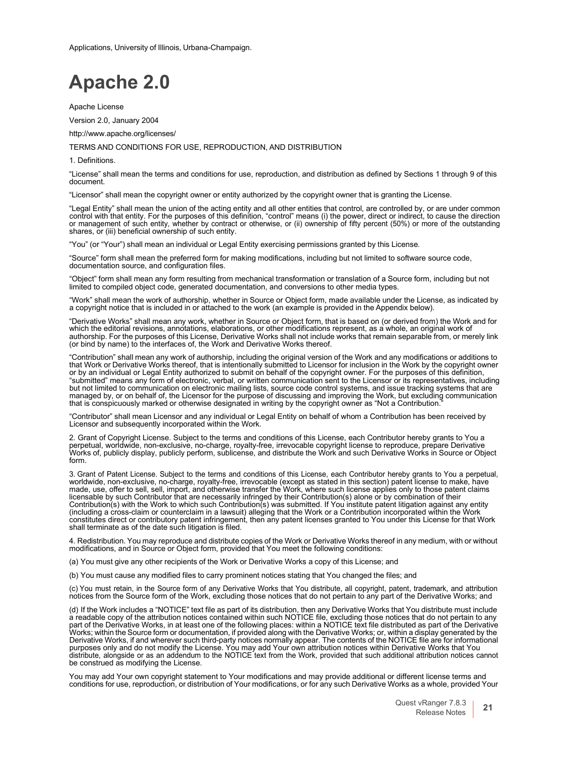Applications, University of Illinois, Urbana-Champaign.

# Apache 2.0

Apache License

Version 2.0, January 2004

http://www.apache.org/licenses/

TERMS AND CONDITIONS FOR USE, REPRODUCTION, AND DISTRIBUTION

1. Definitions.

“License” shall mean the terms and conditions for use, reproduction, and distribution as defined by Sections 1 through 9 of this document.

“Licensor” shall mean the copyright owner or entity authorized by the copyright owner that is granting the License.

“Legal Entity” shall mean the union of the acting entity and all other entities that control, are controlled by, or are under common control with that entity. For the purposes of this definition, “control” means (i) the power, direct or indirect, to cause the direction or management of such entity, whether by contract or otherwise, or (ii) ownership of fifty percent (50%) or more of the outstanding shares, or (iii) beneficial ownership of such entity.

“You” (or “Your”) shall mean an individual or Legal Entity exercising permissions granted by this License.

“Source” form shall mean the preferred form for making modifications, including but not limited to software source code, documentation source, and configuration files.

“Object” form shall mean any form resulting from mechanical transformation or translation of a Source form, including but not limited to compiled object code, generated documentation, and conversions to other media types.

“Work” shall mean the work of authorship, whether in Source or Object form, made available under the License, as indicated by a copyright notice that is included in or attached to the work (an example is provided in the Appendix below).

“Derivative Works” shall mean any work, whether in Source or Object form, that is based on (or derived from) the Work and for which the editorial revisions, annotations, elaborations, or other modifications represent, as a whole, an original work of authorship. For the purposes of this License, Derivative Works shall not include works that remain separable from, or merely link (or bind by name) to the interfaces of, the Work and Derivative Works thereof.

“Contribution” shall mean any work of authorship, including the original version of the Work and any modifications or additions to that Work or Derivative Works thereof, that is intentionally submitted to Licensor for inclusion in the Work by the copyright owner or by an individual or Legal Entity authorized to submit on behalf of the copyright owner. For the purposes of this definition, “submitted” means any form of electronic, verbal, or written communication sent to the Licensor or its representatives, including but not limited to communication on electronic mailing lists, source code control systems, and issue tracking systems that are managed by, or on behalf of, the Licensor for the purpose of discussing and improving the Work, but excluding communication that is conspicuously marked or otherwise designated in writing by the copyright owner as “Not a Contribution.”

“Contributor” shall mean Licensor and any individual or Legal Entity on behalf of whom a Contribution has been received by Licensor and subsequently incorporated within the Work.

2. Grant of Copyright License. Subject to the terms and conditions of this License, each Contributor hereby grants to You a perpetual, worldwide, non-exclusive, no-charge, royalty-free, irrevocable copyright license to reproduce, prepare Derivative Works of, publicly display, publicly perform, sublicense, and distribute the Work and such Derivative Works in Source or Object form.

3. Grant of Patent License. Subject to the terms and conditions of this License, each Contributor hereby grants to You a perpetual, worldwide, non-exclusive, no-charge, royalty-free, irrevocable (except as stated in this section) patent license to make, have made, use, offer to sell, sell, import, and otherwise transfer the Work, where such license applies only to those patent claims licensable by such Contributor that are necessarily infringed by their Contribution(s) alone or by combination of their Contribution(s) with the Work to which such Contribution(s) was submitted. If You institute patent litigation against any entity (including a cross-claim or counterclaim in a lawsuit) alleging that the Work or a Contribution incorporated within the Work constitutes direct or contributory patent infringement, then any patent licenses granted to You under this License for that Work shall terminate as of the date such litigation is filed.

4. Redistribution. You may reproduce and distribute copies of the Work or Derivative Works thereof in any medium, with or without modifications, and in Source or Object form, provided that You meet the following conditions:

(a) You must give any other recipients of the Work or Derivative Works a copy of this License; and

(b) You must cause any modified files to carry prominent notices stating that You changed the files; and

(c) You must retain, in the Source form of any Derivative Works that You distribute, all copyright, patent, trademark, and attribution notices from the Source form of the Work, excluding those notices that do not pertain to any part of the Derivative Works; and

(d) If the Work includes a “NOTICE” text file as part of its distribution, then any Derivative Works that You distribute must include a readable copy of the attribution notices contained within such NOTICE file, excluding those notices that do not pertain to any part of the Derivative Works, in at least one of the following places: within a NOTICE text file distributed as part of the Derivative Works; within the Source form or documentation, if provided along with the Derivative Works; or, within a display generated by the Derivative Works, if and wherever such third-party notices normally appear. The contents of the NOTICE file are for informational purposes only and do not modify the License. You may add Your own attribution notices within Derivative Works that You distribute, alongside or as an addendum to the NOTICE text from the Work, provided that such additional attribution notices cannot be construed as modifying the License.

You may add Your own copyright statement to Your modifications and may provide additional or different license terms and conditions for use, reproduction, or distribution of Your modifications, or for any such Derivative Works as a whole, provided Your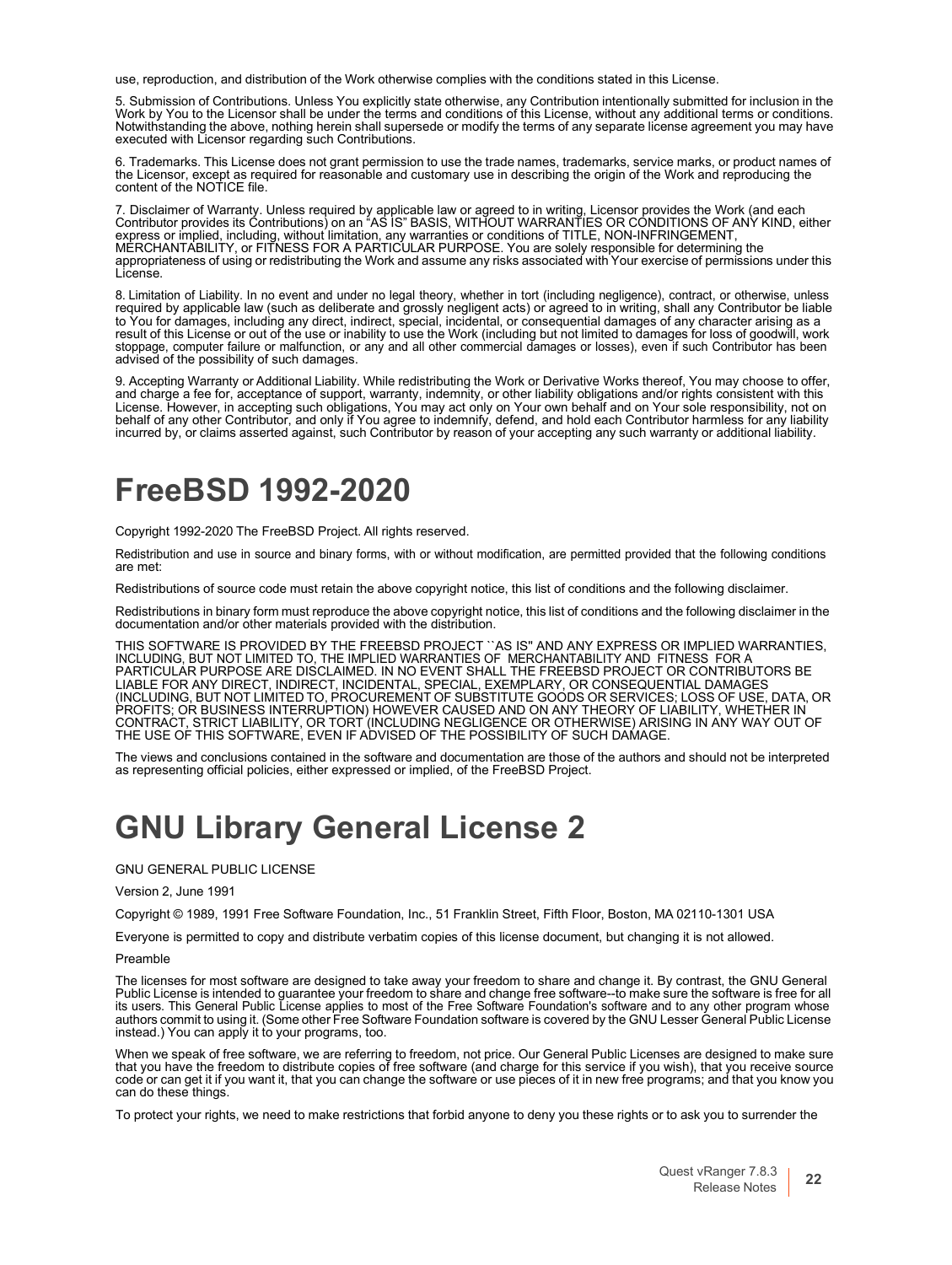use, reproduction, and distribution of the Work otherwise complies with the conditions stated in this License.

5. Submission of Contributions. Unless You explicitly state otherwise, any Contribution intentionally submitted for inclusion in the Work by You to the Licensor shall be under the terms and conditions of this License, without any additional terms or conditions. Notwithstanding the above, nothing herein shall supersede or modify the terms of any separate license agreement you may have executed with Licensor regarding such Contributions.

6. Trademarks. This License does not grant permission to use the trade names, trademarks, service marks, or product names of the Licensor, except as required for reasonable and customary use in describing the origin of the Work and reproducing the content of the NOTICE file.

7. Disclaimer of Warranty. Unless required by applicable law or agreed to in writing, Licensor provides the Work (and each Contributor provides its Contributions) on an "AS IS" BASIS, WITHOUT WARRANTIES OR CONDITIONS OF ANY KIND, either express or implied, including, without limitation, any warranties or conditions of TITLE, NON-INFRINGEMENT, MERCHANTABILITY, or FITNESS FOR A PARTICULAR PURPOSE. You are solely responsible for determining the appropriateness of using or redistributing the Work and assume any risks associated with Your exercise of permissions under this License.

8. Limitation of Liability. In no event and under no legal theory, whether in tort (including negligence), contract, or otherwise, unless required by applicable law (such as deliberate and grossly negligent acts) or agreed to in writing, shall any Contributor be liable to You for damages, including any direct, indirect, special, incidental, or consequential damages of any character arising as a result of this License or out of the use or inability to use the Work (including but not limited to damages for loss of goodwill, work stoppage, computer failure or malfunction, or any and all other commercial damages or losses), even if such Contributor has been advised of the possibility of such damages.

9. Accepting Warranty or Additional Liability. While redistributing the Work or Derivative Works thereof, You may choose to offer, and charge a fee for, acceptance of support, warranty, indemnity, or other liability obligations and/or rights consistent with this License. However, in accepting such obligations, You may act only on Your own behalf and on Your sole responsibility, not on behalf of any other Contributor, and only if You agree to indemnify, defend, and hold each Contributor harmless for any liability incurred by, or claims asserted against, such Contributor by reason of your accepting any such warranty or additional liability.

# FreeBSD 1992-2020

Copyright 1992-2020 The FreeBSD Project. All rights reserved.

Redistribution and use in source and binary forms, with or without modification, are permitted provided that the following conditions are met:

Redistributions of source code must retain the above copyright notice, this list of conditions and the following disclaimer.

Redistributions in binary form must reproduce the above copyright notice, this list of conditions and the following disclaimer in the documentation and/or other materials provided with the distribution.

THIS SOFTWARE IS PROVIDED BY THE FREEBSD PROJECT ``AS IS'' AND ANY EXPRESS OR IMPLIED WARRANTIES, INCLUDING, BUT NOT LIMITED TO, THE IMPLIED WARRANTIES OF MERCHANTABILITY AND FITNESS FOR A PARTICULAR PURPOSE ARE DISCLAIMED. IN NO EVENT SHALL THE FREEBSD PROJECT OR CONTRIBUTORS BE LIABLE FOR ANY DIRECT, INDIRECT, INCIDENTAL, SPECIAL, EXEMPLARY, OR CONSEQUENTIAL DAMAGES (INCLUDING, BUT NOT LIMITED TO, PROCUREMENT OF SUBSTITUTE GOODS OR SERVICES; LOSS OF USE, DATA, OR PROFITS; OR BUSINESS INTERRUPTION) HOWEVER CAUSED AND ON ANY THEORY OF LIABILITY, WHETHER IN CONTRACT, STRICT LIABILITY, OR TORT (INCLUDING NEGLIGENCE OR OTHERWISE) ARISING IN ANY WAY OUT OF THE USE OF THIS SOFTWARE, EVEN IF ADVISED OF THE POSSIBILITY OF SUCH DAMAGE.

The views and conclusions contained in the software and documentation are those of the authors and should not be interpreted as representing official policies, either expressed or implied, of the FreeBSD Project.

# GNU Library General License 2

GNU GENERAL PUBLIC LICENSE

Version 2, June 1991

Copyright © 1989, 1991 Free Software Foundation, Inc., 51 Franklin Street, Fifth Floor, Boston, MA 02110-1301 USA

Everyone is permitted to copy and distribute verbatim copies of this license document, but changing it is not allowed.

Preamble

The licenses for most software are designed to take away your freedom to share and change it. By contrast, the GNU General Public License is intended to guarantee your freedom to share and change free software--to make sure the software is free for all its users. This General Public License applies to most of the Free Software Foundation's software and to any other program whose authors commit to using it. (Some other Free Software Foundation software is covered by the GNU Lesser General Public License instead.) You can apply it to your programs, too.

When we speak of free software, we are referring to freedom, not price. Our General Public Licenses are designed to make sure that you have the freedom to distribute copies of free software (and charge for this service if you wish), that you receive source code or can get it if you want it, that you can change the software or use pieces of it in new free programs; and that you know you can do these things.

To protect your rights, we need to make restrictions that forbid anyone to deny you these rights or to ask you to surrender the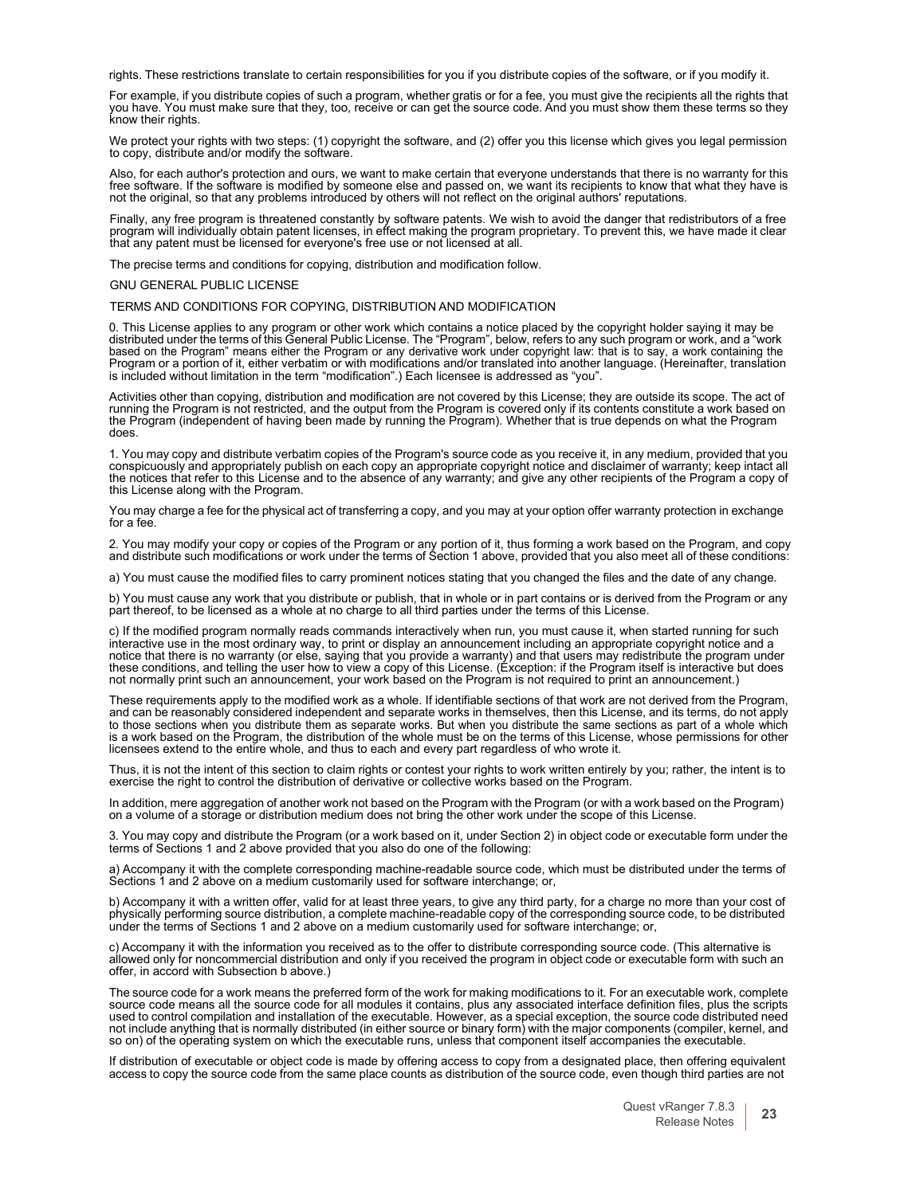rights. These restrictions translate to certain responsibilities for you if you distribute copies of the software, or if you modify it.

For example, if you distribute copies of such a program, whether gratis or for a fee, you must give the recipients all the rights that you have. You must make sure that they, too, receive or can get the source code. And you must show them these terms so they know their rights.

We protect your rights with two steps: (1) copyright the software, and (2) offer you this license which gives you legal permission to copy, distribute and/or modify the software.

Also, for each author's protection and ours, we want to make certain that everyone understands that there is no warranty for this free software. If the software is modified by someone else and passed on, we want its recipients to know that what they have is not the original, so that any problems introduced by others will not reflect on the original authors' reputations.

Finally, any free program is threatened constantly by software patents. We wish to avoid the danger that redistributors of a free program will individually obtain patent licenses, in effect making the program proprietary. To prevent this, we have made it clear that any patent must be licensed for everyone's free use or not licensed at all.

The precise terms and conditions for copying, distribution and modification follow.

GNU GENERAL PUBLIC LICENSE

TERMS AND CONDITIONS FOR COPYING, DISTRIBUTION AND MODIFICATION

0. This License applies to any program or other work which contains a notice placed by the copyright holder saying it may be distributed under the terms of this General Public License. The “Program”, below, refers to any such program or work, and a “work based on the Program” means either the Program or any derivative work under copyright law: that is to say, a work containing the Program or a portion of it, either verbatim or with modifications and/or translated into another language. (Hereinafter, translation is included without limitation in the term “modification”.) Each licensee is addressed as “you”.

Activities other than copying, distribution and modification are not covered by this License; they are outside its scope. The act of running the Program is not restricted, and the output from the Program is covered only if its contents constitute a work based on the Program (independent of having been made by running the Program). Whether that is true depends on what the Program does.

1. You may copy and distribute verbatim copies of the Program's source code as you receive it, in any medium, provided that you conspicuously and appropriately publish on each copy an appropriate copyright notice and disclaimer of warranty; keep intact all the notices that refer to this License and to the absence of any warranty; and give any other recipients of the Program a copy of this License along with the Program.

You may charge a fee for the physical act of transferring a copy, and you may at your option offer warranty protection in exchange for a fee.

2. You may modify your copy or copies of the Program or any portion of it, thus forming a work based on the Program, and copy and distribute such modifications or work under the terms of Section 1 above, provided that you also meet all of these conditions:

a) You must cause the modified files to carry prominent notices stating that you changed the files and the date of any change.

b) You must cause any work that you distribute or publish, that in whole or in part contains or is derived from the Program or any part thereof, to be licensed as a whole at no charge to all third parties under the terms of this License.

c) If the modified program normally reads commands interactively when run, you must cause it, when started running for such interactive use in the most ordinary way, to print or display an announcement including an appropriate copyright notice and a notice that there is no warranty (or else, saying that you provide a warranty) and that users may redistribute the program under these conditions, and telling the user how to view a copy of this License. (Exception: if the Program itself is interactive but does not normally print such an announcement, your work based on the Program is not required to print an announcement.)

These requirements apply to the modified work as a whole. If identifiable sections of that work are not derived from the Program, and can be reasonably considered independent and separate works in themselves, then this License, and its terms, do not apply to those sections when you distribute them as separate works. But when you distribute the same sections as part of a whole which is a work based on the Program, the distribution of the whole must be on the terms of this License, whose permissions for other licensees extend to the entire whole, and thus to each and every part regardless of who wrote it.

Thus, it is not the intent of this section to claim rights or contest your rights to work written entirely by you; rather, the intent is to exercise the right to control the distribution of derivative or collective works based on the Program.

In addition, mere aggregation of another work not based on the Program with the Program (or with a work based on the Program) on a volume of a storage or distribution medium does not bring the other work under the scope of this License.

3. You may copy and distribute the Program (or a work based on it, under Section 2) in object code or executable form under the terms of Sections 1 and 2 above provided that you also do one of the following:

a) Accompany it with the complete corresponding machine-readable source code, which must be distributed under the terms of Sections 1 and 2 above on a medium customarily used for software interchange; or,

b) Accompany it with a written offer, valid for at least three years, to give any third party, for a charge no more than your cost of physically performing source distribution, a complete machine-readable copy of the corresponding source code, to be distributed under the terms of Sections 1 and 2 above on a medium customarily used for software interchange; or,

c) Accompany it with the information you received as to the offer to distribute corresponding source code. (This alternative is allowed only for noncommercial distribution and only if you received the program in object code or executable form with such an offer, in accord with Subsection b above.)

The source code for a work means the preferred form of the work for making modifications to it. For an executable work, complete source code means all the source code for all modules it contains, plus any associated interface definition files, plus the scripts used to control compilation and installation of the executable. However, as a special exception, the source code distributed need not include anything that is normally distributed (in either source or binary form) with the major components (compiler, kernel, and so on) of the operating system on which the executable runs, unless that component itself accompanies the executable.

If distribution of executable or object code is made by offering access to copy from a designated place, then offering equivalent access to copy the source code from the same place counts as distribution of the source code, even though third parties are not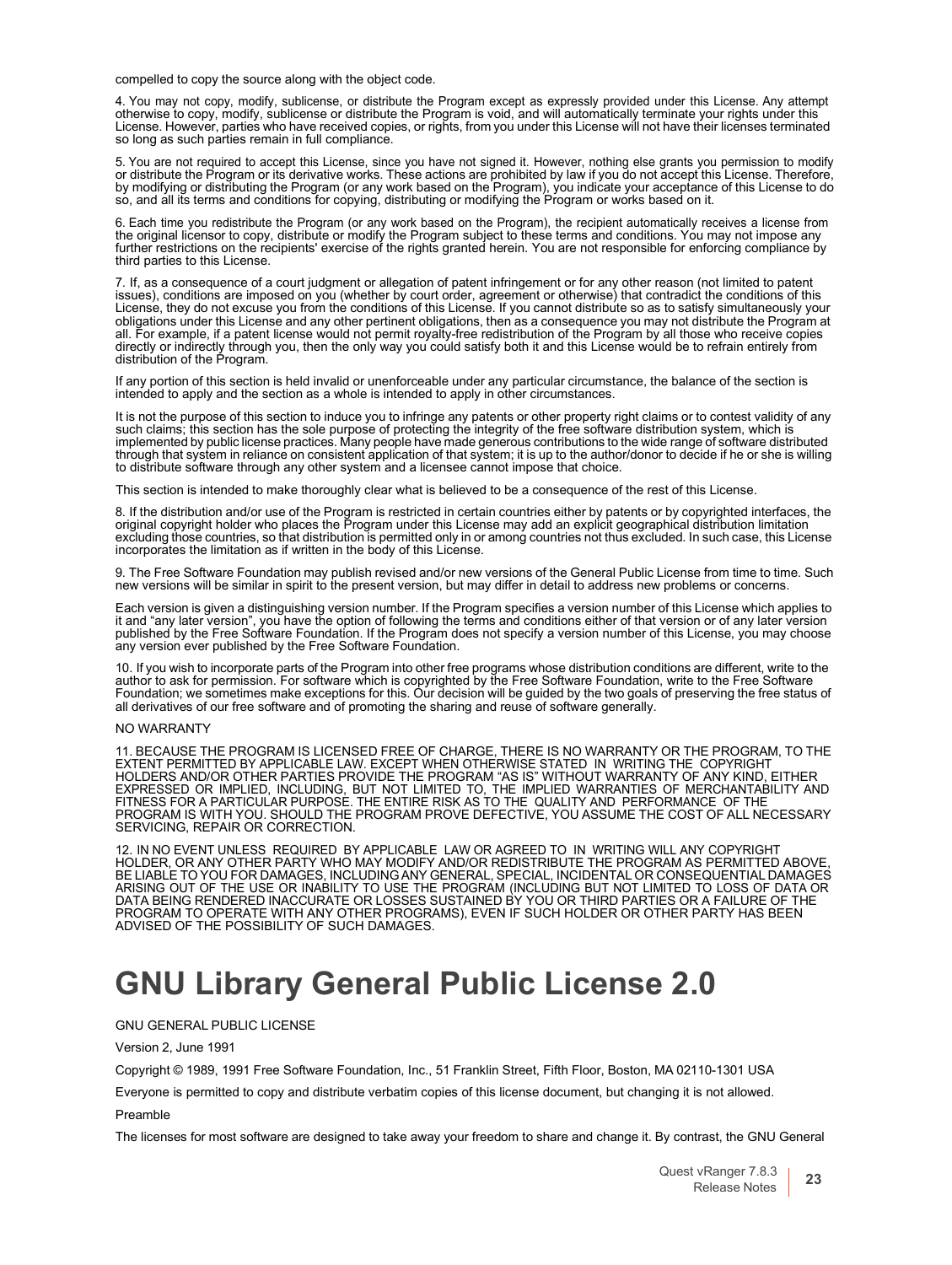compelled to copy the source along with the object code.

4. You may not copy, modify, sublicense, or distribute the Program except as expressly provided under this License. Any attempt otherwise to copy, modify, sublicense or distribute the Program is void, and will automatically terminate your rights under this License. However, parties who have received copies, or rights, from you under this License will not have their licenses terminated so long as such parties remain in full compliance.

5. You are not required to accept this License, since you have not signed it. However, nothing else grants you permission to modify or distribute the Program or its derivative works. These actions are prohibited by law if you do not accept this License. Therefore, by modifying or distributing the Program (or any work based on the Program), you indicate your acceptance of this License to do so, and all its terms and conditions for copying, distributing or modifying the Program or works based on it.

6. Each time you redistribute the Program (or any work based on the Program), the recipient automatically receives a license from the original licensor to copy, distribute or modify the Program subject to these terms and conditions. You may not impose any further restrictions on the recipients' exercise of the rights granted herein. You are not responsible for enforcing compliance by third parties to this License.

7. If, as a consequence of a court judgment or allegation of patent infringement or for any other reason (not limited to patent issues), conditions are imposed on you (whether by court order, agreement or otherwise) that contradict the conditions of this License, they do not excuse you from the conditions of this License. If you cannot distribute so as to satisfy simultaneously your obligations under this License and any other pertinent obligations, then as a consequence you may not distribute the Program at all. For example, if a patent license would not permit royalty-free redistribution of the Program by all those who receive copies directly or indirectly through you, then the only way you could satisfy both it and this License would be to refrain entirely from distribution of the Program.

If any portion of this section is held invalid or unenforceable under any particular circumstance, the balance of the section is intended to apply and the section as a whole is intended to apply in other circumstances.

It is not the purpose of this section to induce you to infringe any patents or other property right claims or to contest validity of any such claims; this section has the sole purpose of protecting the integrity of the free software distribution system, which is implemented by public license practices. Many people have made generous contributions to the wide range of software distributed through that system in reliance on consistent application of that system; it is up to the author/donor to decide if he or she is willing to distribute software through any other system and a licensee cannot impose that choice.

This section is intended to make thoroughly clear what is believed to be a consequence of the rest of this License.

8. If the distribution and/or use of the Program is restricted in certain countries either by patents or by copyrighted interfaces, the original copyright holder who places the Program under this License may add an explicit geographical distribution limitation excluding those countries, so that distribution is permitted only in or among countries not thus excluded. In such case, this License incorporates the limitation as if written in the body of this License.

9. The Free Software Foundation may publish revised and/or new versions of the General Public License from time to time. Such new versions will be similar in spirit to the present version, but may differ in detail to address new problems or concerns.

Each version is given a distinguishing version number. If the Program specifies a version number of this License which applies to it and “any later version”, you have the option of following the terms and conditions either of that version or of any later version published by the Free Software Foundation. If the Program does not specify a version number of this License, you may choose any version ever published by the Free Software Foundation.

10. If you wish to incorporate parts of the Program into other free programs whose distribution conditions are different, write to the author to ask for permission. For software which is copyrighted by the Free Software Foundation, write to the Free Software Foundation; we sometimes make exceptions for this. Our decision will be guided by the two goals of preserving the free status of all derivatives of our free software and of promoting the sharing and reuse of software generally.

NO WARRANTY

11. BECAUSE THE PROGRAM IS LICENSED FREE OF CHARGE, THERE IS NO WARRANTY OR THE PROGRAM, TO THE EXTENT PERMITTED BY APPLICABLE LAW. EXCEPT WHEN OTHERWISE STATED IN WRITING THE COPYRIGHT HOLDERS AND/OR OTHER PARTIES PROVIDE THE PROGRAM “AS IS” WITHOUT WARRANTY OF ANY KIND, EITHER EXPRESSED OR IMPLIED, INCLUDING, BUT NOT LIMITED TO, THE IMPLIED WARRANTIES OF MERCHANTABILITY AND FITNESS FOR A PARTICULAR PURPOSE. THE ENTIRE RISK AS TO THE QUALITY AND PERFORMANCE OF THE PROGRAM IS WITH YOU. SHOULD THE PROGRAM PROVE DEFECTIVE, YOU ASSUME THE COST OF ALL NECESSARY SERVICING, REPAIR OR CORRECTION.

12. IN NO EVENT UNLESS REQUIRED BY APPLICABLE LAW OR AGREED TO IN WRITING WILL ANY COPYRIGHT HOLDER, OR ANY OTHER PARTY WHO MAY MODIFY AND/OR REDISTRIBUTE THE PROGRAM AS PERMITTED ABOVE, BE LIABLE TO YOU FOR DAMAGES, INCLUDING ANY GENERAL, SPECIAL, INCIDENTAL OR CONSEQUENTIAL DAMAGES ARISING OUT OF THE USE OR INABILITY TO USE THE PROGRAM (INCLUDING BUT NOT LIMITED TO LOSS OF DATA OR DATA BEING RENDERED INACCURATE OR LOSSES SUSTAINED BY YOU OR THIRD PARTIES OR A FAILURE OF THE PROGRAM TO OPERATE WITH ANY OTHER PROGRAMS), EVEN IF SUCH HOLDER OR OTHER PARTY HAS BEEN ADVISED OF THE POSSIBILITY OF SUCH DAMAGES.

# GNU Library General Public License 2.0

GNU GENERAL PUBLIC LICENSE

Version 2, June 1991

Copyright © 1989, 1991 Free Software Foundation, Inc., 51 Franklin Street, Fifth Floor, Boston, MA 02110-1301 USA

Everyone is permitted to copy and distribute verbatim copies of this license document, but changing it is not allowed.

Preamble

The licenses for most software are designed to take away your freedom to share and change it. By contrast, the GNU General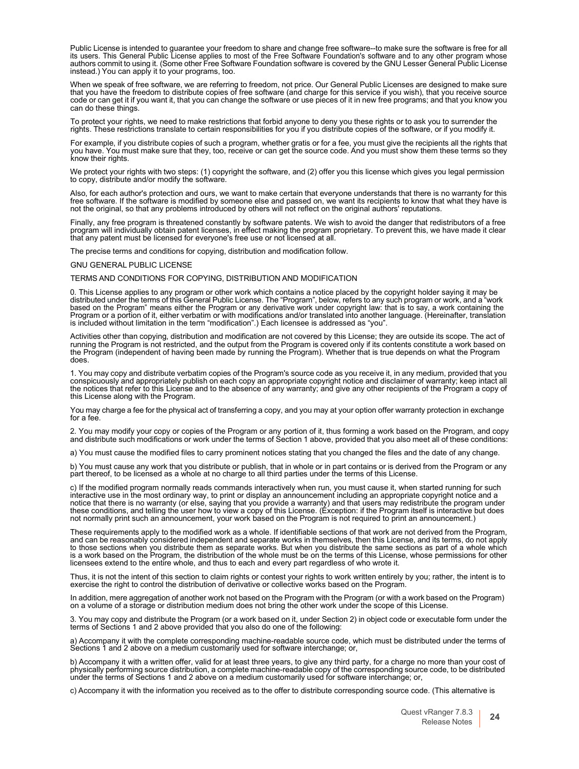Public License is intended to guarantee your freedom to share and change free software--to make sure the software is free for all its users. This General Public License applies to most of the Free Software Foundation's software and to any other program whose authors commit to using it. (Some other Free Software Foundation software is covered by the GNU Lesser General Public License instead.) You can apply it to your programs, too.

When we speak of free software, we are referring to freedom, not price. Our General Public Licenses are designed to make sure that you have the freedom to distribute copies of free software (and charge for this service if you wish), that you receive source code or can get it if you want it, that you can change the software or use pieces of it in new free programs; and that you know you can do these things.

To protect your rights, we need to make restrictions that forbid anyone to deny you these rights or to ask you to surrender the rights. These restrictions translate to certain responsibilities for you if you distribute copies of the software, or if you modify it.

For example, if you distribute copies of such a program, whether gratis or for a fee, you must give the recipients all the rights that you have. You must make sure that they, too, receive or can get the source code. And you must show them these terms so they know their rights.

We protect your rights with two steps: (1) copyright the software, and (2) offer you this license which gives you legal permission to copy, distribute and/or modify the software.

Also, for each author's protection and ours, we want to make certain that everyone understands that there is no warranty for this free software. If the software is modified by someone else and passed on, we want its recipients to know that what they have is not the original, so that any problems introduced by others will not reflect on the original authors' reputations.

Finally, any free program is threatened constantly by software patents. We wish to avoid the danger that redistributors of a free program will individually obtain patent licenses, in effect making the program proprietary. To prevent this, we have made it clear that any patent must be licensed for everyone's free use or not licensed at all.

The precise terms and conditions for copying, distribution and modification follow.

GNU GENERAL PUBLIC LICENSE

TERMS AND CONDITIONS FOR COPYING, DISTRIBUTION AND MODIFICATION

0. This License applies to any program or other work which contains a notice placed by the copyright holder saying it may be distributed under the terms of this General Public License. The “Program”, below, refers to any such program or work, and a “work based on the Program” means either the Program or any derivative work under copyright law: that is to say, a work containing the Program or a portion of it, either verbatim or with modifications and/or translated into another language. (Hereinafter, translation is included without limitation in the term “modification”.) Each licensee is addressed as “you”.

Activities other than copying, distribution and modification are not covered by this License; they are outside its scope. The act of running the Program is not restricted, and the output from the Program is covered only if its contents constitute a work based on the Program (independent of having been made by running the Program). Whether that is true depends on what the Program does.

1. You may copy and distribute verbatim copies of the Program's source code as you receive it, in any medium, provided that you conspicuously and appropriately publish on each copy an appropriate copyright notice and disclaimer of warranty; keep intact all the notices that refer to this License and to the absence of any warranty; and give any other recipients of the Program a copy of this License along with the Program.

You may charge a fee for the physical act of transferring a copy, and you may at your option offer warranty protection in exchange for a fee.

2. You may modify your copy or copies of the Program or any portion of it, thus forming a work based on the Program, and copy and distribute such modifications or work under the terms of Section 1 above, provided that you also meet all of these conditions:

a) You must cause the modified files to carry prominent notices stating that you changed the files and the date of any change.

b) You must cause any work that you distribute or publish, that in whole or in part contains or is derived from the Program or any part thereof, to be licensed as a whole at no charge to all third parties under the terms of this License.

c) If the modified program normally reads commands interactively when run, you must cause it, when started running for such interactive use in the most ordinary way, to print or display an announcement including an appropriate copyright notice and a notice that there is no warranty (or else, saying that you provide a warranty) and that users may redistribute the program under these conditions, and telling the user how to view a copy of this License. (Exception: if the Program itself is interactive but does not normally print such an announcement, your work based on the Program is not required to print an announcement.)

These requirements apply to the modified work as a whole. If identifiable sections of that work are not derived from the Program, and can be reasonably considered independent and separate works in themselves, then this License, and its terms, do not apply to those sections when you distribute them as separate works. But when you distribute the same sections as part of a whole which is a work based on the Program, the distribution of the whole must be on the terms of this License, whose permissions for other licensees extend to the entire whole, and thus to each and every part regardless of who wrote it.

Thus, it is not the intent of this section to claim rights or contest your rights to work written entirely by you; rather, the intent is to exercise the right to control the distribution of derivative or collective works based on the Program.

In addition, mere aggregation of another work not based on the Program with the Program (or with a work based on the Program) on a volume of a storage or distribution medium does not bring the other work under the scope of this License.

3. You may copy and distribute the Program (or a work based on it, under Section 2) in object code or executable form under the terms of Sections 1 and 2 above provided that you also do one of the following:

a) Accompany it with the complete corresponding machine-readable source code, which must be distributed under the terms of Sections 1 and 2 above on a medium customarily used for software interchange; or,

b) Accompany it with a written offer, valid for at least three years, to give any third party, for a charge no more than your cost of physically performing source distribution, a complete machine-readable copy of the corresponding source code, to be distributed under the terms of Sections 1 and 2 above on a medium customarily used for software interchange; or,

c) Accompany it with the information you received as to the offer to distribute corresponding source code. (This alternative is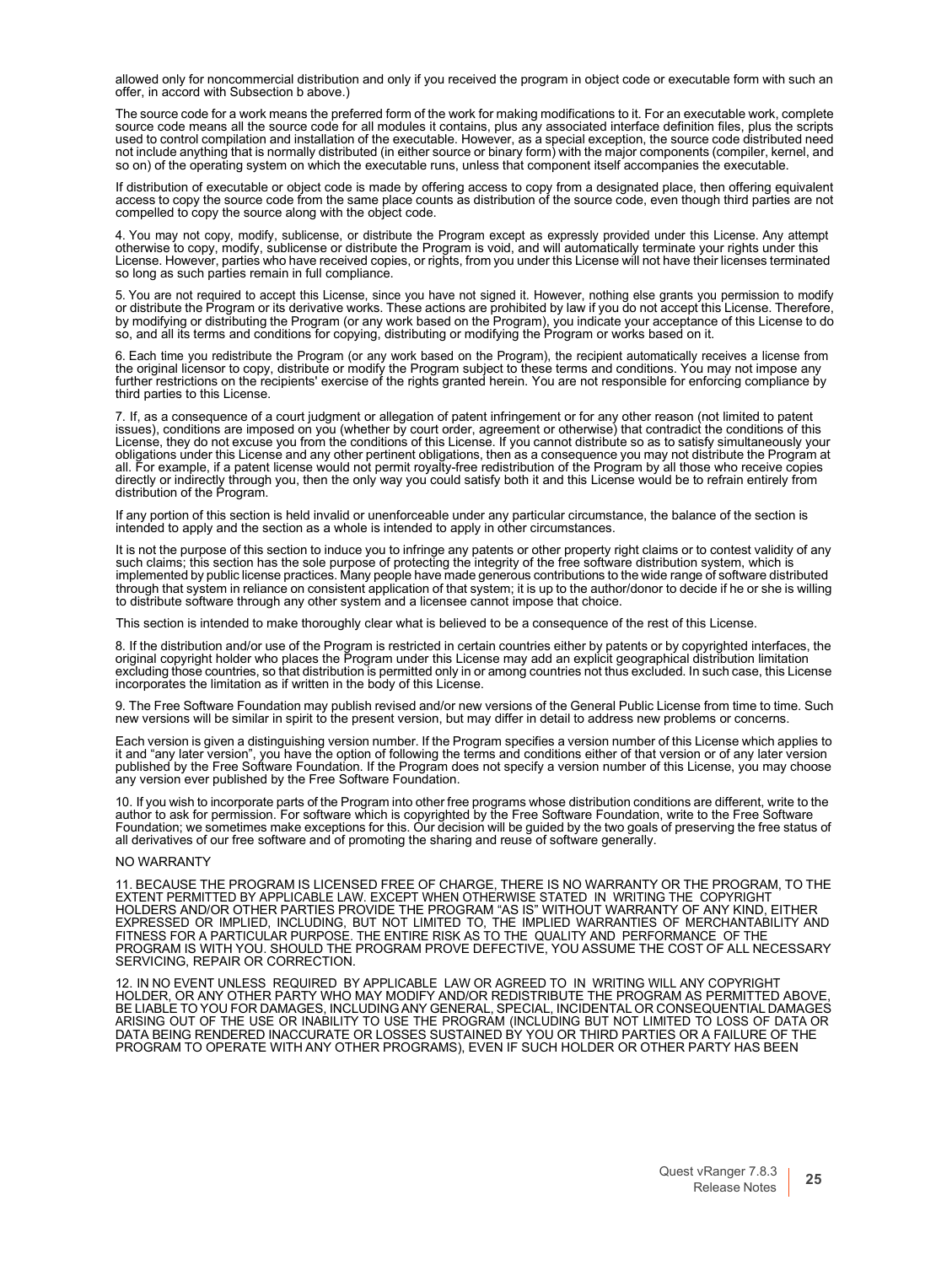allowed only for noncommercial distribution and only if you received the program in object code or executable form with such an offer, in accord with Subsection b above.)

The source code for a work means the preferred form of the work for making modifications to it. For an executable work, complete source code means all the source code for all modules it contains, plus any associated interface definition files, plus the scripts used to control compilation and installation of the executable. However, as a special exception, the source code distributed need not include anything that is normally distributed (in either source or binary form) with the major components (compiler, kernel, and so on) of the operating system on which the executable runs, unless that component itself accompanies the executable.

If distribution of executable or object code is made by offering access to copy from a designated place, then offering equivalent access to copy the source code from the same place counts as distribution of the source code, even though third parties are not compelled to copy the source along with the object code.

4. You may not copy, modify, sublicense, or distribute the Program except as expressly provided under this License. Any attempt otherwise to copy, modify, sublicense or distribute the Program is void, and will automatically terminate your rights under this License. However, parties who have received copies, or rights, from you under this License will not have their licenses terminated so long as such parties remain in full compliance.

5. You are not required to accept this License, since you have not signed it. However, nothing else grants you permission to modify or distribute the Program or its derivative works. These actions are prohibited by law if you do not accept this License. Therefore, by modifying or distributing the Program (or any work based on the Program), you indicate your acceptance of this License to do so, and all its terms and conditions for copying, distributing or modifying the Program or works based on it.

6. Each time you redistribute the Program (or any work based on the Program), the recipient automatically receives a license from the original licensor to copy, distribute or modify the Program subject to these terms and conditions. You may not impose any further restrictions on the recipients' exercise of the rights granted herein. You are not responsible for enforcing compliance by third parties to this License.

7. If, as a consequence of a court judgment or allegation of patent infringement or for any other reason (not limited to patent issues), conditions are imposed on you (whether by court order, agreement or otherwise) that contradict the conditions of this License, they do not excuse you from the conditions of this License. If you cannot distribute so as to satisfy simultaneously your obligations under this License and any other pertinent obligations, then as a consequence you may not distribute the Program at all. For example, if a patent license would not permit royalty-free redistribution of the Program by all those who receive copies directly or indirectly through you, then the only way you could satisfy both it and this License would be to refrain entirely from distribution of the Program.

If any portion of this section is held invalid or unenforceable under any particular circumstance, the balance of the section is intended to apply and the section as a whole is intended to apply in other circumstances.

It is not the purpose of this section to induce you to infringe any patents or other property right claims or to contest validity of any such claims; this section has the sole purpose of protecting the integrity of the free software distribution system, which is implemented by public license practices. Many people have made generous contributions to the wide range of software distributed through that system in reliance on consistent application of that system; it is up to the author/donor to decide if he or she is willing to distribute software through any other system and a licensee cannot impose that choice.

This section is intended to make thoroughly clear what is believed to be a consequence of the rest of this License.

8. If the distribution and/or use of the Program is restricted in certain countries either by patents or by copyrighted interfaces, the original copyright holder who places the Program under this License may add an explicit geographical distribution limitation excluding those countries, so that distribution is permitted only in or among countries not thus excluded. In such case, this License incorporates the limitation as if written in the body of this License.

9. The Free Software Foundation may publish revised and/or new versions of the General Public License from time to time. Such new versions will be similar in spirit to the present version, but may differ in detail to address new problems or concerns.

Each version is given a distinguishing version number. If the Program specifies a version number of this License which applies to it and "any later version", you have the option of following the terms and conditions either of that version or of any later version published by the Free Software Foundation. If the Program does not specify a version number of this License, you may choose any version ever published by the Free Software Foundation.

10. If you wish to incorporate parts of the Program into other free programs whose distribution conditions are different, write to the author to ask for permission. For software which is copyrighted by the Free Software Foundation, write to the Free Software Foundation; we sometimes make exceptions for this. Our decision will be guided by the two goals of preserving the free status of all derivatives of our free software and of promoting the sharing and reuse of software generally.

NO WARRANTY

11. BECAUSE THE PROGRAM IS LICENSED FREE OF CHARGE, THERE IS NO WARRANTY OR THE PROGRAM, TO THE EXTENT PERMITTED BY APPLICABLE LAW. EXCEPT WHEN OTHERWISE STATED IN WRITING THE COPYRIGHT HOLDERS AND/OR OTHER PARTIES PROVIDE THE PROGRAM "AS IS" WITHOUT WARRANTY OF ANY KIND, EITHER EXPRESSED OR IMPLIED, INCLUDING, BUT NOT LIMITED TO, THE IMPLIED WARRANTIES OF MERCHANTABILITY AND FITNESS FOR A PARTICULAR PURPOSE. THE ENTIRE RISK AS TO THE QUALITY AND PERFORMANCE OF THE PROGRAM IS WITH YOU. SHOULD THE PROGRAM PROVE DEFECTIVE, YOU ASSUME THE COST OF ALL NECESSARY SERVICING, REPAIR OR CORRECTION.

12. IN NO EVENT UNLESS REQUIRED BY APPLICABLE LAW OR AGREED TO IN WRITING WILL ANY COPYRIGHT HOLDER, OR ANY OTHER PARTY WHO MAY MODIFY AND/OR REDISTRIBUTE THE PROGRAM AS PERMITTED ABOVE, BE LIABLE TO YOU FOR DAMAGES, INCLUDING ANY GENERAL, SPECIAL, INCIDENTAL OR CONSEQUENTIAL DAMAGES ARISING OUT OF THE USE OR INABILITY TO USE THE PROGRAM (INCLUDING BUT NOT LIMITED TO LOSS OF DATA OR DATA BEING RENDERED INACCURATE OR LOSSES SUSTAINED BY YOU OR THIRD PARTIES OR A FAILURE OF THE PROGRAM TO OPERATE WITH ANY OTHER PROGRAMS), EVEN IF SUCH HOLDER OR OTHER PARTY HAS BEEN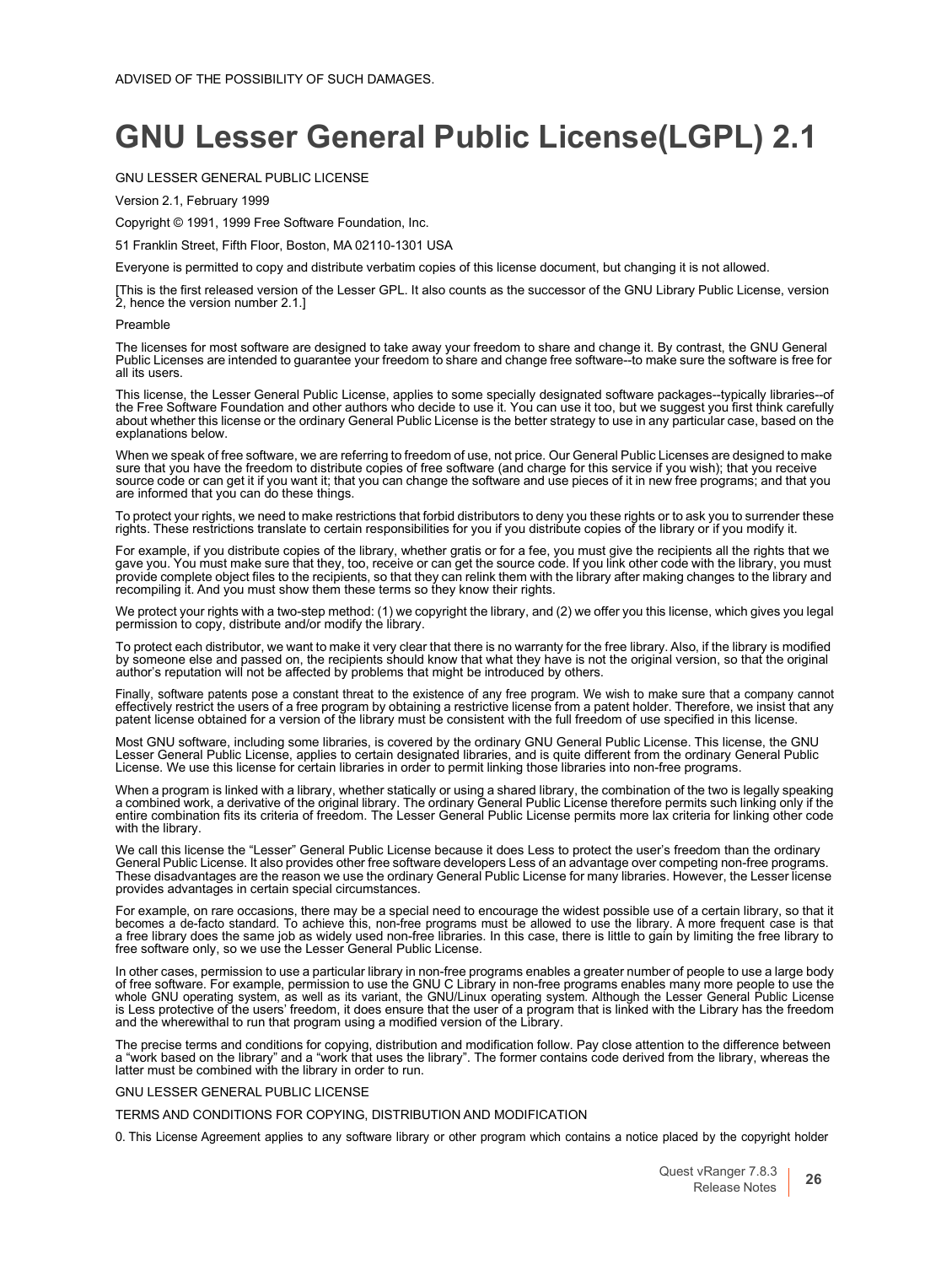ADVISED OF THE POSSIBILITY OF SUCH DAMAGES.

# GNU Lesser General Public License(LGPL) 2.1

GNU LESSER GENERAL PUBLIC LICENSE

Version 2.1, February 1999

Copyright © 1991, 1999 Free Software Foundation, Inc.

51 Franklin Street, Fifth Floor, Boston, MA 02110-1301 USA

Everyone is permitted to copy and distribute verbatim copies of this license document, but changing it is not allowed.

[This is the first released version of the Lesser GPL. It also counts as the successor of the GNU Library Public License, version 2, hence the version number 2.1.]

Preamble

The licenses for most software are designed to take away your freedom to share and change it. By contrast, the GNU General Public Licenses are intended to guarantee your freedom to share and change free software--to make sure the software is free for all its users.

This license, the Lesser General Public License, applies to some specially designated software packages--typically libraries--of the Free Software Foundation and other authors who decide to use it. You can use it too, but we suggest you first think carefully about whether this license or the ordinary General Public License is the better strategy to use in any particular case, based on the explanations below.

When we speak of free software, we are referring to freedom of use, not price. Our General Public Licenses are designed to make sure that you have the freedom to distribute copies of free software (and charge for this service if you wish); that you receive source code or can get it if you want it; that you can change the software and use pieces of it in new free programs; and that you are informed that you can do these things.

To protect your rights, we need to make restrictions that forbid distributors to deny you these rights or to ask you to surrender these rights. These restrictions translate to certain responsibilities for you if you distribute copies of the library or if you modify it.

For example, if you distribute copies of the library, whether gratis or for a fee, you must give the recipients all the rights that we gave you. You must make sure that they, too, receive or can get the source code. If you link other code with the library, you must provide complete object files to the recipients, so that they can relink them with the library after making changes to the library and recompiling it. And you must show them these terms so they know their rights.

We protect your rights with a two-step method: (1) we copyright the library, and (2) we offer you this license, which gives you legal permission to copy, distribute and/or modify the library.

To protect each distributor, we want to make it very clear that there is no warranty for the free library. Also, if the library is modified by someone else and passed on, the recipients should know that what they have is not the original version, so that the original author's reputation will not be affected by problems that might be introduced by others.

Finally, software patents pose a constant threat to the existence of any free program. We wish to make sure that a company cannot effectively restrict the users of a free program by obtaining a restrictive license from a patent holder. Therefore, we insist that any patent license obtained for a version of the library must be consistent with the full freedom of use specified in this license.

Most GNU software, including some libraries, is covered by the ordinary GNU General Public License. This license, the GNU Lesser General Public License, applies to certain designated libraries, and is quite different from the ordinary General Public License. We use this license for certain libraries in order to permit linking those libraries into non-free programs.

When a program is linked with a library, whether statically or using a shared library, the combination of the two is legally speaking a combined work, a derivative of the original library. The ordinary General Public License therefore permits such linking only if the entire combination fits its criteria of freedom. The Lesser General Public License permits more lax criteria for linking other code with the library.

We call this license the "Lesser" General Public License because it does Less to protect the user's freedom than the ordinary General Public License. It also provides other free software developers Less of an advantage over competing non-free programs. These disadvantages are the reason we use the ordinary General Public License for many libraries. However, the Lesser license provides advantages in certain special circumstances.

For example, on rare occasions, there may be a special need to encourage the widest possible use of a certain library, so that it becomes a de-facto standard. To achieve this, non-free programs must be allowed to use the library. A more frequent case is that a free library does the same job as widely used non-free libraries. In this case, there is little to gain by limiting the free library to free software only, so we use the Lesser General Public License.

In other cases, permission to use a particular library in non-free programs enables a greater number of people to use a large body of free software. For example, permission to use the GNU C Library in non-free programs enables many more people to use the whole GNU operating system, as well as its variant, the GNU/Linux operating system. Although the Lesser General Public License is Less protective of the users' freedom, it does ensure that the user of a program that is linked with the Library has the freedom and the wherewithal to run that program using a modified version of the Library.

The precise terms and conditions for copying, distribution and modification follow. Pay close attention to the difference between a "work based on the library" and a "work that uses the library". The former contains code derived from the library, whereas the latter must be combined with the library in order to run.

GNU LESSER GENERAL PUBLIC LICENSE

TERMS AND CONDITIONS FOR COPYING, DISTRIBUTION AND MODIFICATION

0. This License Agreement applies to any software library or other program which contains a notice placed by the copyright holder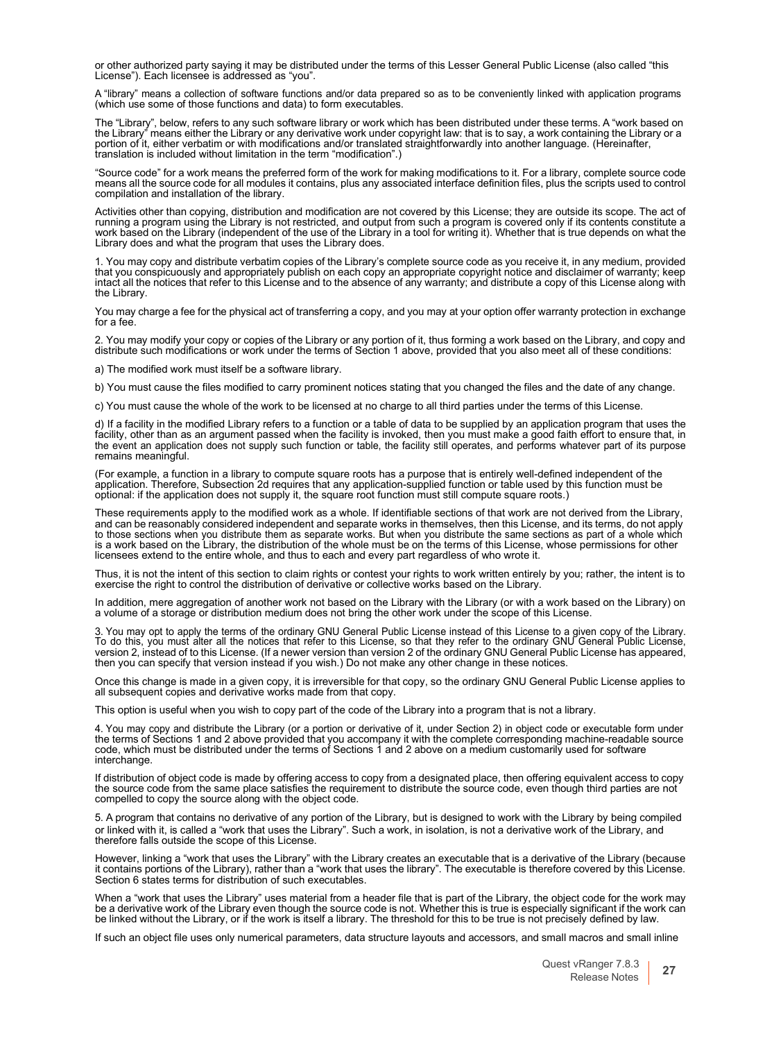or other authorized party saying it may be distributed under the terms of this Lesser General Public License (also called “this License”). Each licensee is addressed as “you”.

A “library” means a collection of software functions and/or data prepared so as to be conveniently linked with application programs (which use some of those functions and data) to form executables.

The “Library”, below, refers to any such software library or work which has been distributed under these terms. A “work based on the Library” means either the Library or any derivative work under copyright law: that is to say, a work containing the Library or a portion of it, either verbatim or with modifications and/or translated straightforwardly into another language. (Hereinafter, translation is included without limitation in the term “modification”.)

“Source code” for a work means the preferred form of the work for making modifications to it. For a library, complete source code means all the source code for all modules it contains, plus any associated interface definition files, plus the scripts used to control compilation and installation of the library.

Activities other than copying, distribution and modification are not covered by this License; they are outside its scope. The act of running a program using the Library is not restricted, and output from such a program is covered only if its contents constitute a work based on the Library (independent of the use of the Library in a tool for writing it). Whether that is true depends on what the Library does and what the program that uses the Library does.

1. You may copy and distribute verbatim copies of the Library’s complete source code as you receive it, in any medium, provided that you conspicuously and appropriately publish on each copy an appropriate copyright notice and disclaimer of warranty; keep intact all the notices that refer to this License and to the absence of any warranty; and distribute a copy of this License along with the Library.

You may charge a fee for the physical act of transferring a copy, and you may at your option offer warranty protection in exchange for a fee.

2. You may modify your copy or copies of the Library or any portion of it, thus forming a work based on the Library, and copy and distribute such modifications or work under the terms of Section 1 above, provided that you also meet all of these conditions:

a) The modified work must itself be a software library.

b) You must cause the files modified to carry prominent notices stating that you changed the files and the date of any change.

c) You must cause the whole of the work to be licensed at no charge to all third parties under the terms of this License.

d) If a facility in the modified Library refers to a function or a table of data to be supplied by an application program that uses the facility, other than as an argument passed when the facility is invoked, then you must make a good faith effort to ensure that, in the event an application does not supply such function or table, the facility still operates, and performs whatever part of its purpose remains meaningful.

(For example, a function in a library to compute square roots has a purpose that is entirely well-defined independent of the application. Therefore, Subsection 2d requires that any application-supplied function or table used by this function must be optional: if the application does not supply it, the square root function must still compute square roots.)

These requirements apply to the modified work as a whole. If identifiable sections of that work are not derived from the Library, and can be reasonably considered independent and separate works in themselves, then this License, and its terms, do not apply to those sections when you distribute them as separate works. But when you distribute the same sections as part of a whole which is a work based on the Library, the distribution of the whole must be on the terms of this License, whose permissions for other licensees extend to the entire whole, and thus to each and every part regardless of who wrote it.

Thus, it is not the intent of this section to claim rights or contest your rights to work written entirely by you; rather, the intent is to exercise the right to control the distribution of derivative or collective works based on the Library.

In addition, mere aggregation of another work not based on the Library with the Library (or with a work based on the Library) on a volume of a storage or distribution medium does not bring the other work under the scope of this License.

3. You may opt to apply the terms of the ordinary GNU General Public License instead of this License to a given copy of the Library. To do this, you must alter all the notices that refer to this License, so that they refer to the ordinary GNU General Public License, version 2, instead of to this License. (If a newer version than version 2 of the ordinary GNU General Public License has appeared, then you can specify that version instead if you wish.) Do not make any other change in these notices.

Once this change is made in a given copy, it is irreversible for that copy, so the ordinary GNU General Public License applies to all subsequent copies and derivative works made from that copy.

This option is useful when you wish to copy part of the code of the Library into a program that is not a library.

4. You may copy and distribute the Library (or a portion or derivative of it, under Section 2) in object code or executable form under the terms of Sections 1 and 2 above provided that you accompany it with the complete corresponding machine-readable source code, which must be distributed under the terms of Sections 1 and 2 above on a medium customarily used for software interchange.

If distribution of object code is made by offering access to copy from a designated place, then offering equivalent access to copy the source code from the same place satisfies the requirement to distribute the source code, even though third parties are not compelled to copy the source along with the object code.

5. A program that contains no derivative of any portion of the Library, but is designed to work with the Library by being compiled or linked with it, is called a “work that uses the Library”. Such a work, in isolation, is not a derivative work of the Library, and therefore falls outside the scope of this License.

However, linking a “work that uses the Library” with the Library creates an executable that is a derivative of the Library (because it contains portions of the Library), rather than a “work that uses the library”. The executable is therefore covered by this License. Section 6 states terms for distribution of such executables.

When a “work that uses the Library” uses material from a header file that is part of the Library, the object code for the work may be a derivative work of the Library even though the source code is not. Whether this is true is especially significant if the work can be linked without the Library, or if the work is itself a library. The threshold for this to be true is not precisely defined by law.

If such an object file uses only numerical parameters, data structure layouts and accessors, and small macros and small inline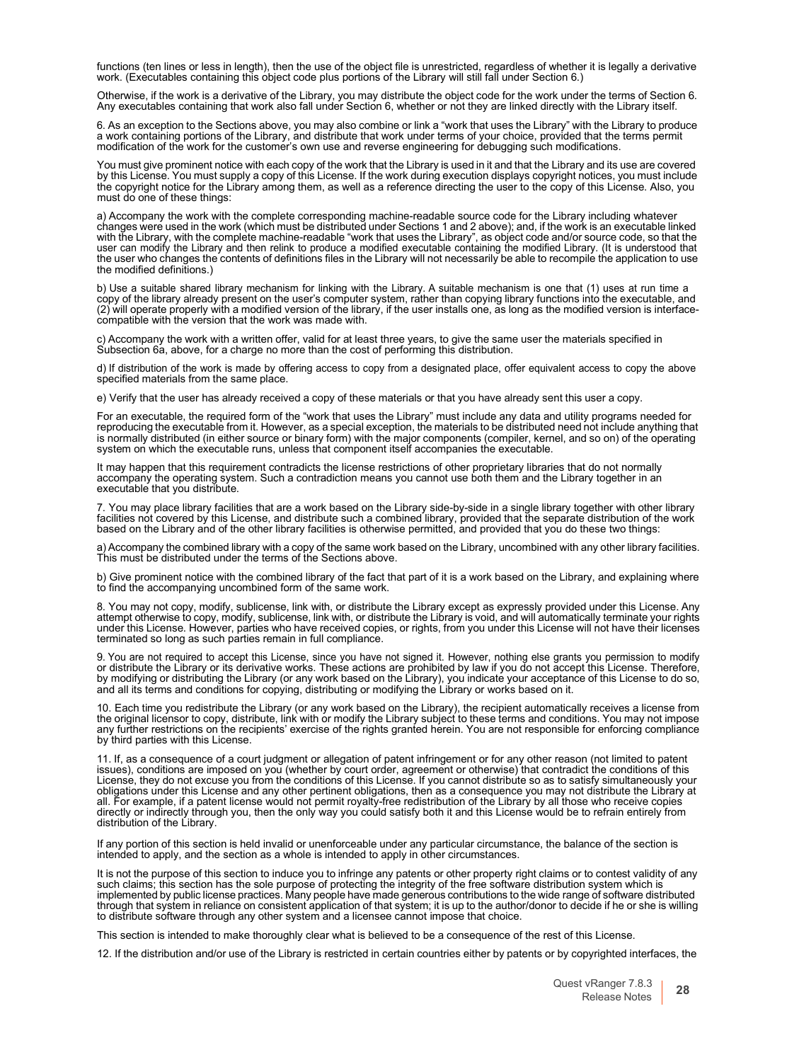functions (ten lines or less in length), then the use of the object file is unrestricted, regardless of whether it is legally a derivative work. (Executables containing this object code plus portions of the Library will still fall under Section 6.)

Otherwise, if the work is a derivative of the Library, you may distribute the object code for the work under the terms of Section 6. Any executables containing that work also fall under Section 6, whether or not they are linked directly with the Library itself.

6. As an exception to the Sections above, you may also combine or link a “work that uses the Library” with the Library to produce a work containing portions of the Library, and distribute that work under terms of your choice, provided that the terms permit modification of the work for the customer’s own use and reverse engineering for debugging such modifications.

You must give prominent notice with each copy of the work that the Library is used in it and that the Library and its use are covered by this License. You must supply a copy of this License. If the work during execution displays copyright notices, you must include the copyright notice for the Library among them, as well as a reference directing the user to the copy of this License. Also, you must do one of these things:

a) Accompany the work with the complete corresponding machine-readable source code for the Library including whatever changes were used in the work (which must be distributed under Sections 1 and 2 above); and, if the work is an executable linked with the Library, with the complete machine-readable “work that uses the Library”, as object code and/or source code, so that the user can modify the Library and then relink to produce a modified executable containing the modified Library. (It is understood that the user who changes the contents of definitions files in the Library will not necessarily be able to recompile the application to use the modified definitions.)

b) Use a suitable shared library mechanism for linking with the Library. A suitable mechanism is one that (1) uses at run time a copy of the library already present on the user’s computer system, rather than copying library functions into the executable, and (2) will operate properly with a modified version of the library, if the user installs one, as long as the modified version is interface-compatible with the version that the work was made with.

c) Accompany the work with a written offer, valid for at least three years, to give the same user the materials specified in Subsection 6a, above, for a charge no more than the cost of performing this distribution.

d) If distribution of the work is made by offering access to copy from a designated place, offer equivalent access to copy the above specified materials from the same place.

e) Verify that the user has already received a copy of these materials or that you have already sent this user a copy.

For an executable, the required form of the “work that uses the Library” must include any data and utility programs needed for reproducing the executable from it. However, as a special exception, the materials to be distributed need not include anything that is normally distributed (in either source or binary form) with the major components (compiler, kernel, and so on) of the operating system on which the executable runs, unless that component itself accompanies the executable.

It may happen that this requirement contradicts the license restrictions of other proprietary libraries that do not normally accompany the operating system. Such a contradiction means you cannot use both them and the Library together in an executable that you distribute.

7. You may place library facilities that are a work based on the Library side-by-side in a single library together with other library facilities not covered by this License, and distribute such a combined library, provided that the separate distribution of the work based on the Library and of the other library facilities is otherwise permitted, and provided that you do these two things:

a) Accompany the combined library with a copy of the same work based on the Library, uncombined with any other library facilities. This must be distributed under the terms of the Sections above.

b) Give prominent notice with the combined library of the fact that part of it is a work based on the Library, and explaining where to find the accompanying uncombined form of the same work.

8. You may not copy, modify, sublicense, link with, or distribute the Library except as expressly provided under this License. Any attempt otherwise to copy, modify, sublicense, link with, or distribute the Library is void, and will automatically terminate your rights under this License. However, parties who have received copies, or rights, from you under this License will not have their licenses terminated so long as such parties remain in full compliance.

9. You are not required to accept this License, since you have not signed it. However, nothing else grants you permission to modify or distribute the Library or its derivative works. These actions are prohibited by law if you do not accept this License. Therefore, by modifying or distributing the Library (or any work based on the Library), you indicate your acceptance of this License to do so, and all its terms and conditions for copying, distributing or modifying the Library or works based on it.

10. Each time you redistribute the Library (or any work based on the Library), the recipient automatically receives a license from the original licensor to copy, distribute, link with or modify the Library subject to these terms and conditions. You may not impose any further restrictions on the recipients’ exercise of the rights granted herein. You are not responsible for enforcing compliance by third parties with this License.

11. If, as a consequence of a court judgment or allegation of patent infringement or for any other reason (not limited to patent issues), conditions are imposed on you (whether by court order, agreement or otherwise) that contradict the conditions of this License, they do not excuse you from the conditions of this License. If you cannot distribute so as to satisfy simultaneously your obligations under this License and any other pertinent obligations, then as a consequence you may not distribute the Library at all. For example, if a patent license would not permit royalty-free redistribution of the Library by all those who receive copies directly or indirectly through you, then the only way you could satisfy both it and this License would be to refrain entirely from distribution of the Library.

If any portion of this section is held invalid or unenforceable under any particular circumstance, the balance of the section is intended to apply, and the section as a whole is intended to apply in other circumstances.

It is not the purpose of this section to induce you to infringe any patents or other property right claims or to contest validity of any such claims; this section has the sole purpose of protecting the integrity of the free software distribution system which is implemented by public license practices. Many people have made generous contributions to the wide range of software distributed through that system in reliance on consistent application of that system; it is up to the author/donor to decide if he or she is willing to distribute software through any other system and a licensee cannot impose that choice.

This section is intended to make thoroughly clear what is believed to be a consequence of the rest of this License.

12. If the distribution and/or use of the Library is restricted in certain countries either by patents or by copyrighted interfaces, the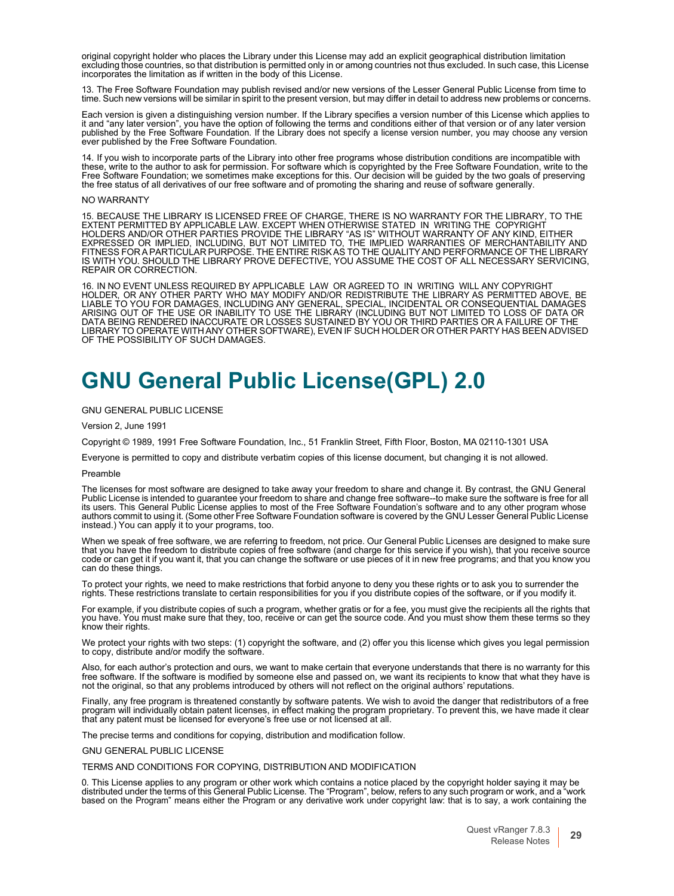original copyright holder who places the Library under this License may add an explicit geographical distribution limitation excluding those countries, so that distribution is permitted only in or among countries not thus excluded. In such case, this License incorporates the limitation as if written in the body of this License.

13. The Free Software Foundation may publish revised and/or new versions of the Lesser General Public License from time to time. Such new versions will be similar in spirit to the present version, but may differ in detail to address new problems or concerns.

Each version is given a distinguishing version number. If the Library specifies a version number of this License which applies to it and "any later version", you have the option of following the terms and conditions either of that version or of any later version published by the Free Software Foundation. If the Library does not specify a license version number, you may choose any version ever published by the Free Software Foundation.

14. If you wish to incorporate parts of the Library into other free programs whose distribution conditions are incompatible with these, write to the author to ask for permission. For software which is copyrighted by the Free Software Foundation, write to the Free Software Foundation; we sometimes make exceptions for this. Our decision will be guided by the two goals of preserving the free status of all derivatives of our free software and of promoting the sharing and reuse of software generally.

NO WARRANTY

15. BECAUSE THE LIBRARY IS LICENSED FREE OF CHARGE, THERE IS NO WARRANTY FOR THE LIBRARY, TO THE EXTENT PERMITTED BY APPLICABLE LAW. EXCEPT WHEN OTHERWISE STATED IN WRITING THE COPYRIGHT HOLDERS AND/OR OTHER PARTIES PROVIDE THE LIBRARY "AS IS" WITHOUT WARRANTY OF ANY KIND, EITHER EXPRESSED OR IMPLIED, INCLUDING, BUT NOT LIMITED TO, THE IMPLIED WARRANTIES OF MERCHANTABILITY AND FITNESS FOR A PARTICULAR PURPOSE. THE ENTIRE RISK AS TO THE QUALITY AND PERFORMANCE OF THE LIBRARY IS WITH YOU. SHOULD THE LIBRARY PROVE DEFECTIVE, YOU ASSUME THE COST OF ALL NECESSARY SERVICING, REPAIR OR CORRECTION.

16. IN NO EVENT UNLESS REQUIRED BY APPLICABLE LAW OR AGREED TO IN WRITING WILL ANY COPYRIGHT HOLDER, OR ANY OTHER PARTY WHO MAY MODIFY AND/OR REDISTRIBUTE THE LIBRARY AS PERMITTED ABOVE, BE LIABLE TO YOU FOR DAMAGES, INCLUDING ANY GENERAL, SPECIAL, INCIDENTAL OR CONSEQUENTIAL DAMAGES ARISING OUT OF THE USE OR INABILITY TO USE THE LIBRARY (INCLUDING BUT NOT LIMITED TO LOSS OF DATA OR DATA BEING RENDERED INACCURATE OR LOSSES SUSTAINED BY YOU OR THIRD PARTIES OR A FAILURE OF THE LIBRARY TO OPERATE WITH ANY OTHER SOFTWARE), EVEN IF SUCH HOLDER OR OTHER PARTY HAS BEEN ADVISED OF THE POSSIBILITY OF SUCH DAMAGES.

# GNU General Public License(GPL) 2.0

GNU GENERAL PUBLIC LICENSE

Version 2, June 1991

Copyright © 1989, 1991 Free Software Foundation, Inc., 51 Franklin Street, Fifth Floor, Boston, MA 02110-1301 USA

Everyone is permitted to copy and distribute verbatim copies of this license document, but changing it is not allowed.

Preamble

The licenses for most software are designed to take away your freedom to share and change it. By contrast, the GNU General Public License is intended to guarantee your freedom to share and change free software--to make sure the software is free for all its users. This General Public License applies to most of the Free Software Foundation's software and to any other program whose authors commit to using it. (Some other Free Software Foundation software is covered by the GNU Lesser General Public License instead.) You can apply it to your programs, too.

When we speak of free software, we are referring to freedom, not price. Our General Public Licenses are designed to make sure that you have the freedom to distribute copies of free software (and charge for this service if you wish), that you receive source code or can get it if you want it, that you can change the software or use pieces of it in new free programs; and that you know you can do these things.

To protect your rights, we need to make restrictions that forbid anyone to deny you these rights or to ask you to surrender the rights. These restrictions translate to certain responsibilities for you if you distribute copies of the software, or if you modify it.

For example, if you distribute copies of such a program, whether gratis or for a fee, you must give the recipients all the rights that you have. You must make sure that they, too, receive or can get the source code. And you must show them these terms so they know their rights.

We protect your rights with two steps: (1) copyright the software, and (2) offer you this license which gives you legal permission to copy, distribute and/or modify the software.

Also, for each author's protection and ours, we want to make certain that everyone understands that there is no warranty for this free software. If the software is modified by someone else and passed on, we want its recipients to know that what they have is not the original, so that any problems introduced by others will not reflect on the original authors' reputations.

Finally, any free program is threatened constantly by software patents. We wish to avoid the danger that redistributors of a free program will individually obtain patent licenses, in effect making the program proprietary. To prevent this, we have made it clear that any patent must be licensed for everyone's free use or not licensed at all.

The precise terms and conditions for copying, distribution and modification follow.

GNU GENERAL PUBLIC LICENSE

TERMS AND CONDITIONS FOR COPYING, DISTRIBUTION AND MODIFICATION

0. This License applies to any program or other work which contains a notice placed by the copyright holder saying it may be distributed under the terms of this General Public License. The "Program", below, refers to any such program or work, and a "work based on the Program" means either the Program or any derivative work under copyright law: that is to say, a work containing the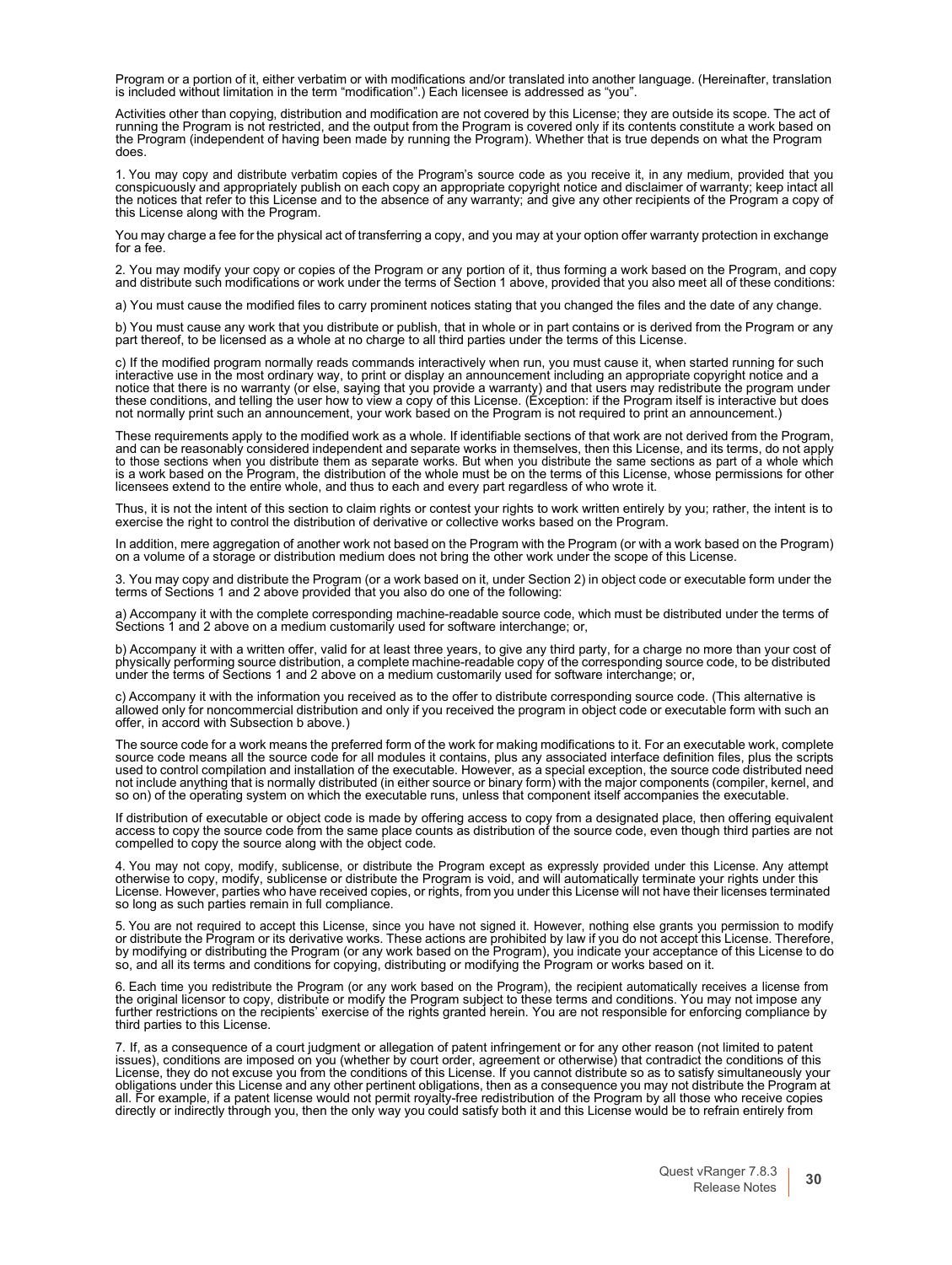Program or a portion of it, either verbatim or with modifications and/or translated into another language. (Hereinafter, translation is included without limitation in the term “modification”.) Each licensee is addressed as “you”.

Activities other than copying, distribution and modification are not covered by this License; they are outside its scope. The act of running the Program is not restricted, and the output from the Program is covered only if its contents constitute a work based on the Program (independent of having been made by running the Program). Whether that is true depends on what the Program does.

1. You may copy and distribute verbatim copies of the Program’s source code as you receive it, in any medium, provided that you conspicuously and appropriately publish on each copy an appropriate copyright notice and disclaimer of warranty; keep intact all the notices that refer to this License and to the absence of any warranty; and give any other recipients of the Program a copy of this License along with the Program.

You may charge a fee for the physical act of transferring a copy, and you may at your option offer warranty protection in exchange for a fee.

2. You may modify your copy or copies of the Program or any portion of it, thus forming a work based on the Program, and copy and distribute such modifications or work under the terms of Section 1 above, provided that you also meet all of these conditions:

a) You must cause the modified files to carry prominent notices stating that you changed the files and the date of any change.

b) You must cause any work that you distribute or publish, that in whole or in part contains or is derived from the Program or any part thereof, to be licensed as a whole at no charge to all third parties under the terms of this License.

c) If the modified program normally reads commands interactively when run, you must cause it, when started running for such interactive use in the most ordinary way, to print or display an announcement including an appropriate copyright notice and a notice that there is no warranty (or else, saying that you provide a warranty) and that users may redistribute the program under these conditions, and telling the user how to view a copy of this License. (Exception: if the Program itself is interactive but does not normally print such an announcement, your work based on the Program is not required to print an announcement.)

These requirements apply to the modified work as a whole. If identifiable sections of that work are not derived from the Program, and can be reasonably considered independent and separate works in themselves, then this License, and its terms, do not apply to those sections when you distribute them as separate works. But when you distribute the same sections as part of a whole which is a work based on the Program, the distribution of the whole must be on the terms of this License, whose permissions for other licensees extend to the entire whole, and thus to each and every part regardless of who wrote it.

Thus, it is not the intent of this section to claim rights or contest your rights to work written entirely by you; rather, the intent is to exercise the right to control the distribution of derivative or collective works based on the Program.

In addition, mere aggregation of another work not based on the Program with the Program (or with a work based on the Program) on a volume of a storage or distribution medium does not bring the other work under the scope of this License.

3. You may copy and distribute the Program (or a work based on it, under Section 2) in object code or executable form under the terms of Sections 1 and 2 above provided that you also do one of the following:

a) Accompany it with the complete corresponding machine-readable source code, which must be distributed under the terms of Sections 1 and 2 above on a medium customarily used for software interchange; or,

b) Accompany it with a written offer, valid for at least three years, to give any third party, for a charge no more than your cost of physically performing source distribution, a complete machine-readable copy of the corresponding source code, to be distributed under the terms of Sections 1 and 2 above on a medium customarily used for software interchange; or,

c) Accompany it with the information you received as to the offer to distribute corresponding source code. (This alternative is allowed only for noncommercial distribution and only if you received the program in object code or executable form with such an offer, in accord with Subsection b above.)

The source code for a work means the preferred form of the work for making modifications to it. For an executable work, complete source code means all the source code for all modules it contains, plus any associated interface definition files, plus the scripts used to control compilation and installation of the executable. However, as a special exception, the source code distributed need not include anything that is normally distributed (in either source or binary form) with the major components (compiler, kernel, and so on) of the operating system on which the executable runs, unless that component itself accompanies the executable.

If distribution of executable or object code is made by offering access to copy from a designated place, then offering equivalent access to copy the source code from the same place counts as distribution of the source code, even though third parties are not compelled to copy the source along with the object code.

4. You may not copy, modify, sublicense, or distribute the Program except as expressly provided under this License. Any attempt otherwise to copy, modify, sublicense or distribute the Program is void, and will automatically terminate your rights under this License. However, parties who have received copies, or rights, from you under this License will not have their licenses terminated so long as such parties remain in full compliance.

5. You are not required to accept this License, since you have not signed it. However, nothing else grants you permission to modify or distribute the Program or its derivative works. These actions are prohibited by law if you do not accept this License. Therefore, by modifying or distributing the Program (or any work based on the Program), you indicate your acceptance of this License to do so, and all its terms and conditions for copying, distributing or modifying the Program or works based on it.

6. Each time you redistribute the Program (or any work based on the Program), the recipient automatically receives a license from the original licensor to copy, distribute or modify the Program subject to these terms and conditions. You may not impose any further restrictions on the recipients’ exercise of the rights granted herein. You are not responsible for enforcing compliance by third parties to this License.

7. If, as a consequence of a court judgment or allegation of patent infringement or for any other reason (not limited to patent issues), conditions are imposed on you (whether by court order, agreement or otherwise) that contradict the conditions of this License, they do not excuse you from the conditions of this License. If you cannot distribute so as to satisfy simultaneously your obligations under this License and any other pertinent obligations, then as a consequence you may not distribute the Program at all. For example, if a patent license would not permit royalty-free redistribution of the Program by all those who receive copies directly or indirectly through you, then the only way you could satisfy both it and this License would be to refrain entirely from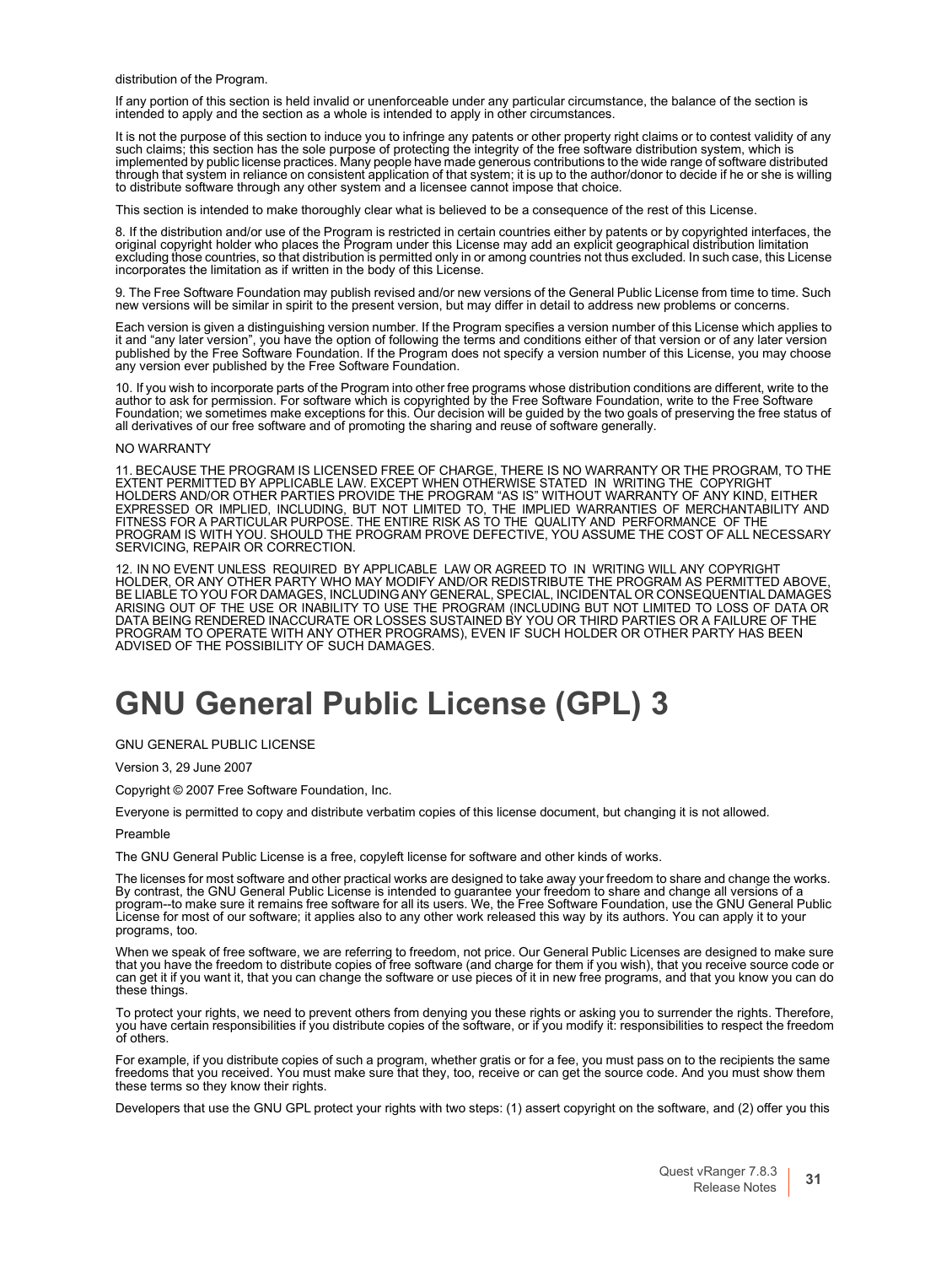distribution of the Program.

If any portion of this section is held invalid or unenforceable under any particular circumstance, the balance of the section is intended to apply and the section as a whole is intended to apply in other circumstances.

It is not the purpose of this section to induce you to infringe any patents or other property right claims or to contest validity of any such claims; this section has the sole purpose of protecting the integrity of the free software distribution system, which is implemented by public license practices. Many people have made generous contributions to the wide range of software distributed through that system in reliance on consistent application of that system; it is up to the author/donor to decide if he or she is willing to distribute software through any other system and a licensee cannot impose that choice.

This section is intended to make thoroughly clear what is believed to be a consequence of the rest of this License.

8. If the distribution and/or use of the Program is restricted in certain countries either by patents or by copyrighted interfaces, the original copyright holder who places the Program under this License may add an explicit geographical distribution limitation excluding those countries, so that distribution is permitted only in or among countries not thus excluded. In such case, this License incorporates the limitation as if written in the body of this License.

9. The Free Software Foundation may publish revised and/or new versions of the General Public License from time to time. Such new versions will be similar in spirit to the present version, but may differ in detail to address new problems or concerns.

Each version is given a distinguishing version number. If the Program specifies a version number of this License which applies to it and “any later version”, you have the option of following the terms and conditions either of that version or of any later version published by the Free Software Foundation. If the Program does not specify a version number of this License, you may choose any version ever published by the Free Software Foundation.

10. If you wish to incorporate parts of the Program into other free programs whose distribution conditions are different, write to the author to ask for permission. For software which is copyrighted by the Free Software Foundation, write to the Free Software Foundation; we sometimes make exceptions for this. Our decision will be guided by the two goals of preserving the free status of all derivatives of our free software and of promoting the sharing and reuse of software generally.

NO WARRANTY

11. BECAUSE THE PROGRAM IS LICENSED FREE OF CHARGE, THERE IS NO WARRANTY OR THE PROGRAM, TO THE EXTENT PERMITTED BY APPLICABLE LAW. EXCEPT WHEN OTHERWISE STATED IN WRITING THE COPYRIGHT HOLDERS AND/OR OTHER PARTIES PROVIDE THE PROGRAM “AS IS” WITHOUT WARRANTY OF ANY KIND, EITHER EXPRESSED OR IMPLIED, INCLUDING, BUT NOT LIMITED TO, THE IMPLIED WARRANTIES OF MERCHANTABILITY AND FITNESS FOR A PARTICULAR PURPOSE. THE ENTIRE RISK AS TO THE QUALITY AND PERFORMANCE OF THE PROGRAM IS WITH YOU. SHOULD THE PROGRAM PROVE DEFECTIVE, YOU ASSUME THE COST OF ALL NECESSARY SERVICING, REPAIR OR CORRECTION.

12. IN NO EVENT UNLESS REQUIRED BY APPLICABLE LAW OR AGREED TO IN WRITING WILL ANY COPYRIGHT HOLDER, OR ANY OTHER PARTY WHO MAY MODIFY AND/OR REDISTRIBUTE THE PROGRAM AS PERMITTED ABOVE, BE LIABLE TO YOU FOR DAMAGES, INCLUDING ANY GENERAL, SPECIAL, INCIDENTAL OR CONSEQUENTIAL DAMAGES ARISING OUT OF THE USE OR INABILITY TO USE THE PROGRAM (INCLUDING BUT NOT LIMITED TO LOSS OF DATA OR DATA BEING RENDERED INACCURATE OR LOSSES SUSTAINED BY YOU OR THIRD PARTIES OR A FAILURE OF THE PROGRAM TO OPERATE WITH ANY OTHER PROGRAMS), EVEN IF SUCH HOLDER OR OTHER PARTY HAS BEEN ADVISED OF THE POSSIBILITY OF SUCH DAMAGES.

# GNU General Public License (GPL) 3

GNU GENERAL PUBLIC LICENSE

Version 3, 29 June 2007

Copyright © 2007 Free Software Foundation, Inc.

Everyone is permitted to copy and distribute verbatim copies of this license document, but changing it is not allowed.

Preamble

The GNU General Public License is a free, copyleft license for software and other kinds of works.

The licenses for most software and other practical works are designed to take away your freedom to share and change the works. By contrast, the GNU General Public License is intended to guarantee your freedom to share and change all versions of a program--to make sure it remains free software for all its users. We, the Free Software Foundation, use the GNU General Public License for most of our software; it applies also to any other work released this way by its authors. You can apply it to your programs, too.

When we speak of free software, we are referring to freedom, not price. Our General Public Licenses are designed to make sure that you have the freedom to distribute copies of free software (and charge for them if you wish), that you receive source code or can get it if you want it, that you can change the software or use pieces of it in new free programs, and that you know you can do these things.

To protect your rights, we need to prevent others from denying you these rights or asking you to surrender the rights. Therefore, you have certain responsibilities if you distribute copies of the software, or if you modify it: responsibilities to respect the freedom of others.

For example, if you distribute copies of such a program, whether gratis or for a fee, you must pass on to the recipients the same freedoms that you received. You must make sure that they, too, receive or can get the source code. And you must show them these terms so they know their rights.

Developers that use the GNU GPL protect your rights with two steps: (1) assert copyright on the software, and (2) offer you this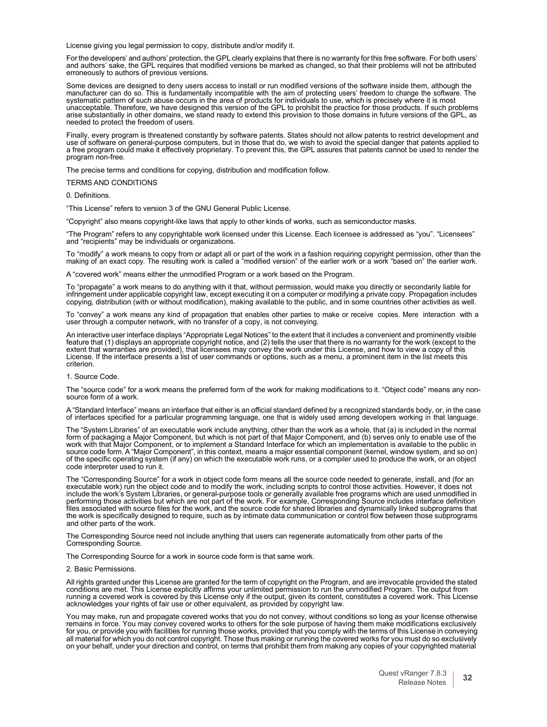License giving you legal permission to copy, distribute and/or modify it.

For the developers' and authors' protection, the GPL clearly explains that there is no warranty for this free software. For both users' and authors' sake, the GPL requires that modified versions be marked as changed, so that their problems will not be attributed erroneously to authors of previous versions.

Some devices are designed to deny users access to install or run modified versions of the software inside them, although the manufacturer can do so. This is fundamentally incompatible with the aim of protecting users' freedom to change the software. The systematic pattern of such abuse occurs in the area of products for individuals to use, which is precisely where it is most unacceptable. Therefore, we have designed this version of the GPL to prohibit the practice for those products. If such problems arise substantially in other domains, we stand ready to extend this provision to those domains in future versions of the GPL, as needed to protect the freedom of users.

Finally, every program is threatened constantly by software patents. States should not allow patents to restrict development and use of software on general-purpose computers, but in those that do, we wish to avoid the special danger that patents applied to a free program could make it effectively proprietary. To prevent this, the GPL assures that patents cannot be used to render the program non-free.

The precise terms and conditions for copying, distribution and modification follow.

TERMS AND CONDITIONS

0. Definitions.

"This License" refers to version 3 of the GNU General Public License.

"Copyright" also means copyright-like laws that apply to other kinds of works, such as semiconductor masks.

"The Program" refers to any copyrightable work licensed under this License. Each licensee is addressed as "you". "Licensees" and "recipients" may be individuals or organizations.

To "modify" a work means to copy from or adapt all or part of the work in a fashion requiring copyright permission, other than the making of an exact copy. The resulting work is called a "modified version" of the earlier work or a work "based on" the earlier work.

A "covered work" means either the unmodified Program or a work based on the Program.

To "propagate" a work means to do anything with it that, without permission, would make you directly or secondarily liable for infringement under applicable copyright law, except executing it on a computer or modifying a private copy. Propagation includes copying, distribution (with or without modification), making available to the public, and in some countries other activities as well.

To "convey" a work means any kind of propagation that enables other parties to make or receive copies. Mere interaction with a user through a computer network, with no transfer of a copy, is not conveying.

An interactive user interface displays "Appropriate Legal Notices" to the extent that it includes a convenient and prominently visible feature that (1) displays an appropriate copyright notice, and (2) tells the user that there is no warranty for the work (except to the extent that warranties are provided), that licensees may convey the work under this License, and how to view a copy of this License. If the interface presents a list of user commands or options, such as a menu, a prominent item in the list meets this criterion.

1. Source Code.

The "source code" for a work means the preferred form of the work for making modifications to it. "Object code" means any non-source form of a work.

A "Standard Interface" means an interface that either is an official standard defined by a recognized standards body, or, in the case of interfaces specified for a particular programming language, one that is widely used among developers working in that language.

The "System Libraries" of an executable work include anything, other than the work as a whole, that (a) is included in the normal form of packaging a Major Component, but which is not part of that Major Component, and (b) serves only to enable use of the work with that Major Component, or to implement a Standard Interface for which an implementation is available to the public in source code form. A "Major Component", in this context, means a major essential component (kernel, window system, and so on) of the specific operating system (if any) on which the executable work runs, or a compiler used to produce the work, or an object code interpreter used to run it.

The "Corresponding Source" for a work in object code form means all the source code needed to generate, install, and (for an executable work) run the object code and to modify the work, including scripts to control those activities. However, it does not include the work's System Libraries, or general-purpose tools or generally available free programs which are used unmodified in performing those activities but which are not part of the work. For example, Corresponding Source includes interface definition files associated with source files for the work, and the source code for shared libraries and dynamically linked subprograms that the work is specifically designed to require, such as by intimate data communication or control flow between those subprograms and other parts of the work.

The Corresponding Source need not include anything that users can regenerate automatically from other parts of the Corresponding Source.

The Corresponding Source for a work in source code form is that same work.

2. Basic Permissions.

All rights granted under this License are granted for the term of copyright on the Program, and are irrevocable provided the stated conditions are met. This License explicitly affirms your unlimited permission to run the unmodified Program. The output from running a covered work is covered by this License only if the output, given its content, constitutes a covered work. This License acknowledges your rights of fair use or other equivalent, as provided by copyright law.

You may make, run and propagate covered works that you do not convey, without conditions so long as your license otherwise remains in force. You may convey covered works to others for the sole purpose of having them make modifications exclusively for you, or provide you with facilities for running those works, provided that you comply with the terms of this License in conveying all material for which you do not control copyright. Those thus making or running the covered works for you must do so exclusively on your behalf, under your direction and control, on terms that prohibit them from making any copies of your copyrighted material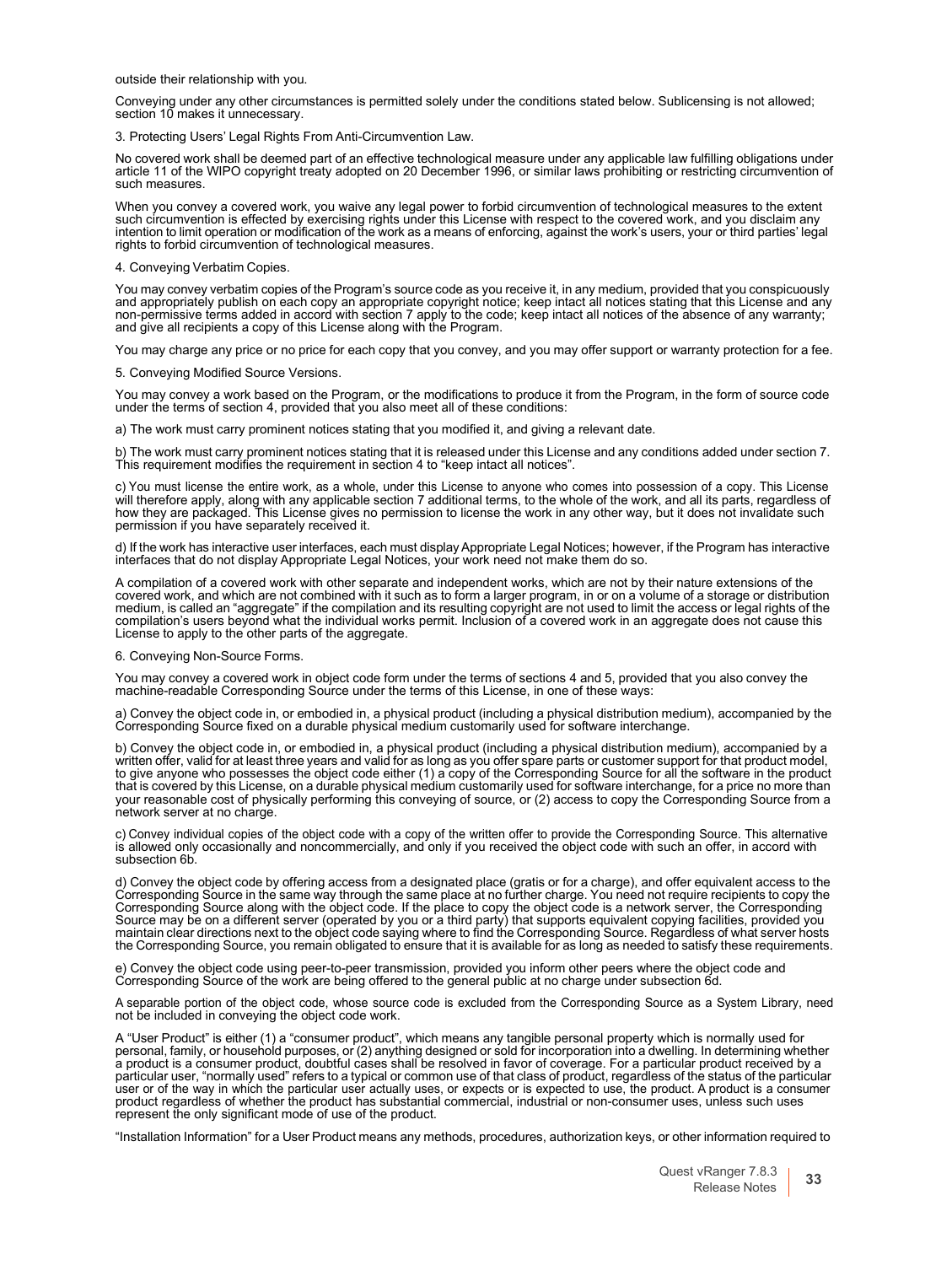outside their relationship with you.

Conveying under any other circumstances is permitted solely under the conditions stated below. Sublicensing is not allowed; section 10 makes it unnecessary.

3. Protecting Users' Legal Rights From Anti-Circumvention Law.

No covered work shall be deemed part of an effective technological measure under any applicable law fulfilling obligations under article 11 of the WIPO copyright treaty adopted on 20 December 1996, or similar laws prohibiting or restricting circumvention of such measures.

When you convey a covered work, you waive any legal power to forbid circumvention of technological measures to the extent such circumvention is effected by exercising rights under this License with respect to the covered work, and you disclaim any intention to limit operation or modification of the work as a means of enforcing, against the work's users, your or third parties' legal rights to forbid circumvention of technological measures.

4. Conveying Verbatim Copies.

You may convey verbatim copies of the Program's source code as you receive it, in any medium, provided that you conspicuously and appropriately publish on each copy an appropriate copyright notice; keep intact all notices stating that this License and any non-permissive terms added in accord with section 7 apply to the code; keep intact all notices of the absence of any warranty; and give all recipients a copy of this License along with the Program.

You may charge any price or no price for each copy that you convey, and you may offer support or warranty protection for a fee.

5. Conveying Modified Source Versions.

You may convey a work based on the Program, or the modifications to produce it from the Program, in the form of source code under the terms of section 4, provided that you also meet all of these conditions:

a) The work must carry prominent notices stating that you modified it, and giving a relevant date.

b) The work must carry prominent notices stating that it is released under this License and any conditions added under section 7. This requirement modifies the requirement in section 4 to "keep intact all notices".

c) You must license the entire work, as a whole, under this License to anyone who comes into possession of a copy. This License will therefore apply, along with any applicable section 7 additional terms, to the whole of the work, and all its parts, regardless of how they are packaged. This License gives no permission to license the work in any other way, but it does not invalidate such permission if you have separately received it.

d) If the work has interactive user interfaces, each must display Appropriate Legal Notices; however, if the Program has interactive interfaces that do not display Appropriate Legal Notices, your work need not make them do so.

A compilation of a covered work with other separate and independent works, which are not by their nature extensions of the covered work, and which are not combined with it such as to form a larger program, in or on a volume of a storage or distribution medium, is called an "aggregate" if the compilation and its resulting copyright are not used to limit the access or legal rights of the compilation's users beyond what the individual works permit. Inclusion of a covered work in an aggregate does not cause this License to apply to the other parts of the aggregate.

6. Conveying Non-Source Forms.

You may convey a covered work in object code form under the terms of sections 4 and 5, provided that you also convey the machine-readable Corresponding Source under the terms of this License, in one of these ways:

a) Convey the object code in, or embodied in, a physical product (including a physical distribution medium), accompanied by the Corresponding Source fixed on a durable physical medium customarily used for software interchange.

b) Convey the object code in, or embodied in, a physical product (including a physical distribution medium), accompanied by a written offer, valid for at least three years and valid for as long as you offer spare parts or customer support for that product model, to give anyone who possesses the object code either (1) a copy of the Corresponding Source for all the software in the product that is covered by this License, on a durable physical medium customarily used for software interchange, for a price no more than your reasonable cost of physically performing this conveying of source, or (2) access to copy the Corresponding Source from a network server at no charge.

c) Convey individual copies of the object code with a copy of the written offer to provide the Corresponding Source. This alternative is allowed only occasionally and noncommercially, and only if you received the object code with such an offer, in accord with subsection 6b.

d) Convey the object code by offering access from a designated place (gratis or for a charge), and offer equivalent access to the Corresponding Source in the same way through the same place at no further charge. You need not require recipients to copy the Corresponding Source along with the object code. If the place to copy the object code is a network server, the Corresponding Source may be on a different server (operated by you or a third party) that supports equivalent copying facilities, provided you maintain clear directions next to the object code saying where to find the Corresponding Source. Regardless of what server hosts the Corresponding Source, you remain obligated to ensure that it is available for as long as needed to satisfy these requirements.

e) Convey the object code using peer-to-peer transmission, provided you inform other peers where the object code and Corresponding Source of the work are being offered to the general public at no charge under subsection 6d.

A separable portion of the object code, whose source code is excluded from the Corresponding Source as a System Library, need not be included in conveying the object code work.

A "User Product" is either (1) a "consumer product", which means any tangible personal property which is normally used for personal, family, or household purposes, or (2) anything designed or sold for incorporation into a dwelling. In determining whether a product is a consumer product, doubtful cases shall be resolved in favor of coverage. For a particular product received by a particular user, "normally used" refers to a typical or common use of that class of product, regardless of the status of the particular user or of the way in which the particular user actually uses, or expects or is expected to use, the product. A product is a consumer product regardless of whether the product has substantial commercial, industrial or non-consumer uses, unless such uses represent the only significant mode of use of the product.

"Installation Information" for a User Product means any methods, procedures, authorization keys, or other information required to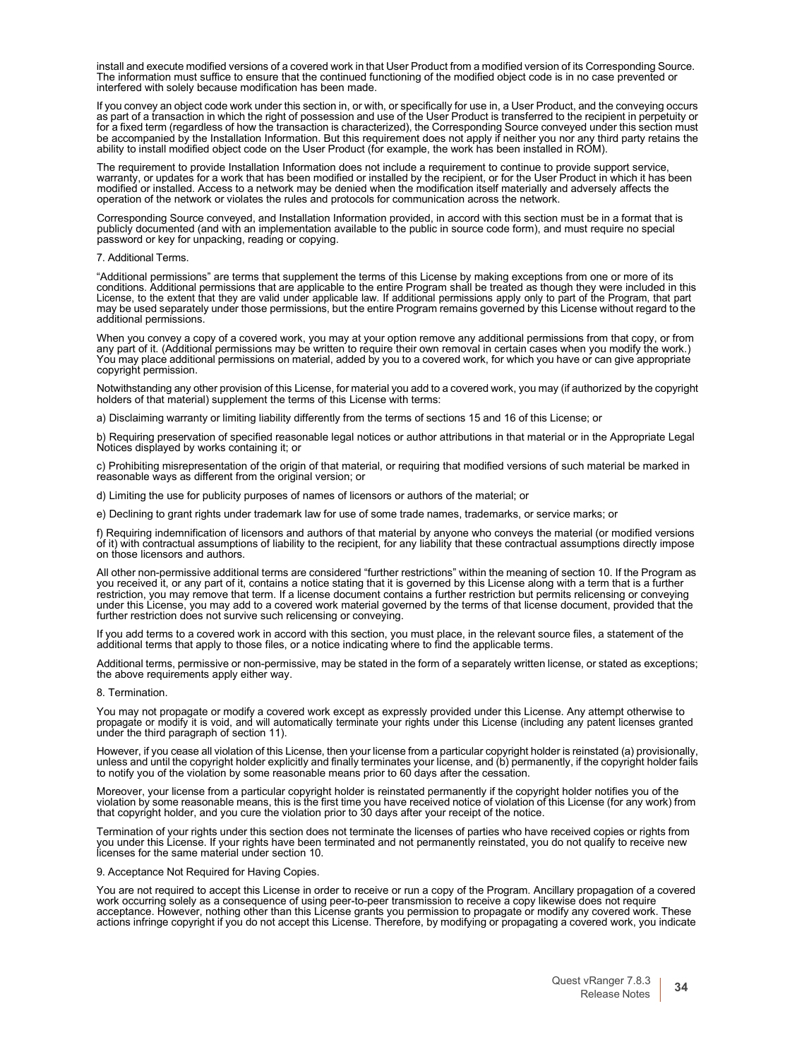install and execute modified versions of a covered work in that User Product from a modified version of its Corresponding Source. The information must suffice to ensure that the continued functioning of the modified object code is in no case prevented or interfered with solely because modification has been made.

If you convey an object code work under this section in, or with, or specifically for use in, a User Product, and the conveying occurs as part of a transaction in which the right of possession and use of the User Product is transferred to the recipient in perpetuity or for a fixed term (regardless of how the transaction is characterized), the Corresponding Source conveyed under this section must be accompanied by the Installation Information. But this requirement does not apply if neither you nor any third party retains the ability to install modified object code on the User Product (for example, the work has been installed in ROM).

The requirement to provide Installation Information does not include a requirement to continue to provide support service, warranty, or updates for a work that has been modified or installed by the recipient, or for the User Product in which it has been modified or installed. Access to a network may be denied when the modification itself materially and adversely affects the operation of the network or violates the rules and protocols for communication across the network.

Corresponding Source conveyed, and Installation Information provided, in accord with this section must be in a format that is publicly documented (and with an implementation available to the public in source code form), and must require no special password or key for unpacking, reading or copying.

7. Additional Terms.

“Additional permissions” are terms that supplement the terms of this License by making exceptions from one or more of its conditions. Additional permissions that are applicable to the entire Program shall be treated as though they were included in this License, to the extent that they are valid under applicable law. If additional permissions apply only to part of the Program, that part may be used separately under those permissions, but the entire Program remains governed by this License without regard to the additional permissions.

When you convey a copy of a covered work, you may at your option remove any additional permissions from that copy, or from any part of it. (Additional permissions may be written to require their own removal in certain cases when you modify the work.) You may place additional permissions on material, added by you to a covered work, for which you have or can give appropriate copyright permission.

Notwithstanding any other provision of this License, for material you add to a covered work, you may (if authorized by the copyright holders of that material) supplement the terms of this License with terms:

a) Disclaiming warranty or limiting liability differently from the terms of sections 15 and 16 of this License; or

b) Requiring preservation of specified reasonable legal notices or author attributions in that material or in the Appropriate Legal Notices displayed by works containing it; or

c) Prohibiting misrepresentation of the origin of that material, or requiring that modified versions of such material be marked in reasonable ways as different from the original version; or

d) Limiting the use for publicity purposes of names of licensors or authors of the material; or

e) Declining to grant rights under trademark law for use of some trade names, trademarks, or service marks; or

f) Requiring indemnification of licensors and authors of that material by anyone who conveys the material (or modified versions of it) with contractual assumptions of liability to the recipient, for any liability that these contractual assumptions directly impose on those licensors and authors.

All other non-permissive additional terms are considered “further restrictions” within the meaning of section 10. If the Program as you received it, or any part of it, contains a notice stating that it is governed by this License along with a term that is a further restriction, you may remove that term. If a license document contains a further restriction but permits relicensing or conveying under this License, you may add to a covered work material governed by the terms of that license document, provided that the further restriction does not survive such relicensing or conveying.

If you add terms to a covered work in accord with this section, you must place, in the relevant source files, a statement of the additional terms that apply to those files, or a notice indicating where to find the applicable terms.

Additional terms, permissive or non-permissive, may be stated in the form of a separately written license, or stated as exceptions; the above requirements apply either way.

8. Termination.

You may not propagate or modify a covered work except as expressly provided under this License. Any attempt otherwise to propagate or modify it is void, and will automatically terminate your rights under this License (including any patent licenses granted under the third paragraph of section 11).

However, if you cease all violation of this License, then your license from a particular copyright holder is reinstated (a) provisionally, unless and until the copyright holder explicitly and finally terminates your license, and (b) permanently, if the copyright holder fails to notify you of the violation by some reasonable means prior to 60 days after the cessation.

Moreover, your license from a particular copyright holder is reinstated permanently if the copyright holder notifies you of the violation by some reasonable means, this is the first time you have received notice of violation of this License (for any work) from that copyright holder, and you cure the violation prior to 30 days after your receipt of the notice.

Termination of your rights under this section does not terminate the licenses of parties who have received copies or rights from you under this License. If your rights have been terminated and not permanently reinstated, you do not qualify to receive new licenses for the same material under section 10.

9. Acceptance Not Required for Having Copies.

You are not required to accept this License in order to receive or run a copy of the Program. Ancillary propagation of a covered work occurring solely as a consequence of using peer-to-peer transmission to receive a copy likewise does not require acceptance. However, nothing other than this License grants you permission to propagate or modify any covered work. These actions infringe copyright if you do not accept this License. Therefore, by modifying or propagating a covered work, you indicate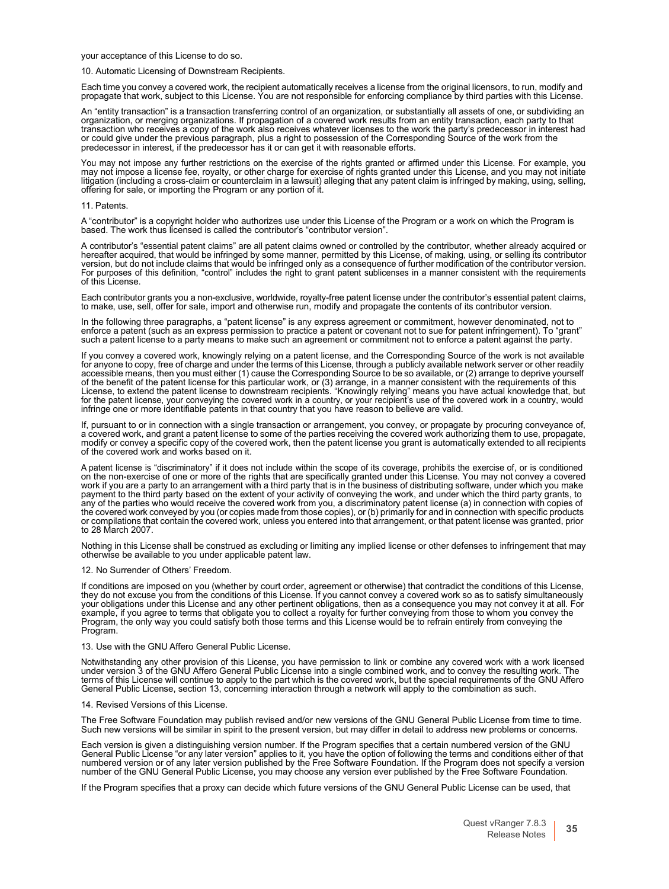your acceptance of this License to do so.

10. Automatic Licensing of Downstream Recipients.

Each time you convey a covered work, the recipient automatically receives a license from the original licensors, to run, modify and propagate that work, subject to this License. You are not responsible for enforcing compliance by third parties with this License.

An “entity transaction” is a transaction transferring control of an organization, or substantially all assets of one, or subdividing an organization, or merging organizations. If propagation of a covered work results from an entity transaction, each party to that transaction who receives a copy of the work also receives whatever licenses to the work the party’s predecessor in interest had or could give under the previous paragraph, plus a right to possession of the Corresponding Source of the work from the predecessor in interest, if the predecessor has it or can get it with reasonable efforts.

You may not impose any further restrictions on the exercise of the rights granted or affirmed under this License. For example, you may not impose a license fee, royalty, or other charge for exercise of rights granted under this License, and you may not initiate litigation (including a cross-claim or counterclaim in a lawsuit) alleging that any patent claim is infringed by making, using, selling, offering for sale, or importing the Program or any portion of it.

11. Patents.

A “contributor” is a copyright holder who authorizes use under this License of the Program or a work on which the Program is based. The work thus licensed is called the contributor’s “contributor version”.

A contributor’s “essential patent claims” are all patent claims owned or controlled by the contributor, whether already acquired or hereafter acquired, that would be infringed by some manner, permitted by this License, of making, using, or selling its contributor version, but do not include claims that would be infringed only as a consequence of further modification of the contributor version. For purposes of this definition, “control” includes the right to grant patent sublicenses in a manner consistent with the requirements of this License.

Each contributor grants you a non-exclusive, worldwide, royalty-free patent license under the contributor’s essential patent claims, to make, use, sell, offer for sale, import and otherwise run, modify and propagate the contents of its contributor version.

In the following three paragraphs, a “patent license” is any express agreement or commitment, however denominated, not to enforce a patent (such as an express permission to practice a patent or covenant not to sue for patent infringement). To “grant” such a patent license to a party means to make such an agreement or commitment not to enforce a patent against the party.

If you convey a covered work, knowingly relying on a patent license, and the Corresponding Source of the work is not available for anyone to copy, free of charge and under the terms of this License, through a publicly available network server or other readily accessible means, then you must either (1) cause the Corresponding Source to be so available, or (2) arrange to deprive yourself of the benefit of the patent license for this particular work, or (3) arrange, in a manner consistent with the requirements of this License, to extend the patent license to downstream recipients. “Knowingly relying” means you have actual knowledge that, but for the patent license, your conveying the covered work in a country, or your recipient’s use of the covered work in a country, would infringe one or more identifiable patents in that country that you have reason to believe are valid.

If, pursuant to or in connection with a single transaction or arrangement, you convey, or propagate by procuring conveyance of, a covered work, and grant a patent license to some of the parties receiving the covered work authorizing them to use, propagate, modify or convey a specific copy of the covered work, then the patent license you grant is automatically extended to all recipients of the covered work and works based on it.

A patent license is “discriminatory” if it does not include within the scope of its coverage, prohibits the exercise of, or is conditioned on the non-exercise of one or more of the rights that are specifically granted under this License. You may not convey a covered work if you are a party to an arrangement with a third party that is in the business of distributing software, under which you make payment to the third party based on the extent of your activity of conveying the work, and under which the third party grants, to any of the parties who would receive the covered work from you, a discriminatory patent license (a) in connection with copies of the covered work conveyed by you (or copies made from those copies), or (b) primarily for and in connection with specific products or compilations that contain the covered work, unless you entered into that arrangement, or that patent license was granted, prior to 28 March 2007.

Nothing in this License shall be construed as excluding or limiting any implied license or other defenses to infringement that may otherwise be available to you under applicable patent law.

12. No Surrender of Others’ Freedom.

If conditions are imposed on you (whether by court order, agreement or otherwise) that contradict the conditions of this License, they do not excuse you from the conditions of this License. If you cannot convey a covered work so as to satisfy simultaneously your obligations under this License and any other pertinent obligations, then as a consequence you may not convey it at all. For example, if you agree to terms that obligate you to collect a royalty for further conveying from those to whom you convey the Program, the only way you could satisfy both those terms and this License would be to refrain entirely from conveying the Program.

13. Use with the GNU Affero General Public License.

Notwithstanding any other provision of this License, you have permission to link or combine any covered work with a work licensed under version 3 of the GNU Affero General Public License into a single combined work, and to convey the resulting work. The terms of this License will continue to apply to the part which is the covered work, but the special requirements of the GNU Affero General Public License, section 13, concerning interaction through a network will apply to the combination as such.

14. Revised Versions of this License.

The Free Software Foundation may publish revised and/or new versions of the GNU General Public License from time to time. Such new versions will be similar in spirit to the present version, but may differ in detail to address new problems or concerns.

Each version is given a distinguishing version number. If the Program specifies that a certain numbered version of the GNU General Public License “or any later version” applies to it, you have the option of following the terms and conditions either of that numbered version or of any later version published by the Free Software Foundation. If the Program does not specify a version number of the GNU General Public License, you may choose any version ever published by the Free Software Foundation.

If the Program specifies that a proxy can decide which future versions of the GNU General Public License can be used, that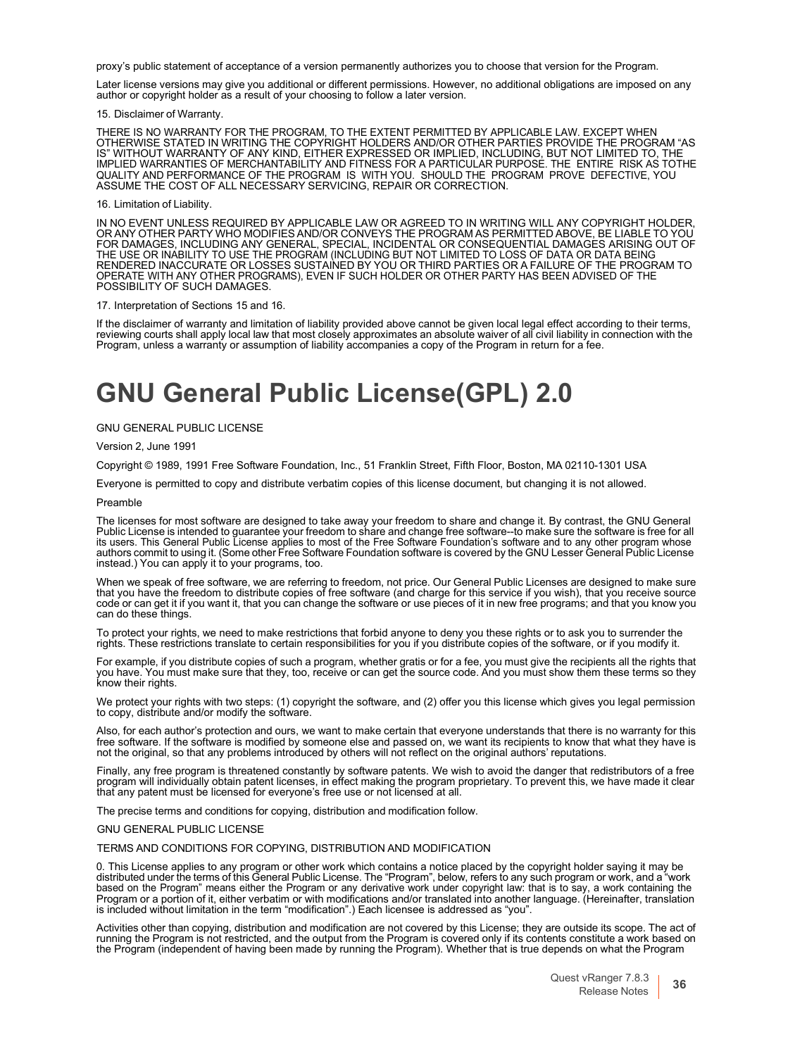proxy's public statement of acceptance of a version permanently authorizes you to choose that version for the Program.

Later license versions may give you additional or different permissions. However, no additional obligations are imposed on any author or copyright holder as a result of your choosing to follow a later version.

15. Disclaimer of Warranty.

THERE IS NO WARRANTY FOR THE PROGRAM, TO THE EXTENT PERMITTED BY APPLICABLE LAW. EXCEPT WHEN OTHERWISE STATED IN WRITING THE COPYRIGHT HOLDERS AND/OR OTHER PARTIES PROVIDE THE PROGRAM "AS IS" WITHOUT WARRANTY OF ANY KIND, EITHER EXPRESSED OR IMPLIED, INCLUDING, BUT NOT LIMITED TO, THE IMPLIED WARRANTIES OF MERCHANTABILITY AND FITNESS FOR A PARTICULAR PURPOSE. THE ENTIRE RISK AS TOTHE QUALITY AND PERFORMANCE OF THE PROGRAM IS WITH YOU. SHOULD THE PROGRAM PROVE DEFECTIVE, YOU ASSUME THE COST OF ALL NECESSARY SERVICING, REPAIR OR CORRECTION.

16. Limitation of Liability.

IN NO EVENT UNLESS REQUIRED BY APPLICABLE LAW OR AGREED TO IN WRITING WILL ANY COPYRIGHT HOLDER, OR ANY OTHER PARTY WHO MODIFIES AND/OR CONVEYS THE PROGRAM AS PERMITTED ABOVE, BE LIABLE TO YOU FOR DAMAGES, INCLUDING ANY GENERAL, SPECIAL, INCIDENTAL OR CONSEQUENTIAL DAMAGES ARISING OUT OF THE USE OR INABILITY TO USE THE PROGRAM (INCLUDING BUT NOT LIMITED TO LOSS OF DATA OR DATA BEING RENDERED INACCURATE OR LOSSES SUSTAINED BY YOU OR THIRD PARTIES OR A FAILURE OF THE PROGRAM TO OPERATE WITH ANY OTHER PROGRAMS), EVEN IF SUCH HOLDER OR OTHER PARTY HAS BEEN ADVISED OF THE POSSIBILITY OF SUCH DAMAGES.

17. Interpretation of Sections 15 and 16.

If the disclaimer of warranty and limitation of liability provided above cannot be given local legal effect according to their terms, reviewing courts shall apply local law that most closely approximates an absolute waiver of all civil liability in connection with the Program, unless a warranty or assumption of liability accompanies a copy of the Program in return for a fee.

# GNU General Public License(GPL) 2.0

GNU GENERAL PUBLIC LICENSE

Version 2, June 1991

Copyright © 1989, 1991 Free Software Foundation, Inc., 51 Franklin Street, Fifth Floor, Boston, MA 02110-1301 USA

Everyone is permitted to copy and distribute verbatim copies of this license document, but changing it is not allowed.

Preamble

The licenses for most software are designed to take away your freedom to share and change it. By contrast, the GNU General Public License is intended to guarantee your freedom to share and change free software--to make sure the software is free for all its users. This General Public License applies to most of the Free Software Foundation's software and to any other program whose authors commit to using it. (Some other Free Software Foundation software is covered by the GNU Lesser General Public License instead.) You can apply it to your programs, too.

When we speak of free software, we are referring to freedom, not price. Our General Public Licenses are designed to make sure that you have the freedom to distribute copies of free software (and charge for this service if you wish), that you receive source code or can get it if you want it, that you can change the software or use pieces of it in new free programs; and that you know you can do these things.

To protect your rights, we need to make restrictions that forbid anyone to deny you these rights or to ask you to surrender the rights. These restrictions translate to certain responsibilities for you if you distribute copies of the software, or if you modify it.

For example, if you distribute copies of such a program, whether gratis or for a fee, you must give the recipients all the rights that you have. You must make sure that they, too, receive or can get the source code. And you must show them these terms so they know their rights.

We protect your rights with two steps: (1) copyright the software, and (2) offer you this license which gives you legal permission to copy, distribute and/or modify the software.

Also, for each author's protection and ours, we want to make certain that everyone understands that there is no warranty for this free software. If the software is modified by someone else and passed on, we want its recipients to know that what they have is not the original, so that any problems introduced by others will not reflect on the original authors' reputations.

Finally, any free program is threatened constantly by software patents. We wish to avoid the danger that redistributors of a free program will individually obtain patent licenses, in effect making the program proprietary. To prevent this, we have made it clear that any patent must be licensed for everyone's free use or not licensed at all.

The precise terms and conditions for copying, distribution and modification follow.

GNU GENERAL PUBLIC LICENSE

TERMS AND CONDITIONS FOR COPYING, DISTRIBUTION AND MODIFICATION

0. This License applies to any program or other work which contains a notice placed by the copyright holder saying it may be distributed under the terms of this General Public License. The "Program", below, refers to any such program or work, and a "work based on the Program" means either the Program or any derivative work under copyright law: that is to say, a work containing the Program or a portion of it, either verbatim or with modifications and/or translated into another language. (Hereinafter, translation is included without limitation in the term "modification".) Each licensee is addressed as "you".

Activities other than copying, distribution and modification are not covered by this License; they are outside its scope. The act of running the Program is not restricted, and the output from the Program is covered only if its contents constitute a work based on the Program (independent of having been made by running the Program). Whether that is true depends on what the Program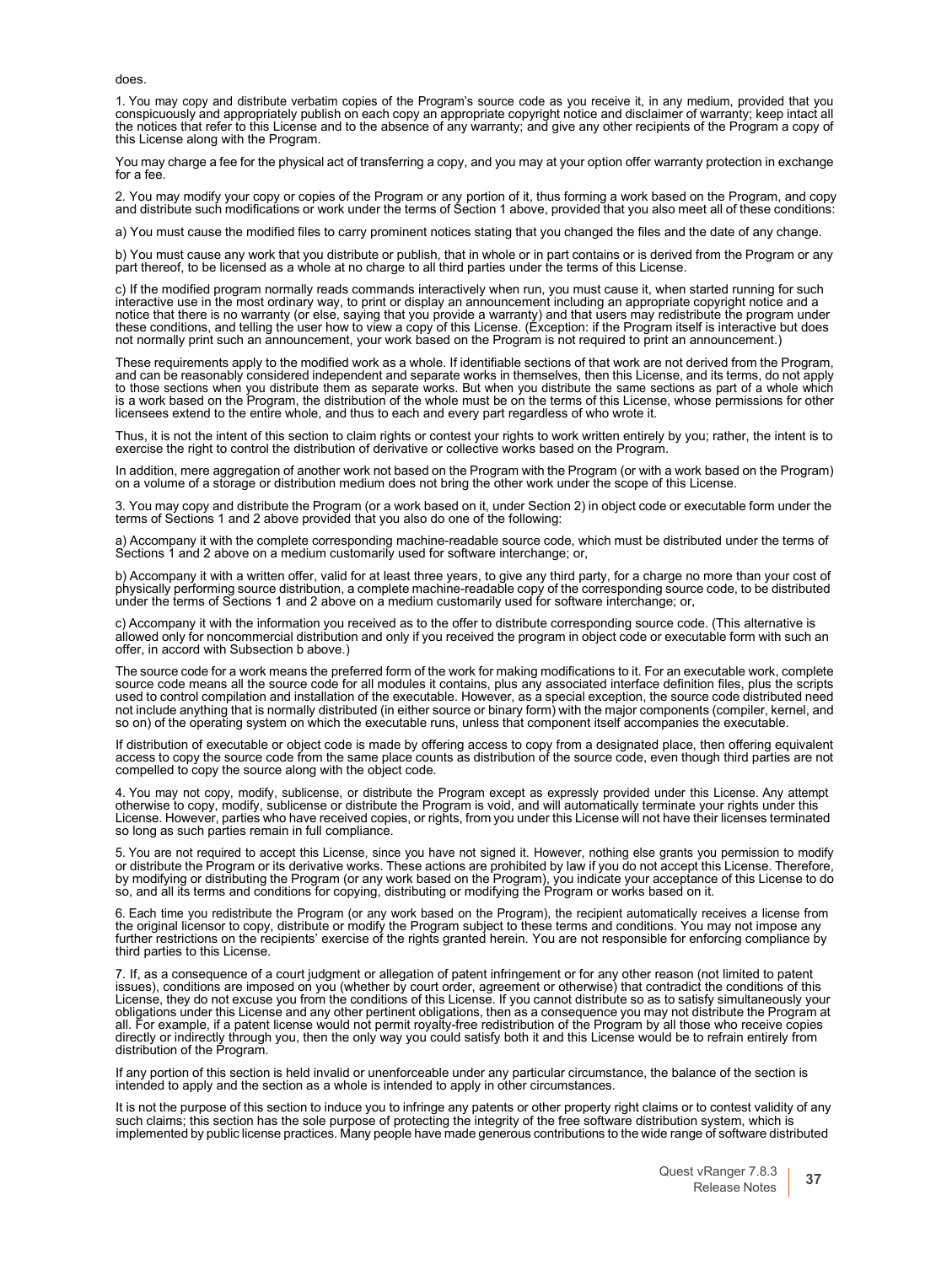does.

1. You may copy and distribute verbatim copies of the Program's source code as you receive it, in any medium, provided that you conspicuously and appropriately publish on each copy an appropriate copyright notice and disclaimer of warranty; keep intact all the notices that refer to this License and to the absence of any warranty; and give any other recipients of the Program a copy of this License along with the Program.

You may charge a fee for the physical act of transferring a copy, and you may at your option offer warranty protection in exchange for a fee.

2. You may modify your copy or copies of the Program or any portion of it, thus forming a work based on the Program, and copy and distribute such modifications or work under the terms of Section 1 above, provided that you also meet all of these conditions:

a) You must cause the modified files to carry prominent notices stating that you changed the files and the date of any change.

b) You must cause any work that you distribute or publish, that in whole or in part contains or is derived from the Program or any part thereof, to be licensed as a whole at no charge to all third parties under the terms of this License.

c) If the modified program normally reads commands interactively when run, you must cause it, when started running for such interactive use in the most ordinary way, to print or display an announcement including an appropriate copyright notice and a notice that there is no warranty (or else, saying that you provide a warranty) and that users may redistribute the program under these conditions, and telling the user how to view a copy of this License. (Exception: if the Program itself is interactive but does not normally print such an announcement, your work based on the Program is not required to print an announcement.)

These requirements apply to the modified work as a whole. If identifiable sections of that work are not derived from the Program, and can be reasonably considered independent and separate works in themselves, then this License, and its terms, do not apply to those sections when you distribute them as separate works. But when you distribute the same sections as part of a whole which is a work based on the Program, the distribution of the whole must be on the terms of this License, whose permissions for other licensees extend to the entire whole, and thus to each and every part regardless of who wrote it.

Thus, it is not the intent of this section to claim rights or contest your rights to work written entirely by you; rather, the intent is to exercise the right to control the distribution of derivative or collective works based on the Program.

In addition, mere aggregation of another work not based on the Program with the Program (or with a work based on the Program) on a volume of a storage or distribution medium does not bring the other work under the scope of this License.

3. You may copy and distribute the Program (or a work based on it, under Section 2) in object code or executable form under the terms of Sections 1 and 2 above provided that you also do one of the following:

a) Accompany it with the complete corresponding machine-readable source code, which must be distributed under the terms of Sections 1 and 2 above on a medium customarily used for software interchange; or,

b) Accompany it with a written offer, valid for at least three years, to give any third party, for a charge no more than your cost of physically performing source distribution, a complete machine-readable copy of the corresponding source code, to be distributed under the terms of Sections 1 and 2 above on a medium customarily used for software interchange; or,

c) Accompany it with the information you received as to the offer to distribute corresponding source code. (This alternative is allowed only for noncommercial distribution and only if you received the program in object code or executable form with such an offer, in accord with Subsection b above.)

The source code for a work means the preferred form of the work for making modifications to it. For an executable work, complete source code means all the source code for all modules it contains, plus any associated interface definition files, plus the scripts used to control compilation and installation of the executable. However, as a special exception, the source code distributed need not include anything that is normally distributed (in either source or binary form) with the major components (compiler, kernel, and so on) of the operating system on which the executable runs, unless that component itself accompanies the executable.

If distribution of executable or object code is made by offering access to copy from a designated place, then offering equivalent access to copy the source code from the same place counts as distribution of the source code, even though third parties are not compelled to copy the source along with the object code.

4. You may not copy, modify, sublicense, or distribute the Program except as expressly provided under this License. Any attempt otherwise to copy, modify, sublicense or distribute the Program is void, and will automatically terminate your rights under this License. However, parties who have received copies, or rights, from you under this License will not have their licenses terminated so long as such parties remain in full compliance.

5. You are not required to accept this License, since you have not signed it. However, nothing else grants you permission to modify or distribute the Program or its derivative works. These actions are prohibited by law if you do not accept this License. Therefore, by modifying or distributing the Program (or any work based on the Program), you indicate your acceptance of this License to do so, and all its terms and conditions for copying, distributing or modifying the Program or works based on it.

6. Each time you redistribute the Program (or any work based on the Program), the recipient automatically receives a license from the original licensor to copy, distribute or modify the Program subject to these terms and conditions. You may not impose any further restrictions on the recipients' exercise of the rights granted herein. You are not responsible for enforcing compliance by third parties to this License.

7. If, as a consequence of a court judgment or allegation of patent infringement or for any other reason (not limited to patent issues), conditions are imposed on you (whether by court order, agreement or otherwise) that contradict the conditions of this License, they do not excuse you from the conditions of this License. If you cannot distribute so as to satisfy simultaneously your obligations under this License and any other pertinent obligations, then as a consequence you may not distribute the Program at all. For example, if a patent license would not permit royalty-free redistribution of the Program by all those who receive copies directly or indirectly through you, then the only way you could satisfy both it and this License would be to refrain entirely from distribution of the Program.

If any portion of this section is held invalid or unenforceable under any particular circumstance, the balance of the section is intended to apply and the section as a whole is intended to apply in other circumstances.

It is not the purpose of this section to induce you to infringe any patents or other property right claims or to contest validity of any such claims; this section has the sole purpose of protecting the integrity of the free software distribution system, which is implemented by public license practices. Many people have made generous contributions to the wide range of software distributed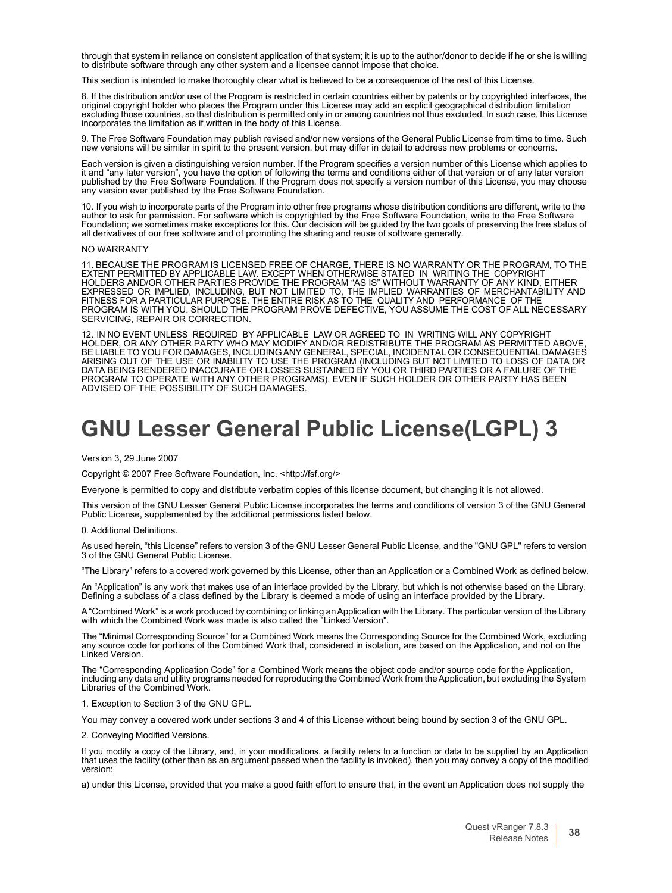through that system in reliance on consistent application of that system; it is up to the author/donor to decide if he or she is willing to distribute software through any other system and a licensee cannot impose that choice.

This section is intended to make thoroughly clear what is believed to be a consequence of the rest of this License.

8. If the distribution and/or use of the Program is restricted in certain countries either by patents or by copyrighted interfaces, the original copyright holder who places the Program under this License may add an explicit geographical distribution limitation excluding those countries, so that distribution is permitted only in or among countries not thus excluded. In such case, this License incorporates the limitation as if written in the body of this License.

9. The Free Software Foundation may publish revised and/or new versions of the General Public License from time to time. Such new versions will be similar in spirit to the present version, but may differ in detail to address new problems or concerns.

Each version is given a distinguishing version number. If the Program specifies a version number of this License which applies to it and “any later version”, you have the option of following the terms and conditions either of that version or of any later version published by the Free Software Foundation. If the Program does not specify a version number of this License, you may choose any version ever published by the Free Software Foundation.

10. If you wish to incorporate parts of the Program into other free programs whose distribution conditions are different, write to the author to ask for permission. For software which is copyrighted by the Free Software Foundation, write to the Free Software Foundation; we sometimes make exceptions for this. Our decision will be guided by the two goals of preserving the free status of all derivatives of our free software and of promoting the sharing and reuse of software generally.

NO WARRANTY

11. BECAUSE THE PROGRAM IS LICENSED FREE OF CHARGE, THERE IS NO WARRANTY OR THE PROGRAM, TO THE EXTENT PERMITTED BY APPLICABLE LAW. EXCEPT WHEN OTHERWISE STATED IN WRITING THE COPYRIGHT HOLDERS AND/OR OTHER PARTIES PROVIDE THE PROGRAM “AS IS” WITHOUT WARRANTY OF ANY KIND, EITHER EXPRESSED OR IMPLIED, INCLUDING, BUT NOT LIMITED TO, THE IMPLIED WARRANTIES OF MERCHANTABILITY AND FITNESS FOR A PARTICULAR PURPOSE. THE ENTIRE RISK AS TO THE QUALITY AND PERFORMANCE OF THE PROGRAM IS WITH YOU. SHOULD THE PROGRAM PROVE DEFECTIVE, YOU ASSUME THE COST OF ALL NECESSARY SERVICING, REPAIR OR CORRECTION.

12. IN NO EVENT UNLESS REQUIRED BY APPLICABLE LAW OR AGREED TO IN WRITING WILL ANY COPYRIGHT HOLDER, OR ANY OTHER PARTY WHO MAY MODIFY AND/OR REDISTRIBUTE THE PROGRAM AS PERMITTED ABOVE, BE LIABLE TO YOU FOR DAMAGES, INCLUDING ANY GENERAL, SPECIAL, INCIDENTAL OR CONSEQUENTIAL DAMAGES ARISING OUT OF THE USE OR INABILITY TO USE THE PROGRAM (INCLUDING BUT NOT LIMITED TO LOSS OF DATA OR DATA BEING RENDERED INACCURATE OR LOSSES SUSTAINED BY YOU OR THIRD PARTIES OR A FAILURE OF THE PROGRAM TO OPERATE WITH ANY OTHER PROGRAMS), EVEN IF SUCH HOLDER OR OTHER PARTY HAS BEEN ADVISED OF THE POSSIBILITY OF SUCH DAMAGES.

# GNU Lesser General Public License(LGPL) 3

Version 3, 29 June 2007

Copyright © 2007 Free Software Foundation, Inc. <http://fsf.org/>

Everyone is permitted to copy and distribute verbatim copies of this license document, but changing it is not allowed.

This version of the GNU Lesser General Public License incorporates the terms and conditions of version 3 of the GNU General Public License, supplemented by the additional permissions listed below.

0. Additional Definitions.

As used herein, “this License” refers to version 3 of the GNU Lesser General Public License, and the "GNU GPL" refers to version 3 of the GNU General Public License.

“The Library” refers to a covered work governed by this License, other than an Application or a Combined Work as defined below.

An “Application” is any work that makes use of an interface provided by the Library, but which is not otherwise based on the Library. Defining a subclass of a class defined by the Library is deemed a mode of using an interface provided by the Library.

A “Combined Work” is a work produced by combining or linking an Application with the Library. The particular version of the Library with which the Combined Work was made is also called the "Linked Version".

The “Minimal Corresponding Source” for a Combined Work means the Corresponding Source for the Combined Work, excluding any source code for portions of the Combined Work that, considered in isolation, are based on the Application, and not on the Linked Version.

The “Corresponding Application Code” for a Combined Work means the object code and/or source code for the Application, including any data and utility programs needed for reproducing the Combined Work from the Application, but excluding the System Libraries of the Combined Work.

1. Exception to Section 3 of the GNU GPL.

You may convey a covered work under sections 3 and 4 of this License without being bound by section 3 of the GNU GPL.

2. Conveying Modified Versions.

If you modify a copy of the Library, and, in your modifications, a facility refers to a function or data to be supplied by an Application that uses the facility (other than as an argument passed when the facility is invoked), then you may convey a copy of the modified version:

a) under this License, provided that you make a good faith effort to ensure that, in the event an Application does not supply the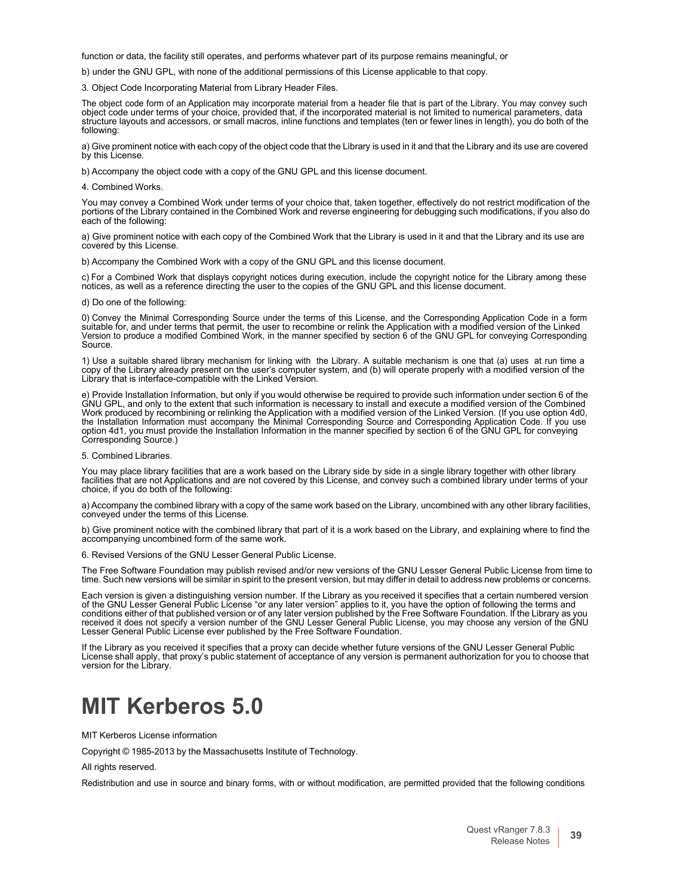function or data, the facility still operates, and performs whatever part of its purpose remains meaningful, or

b) under the GNU GPL, with none of the additional permissions of this License applicable to that copy.

3. Object Code Incorporating Material from Library Header Files.

The object code form of an Application may incorporate material from a header file that is part of the Library. You may convey such object code under terms of your choice, provided that, if the incorporated material is not limited to numerical parameters, data structure layouts and accessors, or small macros, inline functions and templates (ten or fewer lines in length), you do both of the following:

a) Give prominent notice with each copy of the object code that the Library is used in it and that the Library and its use are covered by this License.

b) Accompany the object code with a copy of the GNU GPL and this license document.

4. Combined Works.

You may convey a Combined Work under terms of your choice that, taken together, effectively do not restrict modification of the portions of the Library contained in the Combined Work and reverse engineering for debugging such modifications, if you also do each of the following:

a) Give prominent notice with each copy of the Combined Work that the Library is used in it and that the Library and its use are covered by this License.

b) Accompany the Combined Work with a copy of the GNU GPL and this license document.

c) For a Combined Work that displays copyright notices during execution, include the copyright notice for the Library among these notices, as well as a reference directing the user to the copies of the GNU GPL and this license document.

d) Do one of the following:

0) Convey the Minimal Corresponding Source under the terms of this License, and the Corresponding Application Code in a form suitable for, and under terms that permit, the user to recombine or relink the Application with a modified version of the Linked Version to produce a modified Combined Work, in the manner specified by section 6 of the GNU GPL for conveying Corresponding Source.

1) Use a suitable shared library mechanism for linking with the Library. A suitable mechanism is one that (a) uses at run time a copy of the Library already present on the user's computer system, and (b) will operate properly with a modified version of the Library that is interface-compatible with the Linked Version.

e) Provide Installation Information, but only if you would otherwise be required to provide such information under section 6 of the GNU GPL, and only to the extent that such information is necessary to install and execute a modified version of the Combined Work produced by recombining or relinking the Application with a modified version of the Linked Version. (If you use option 4d0, the Installation Information must accompany the Minimal Corresponding Source and Corresponding Application Code. If you use option 4d1, you must provide the Installation Information in the manner specified by section 6 of the GNU GPL for conveying Corresponding Source.)

5. Combined Libraries.

You may place library facilities that are a work based on the Library side by side in a single library together with other library facilities that are not Applications and are not covered by this License, and convey such a combined library under terms of your choice, if you do both of the following:

a) Accompany the combined library with a copy of the same work based on the Library, uncombined with any other library facilities, conveyed under the terms of this License.

b) Give prominent notice with the combined library that part of it is a work based on the Library, and explaining where to find the accompanying uncombined form of the same work.

6. Revised Versions of the GNU Lesser General Public License.

The Free Software Foundation may publish revised and/or new versions of the GNU Lesser General Public License from time to time. Such new versions will be similar in spirit to the present version, but may differ in detail to address new problems or concerns.

Each version is given a distinguishing version number. If the Library as you received it specifies that a certain numbered version of the GNU Lesser General Public License "or any later version" applies to it, you have the option of following the terms and conditions either of that published version or of any later version published by the Free Software Foundation. If the Library as you received it does not specify a version number of the GNU Lesser General Public License, you may choose any version of the GNU Lesser General Public License ever published by the Free Software Foundation.

If the Library as you received it specifies that a proxy can decide whether future versions of the GNU Lesser General Public License shall apply, that proxy's public statement of acceptance of any version is permanent authorization for you to choose that version for the Library.

# MIT Kerberos 5.0

MIT Kerberos License information

Copyright © 1985-2013 by the Massachusetts Institute of Technology.

All rights reserved.

Redistribution and use in source and binary forms, with or without modification, are permitted provided that the following conditions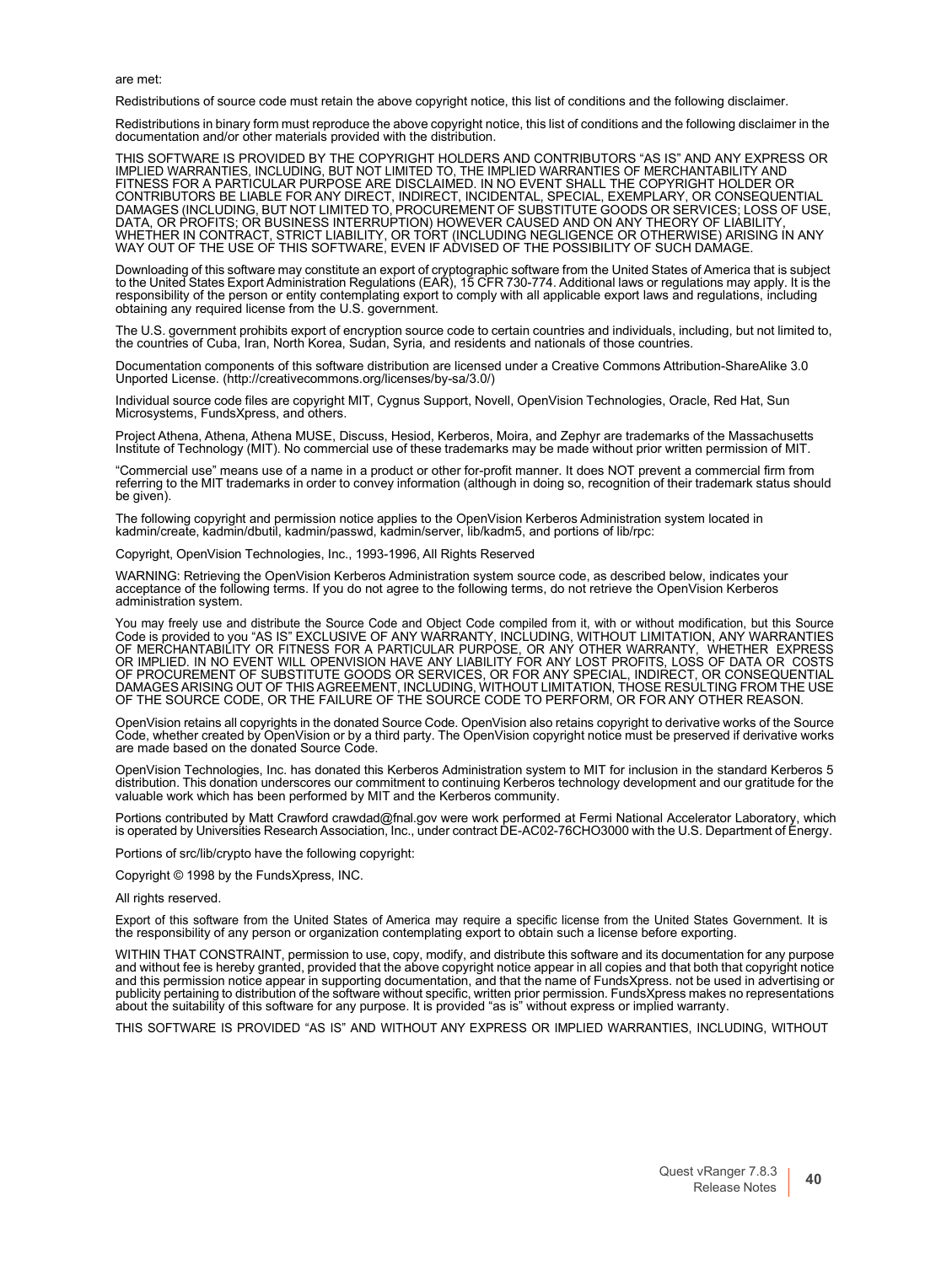are met:

Redistributions of source code must retain the above copyright notice, this list of conditions and the following disclaimer.

Redistributions in binary form must reproduce the above copyright notice, this list of conditions and the following disclaimer in the documentation and/or other materials provided with the distribution.

THIS SOFTWARE IS PROVIDED BY THE COPYRIGHT HOLDERS AND CONTRIBUTORS “AS IS” AND ANY EXPRESS OR IMPLIED WARRANTIES, INCLUDING, BUT NOT LIMITED TO, THE IMPLIED WARRANTIES OF MERCHANTABILITY AND FITNESS FOR A PARTICULAR PURPOSE ARE DISCLAIMED. IN NO EVENT SHALL THE COPYRIGHT HOLDER OR CONTRIBUTORS BE LIABLE FOR ANY DIRECT, INDIRECT, INCIDENTAL, SPECIAL, EXEMPLARY, OR CONSEQUENTIAL DAMAGES (INCLUDING, BUT NOT LIMITED TO, PROCUREMENT OF SUBSTITUTE GOODS OR SERVICES; LOSS OF USE, DATA, OR PROFITS; OR BUSINESS INTERRUPTION) HOWEVER CAUSED AND ON ANY THEORY OF LIABILITY, WHETHER IN CONTRACT, STRICT LIABILITY, OR TORT (INCLUDING NEGLIGENCE OR OTHERWISE) ARISING IN ANY WAY OUT OF THE USE OF THIS SOFTWARE, EVEN IF ADVISED OF THE POSSIBILITY OF SUCH DAMAGE.

Downloading of this software may constitute an export of cryptographic software from the United States of America that is subject to the United States Export Administration Regulations (EAR), 15 CFR 730-774. Additional laws or regulations may apply. It is the responsibility of the person or entity contemplating export to comply with all applicable export laws and regulations, including obtaining any required license from the U.S. government.

The U.S. government prohibits export of encryption source code to certain countries and individuals, including, but not limited to, the countries of Cuba, Iran, North Korea, Sudan, Syria, and residents and nationals of those countries.

Documentation components of this software distribution are licensed under a Creative Commons Attribution-ShareAlike 3.0 Unported License. (http://creativecommons.org/licenses/by-sa/3.0/)

Individual source code files are copyright MIT, Cygnus Support, Novell, OpenVision Technologies, Oracle, Red Hat, Sun Microsystems, FundsXpress, and others.

Project Athena, Athena, Athena MUSE, Discuss, Hesiod, Kerberos, Moira, and Zephyr are trademarks of the Massachusetts Institute of Technology (MIT). No commercial use of these trademarks may be made without prior written permission of MIT.

“Commercial use” means use of a name in a product or other for-profit manner. It does NOT prevent a commercial firm from referring to the MIT trademarks in order to convey information (although in doing so, recognition of their trademark status should be given).

The following copyright and permission notice applies to the OpenVision Kerberos Administration system located in kadmin/create, kadmin/dbutil, kadmin/passwd, kadmin/server, lib/kadm5, and portions of lib/rpc:

Copyright, OpenVision Technologies, Inc., 1993-1996, All Rights Reserved

WARNING: Retrieving the OpenVision Kerberos Administration system source code, as described below, indicates your acceptance of the following terms. If you do not agree to the following terms, do not retrieve the OpenVision Kerberos administration system.

You may freely use and distribute the Source Code and Object Code compiled from it, with or without modification, but this Source Code is provided to you “AS IS” EXCLUSIVE OF ANY WARRANTY, INCLUDING, WITHOUT LIMITATION, ANY WARRANTIES OF MERCHANTABILITY OR FITNESS FOR A PARTICULAR PURPOSE, OR ANY OTHER WARRANTY, WHETHER EXPRESS OR IMPLIED. IN NO EVENT WILL OPENVISION HAVE ANY LIABILITY FOR ANY LOST PROFITS, LOSS OF DATA OR COSTS OF PROCUREMENT OF SUBSTITUTE GOODS OR SERVICES, OR FOR ANY SPECIAL, INDIRECT, OR CONSEQUENTIAL DAMAGES ARISING OUT OF THIS AGREEMENT, INCLUDING, WITHOUT LIMITATION, THOSE RESULTING FROM THE USE OF THE SOURCE CODE, OR THE FAILURE OF THE SOURCE CODE TO PERFORM, OR FOR ANY OTHER REASON.

OpenVision retains all copyrights in the donated Source Code. OpenVision also retains copyright to derivative works of the Source Code, whether created by OpenVision or by a third party. The OpenVision copyright notice must be preserved if derivative works are made based on the donated Source Code.

OpenVision Technologies, Inc. has donated this Kerberos Administration system to MIT for inclusion in the standard Kerberos 5 distribution. This donation underscores our commitment to continuing Kerberos technology development and our gratitude for the valuable work which has been performed by MIT and the Kerberos community.

Portions contributed by Matt Crawford crawdad@fnal.gov were work performed at Fermi National Accelerator Laboratory, which is operated by Universities Research Association, Inc., under contract DE-AC02-76CHO3000 with the U.S. Department of Energy.

Portions of src/lib/crypto have the following copyright:

Copyright © 1998 by the FundsXpress, INC.

All rights reserved.

Export of this software from the United States of America may require a specific license from the United States Government. It is the responsibility of any person or organization contemplating export to obtain such a license before exporting.

WITHIN THAT CONSTRAINT, permission to use, copy, modify, and distribute this software and its documentation for any purpose and without fee is hereby granted, provided that the above copyright notice appear in all copies and that both that copyright notice and this permission notice appear in supporting documentation, and that the name of FundsXpress. not be used in advertising or publicity pertaining to distribution of the software without specific, written prior permission. FundsXpress makes no representations about the suitability of this software for any purpose. It is provided “as is” without express or implied warranty.

THIS SOFTWARE IS PROVIDED “AS IS” AND WITHOUT ANY EXPRESS OR IMPLIED WARRANTIES, INCLUDING, WITHOUT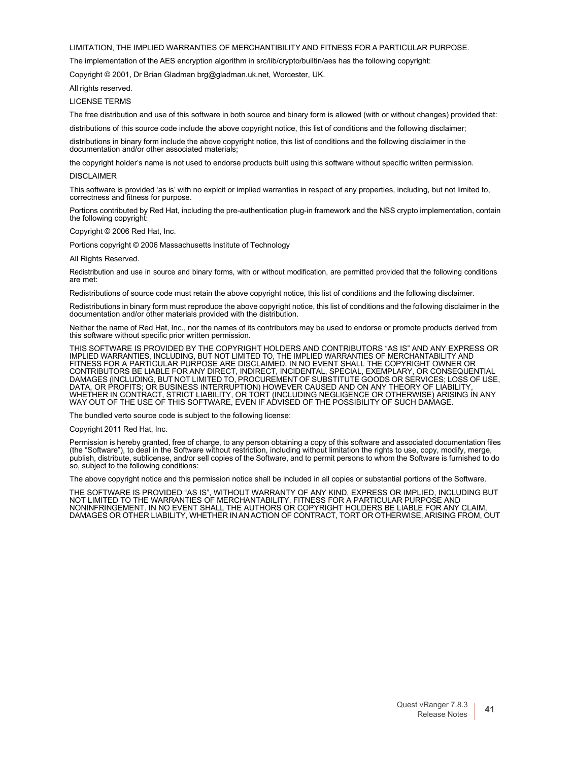LIMITATION, THE IMPLIED WARRANTIES OF MERCHANTIBILITY AND FITNESS FOR A PARTICULAR PURPOSE.

The implementation of the AES encryption algorithm in src/lib/crypto/builtin/aes has the following copyright:

Copyright © 2001, Dr Brian Gladman brg@gladman.uk.net, Worcester, UK.

All rights reserved.

LICENSE TERMS

The free distribution and use of this software in both source and binary form is allowed (with or without changes) provided that:

distributions of this source code include the above copyright notice, this list of conditions and the following disclaimer;

distributions in binary form include the above copyright notice, this list of conditions and the following disclaimer in the documentation and/or other associated materials;

the copyright holder's name is not used to endorse products built using this software without specific written permission.

DISCLAIMER

This software is provided 'as is' with no explcit or implied warranties in respect of any properties, including, but not limited to, correctness and fitness for purpose.

Portions contributed by Red Hat, including the pre-authentication plug-in framework and the NSS crypto implementation, contain the following copyright:

Copyright © 2006 Red Hat, Inc.

Portions copyright © 2006 Massachusetts Institute of Technology

All Rights Reserved.

Redistribution and use in source and binary forms, with or without modification, are permitted provided that the following conditions are met:

Redistributions of source code must retain the above copyright notice, this list of conditions and the following disclaimer.

Redistributions in binary form must reproduce the above copyright notice, this list of conditions and the following disclaimer in the documentation and/or other materials provided with the distribution.

Neither the name of Red Hat, Inc., nor the names of its contributors may be used to endorse or promote products derived from this software without specific prior written permission.

THIS SOFTWARE IS PROVIDED BY THE COPYRIGHT HOLDERS AND CONTRIBUTORS "AS IS" AND ANY EXPRESS OR IMPLIED WARRANTIES, INCLUDING, BUT NOT LIMITED TO, THE IMPLIED WARRANTIES OF MERCHANTABILITY AND FITNESS FOR A PARTICULAR PURPOSE ARE DISCLAIMED. IN NO EVENT SHALL THE COPYRIGHT OWNER OR CONTRIBUTORS BE LIABLE FOR ANY DIRECT, INDIRECT, INCIDENTAL, SPECIAL, EXEMPLARY, OR CONSEQUENTIAL DAMAGES (INCLUDING, BUT NOT LIMITED TO, PROCUREMENT OF SUBSTITUTE GOODS OR SERVICES; LOSS OF USE, DATA, OR PROFITS; OR BUSINESS INTERRUPTION) HOWEVER CAUSED AND ON ANY THEORY OF LIABILITY, WHETHER IN CONTRACT, STRICT LIABILITY, OR TORT (INCLUDING NEGLIGENCE OR OTHERWISE) ARISING IN ANY WAY OUT OF THE USE OF THIS SOFTWARE, EVEN IF ADVISED OF THE POSSIBILITY OF SUCH DAMAGE.

The bundled verto source code is subject to the following license:

Copyright 2011 Red Hat, Inc.

Permission is hereby granted, free of charge, to any person obtaining a copy of this software and associated documentation files (the "Software"), to deal in the Software without restriction, including without limitation the rights to use, copy, modify, merge, publish, distribute, sublicense, and/or sell copies of the Software, and to permit persons to whom the Software is furnished to do so, subject to the following conditions:

The above copyright notice and this permission notice shall be included in all copies or substantial portions of the Software.

THE SOFTWARE IS PROVIDED "AS IS", WITHOUT WARRANTY OF ANY KIND, EXPRESS OR IMPLIED, INCLUDING BUT NOT LIMITED TO THE WARRANTIES OF MERCHANTABILITY, FITNESS FOR A PARTICULAR PURPOSE AND NONINFRINGEMENT. IN NO EVENT SHALL THE AUTHORS OR COPYRIGHT HOLDERS BE LIABLE FOR ANY CLAIM, DAMAGES OR OTHER LIABILITY, WHETHER IN AN ACTION OF CONTRACT, TORT OR OTHERWISE, ARISING FROM, OUT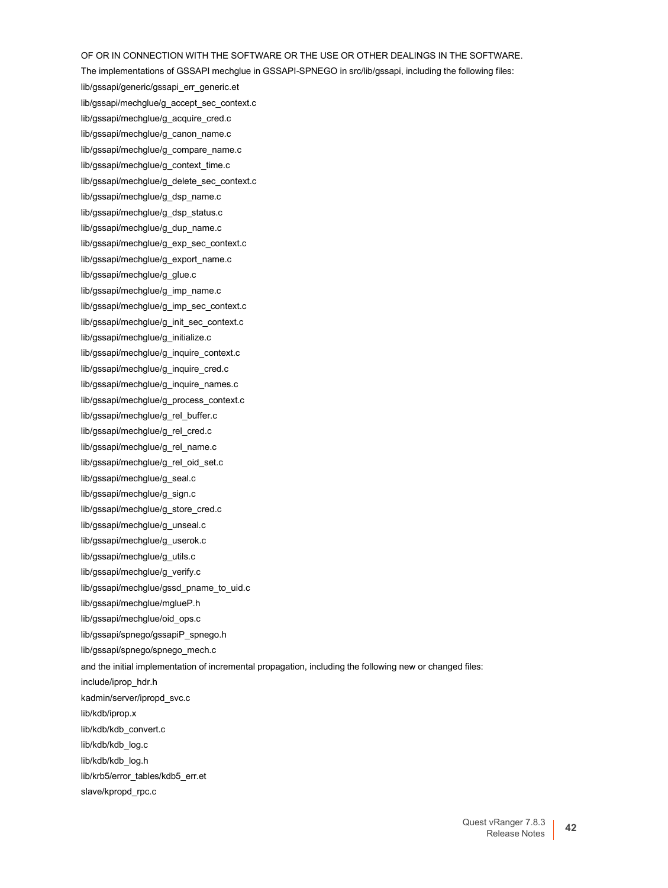OF OR IN CONNECTION WITH THE SOFTWARE OR THE USE OR OTHER DEALINGS IN THE SOFTWARE.

The implementations of GSSAPI mechglue in GSSAPI-SPNEGO in src/lib/gssapi, including the following files:

lib/gssapi/generic/gssapi_err_generic.et

lib/gssapi/mechglue/g_accept_sec_context.c

lib/gssapi/mechglue/g_acquire_cred.c

lib/gssapi/mechglue/g_canon_name.c

lib/gssapi/mechglue/g_compare_name.c

lib/gssapi/mechglue/g_context_time.c

lib/gssapi/mechglue/g_delete_sec_context.c

lib/gssapi/mechglue/g_dsp_name.c

lib/gssapi/mechglue/g_dsp_status.c

lib/gssapi/mechglue/g_dup_name.c

lib/gssapi/mechglue/g_exp_sec_context.c

lib/gssapi/mechglue/g_export_name.c

lib/gssapi/mechglue/g_glue.c

lib/gssapi/mechglue/g_imp_name.c

lib/gssapi/mechglue/g_imp_sec_context.c

lib/gssapi/mechglue/g_init_sec_context.c

lib/gssapi/mechglue/g_initialize.c

lib/gssapi/mechglue/g_inquire_context.c

lib/gssapi/mechglue/g_inquire_cred.c

lib/gssapi/mechglue/g_inquire_names.c

lib/gssapi/mechglue/g_process_context.c

lib/gssapi/mechglue/g_rel_buffer.c

lib/gssapi/mechglue/g_rel_cred.c

lib/gssapi/mechglue/g_rel_name.c

lib/gssapi/mechglue/g_rel_oid_set.c

lib/gssapi/mechglue/g_seal.c

lib/gssapi/mechglue/g_sign.c

lib/gssapi/mechglue/g_store_cred.c

lib/gssapi/mechglue/g_unseal.c

lib/gssapi/mechglue/g_userok.c

lib/gssapi/mechglue/g_utils.c

lib/gssapi/mechglue/g_verify.c

lib/gssapi/mechglue/gssd_pname_to_uid.c

lib/gssapi/mechglue/mglueP.h

lib/gssapi/mechglue/oid_ops.c

lib/gssapi/spnego/gssapiP_spnego.h

lib/gssapi/spnego/spnego_mech.c

and the initial implementation of incremental propagation, including the following new or changed files:

include/iprop_hdr.h

kadmin/server/ipropd_svc.c

lib/kdb/iprop.x

lib/kdb/kdb_convert.c

lib/kdb/kdb_log.c

lib/kdb/kdb_log.h

lib/krb5/error_tables/kdb5_err.et

slave/kpropd_rpc.c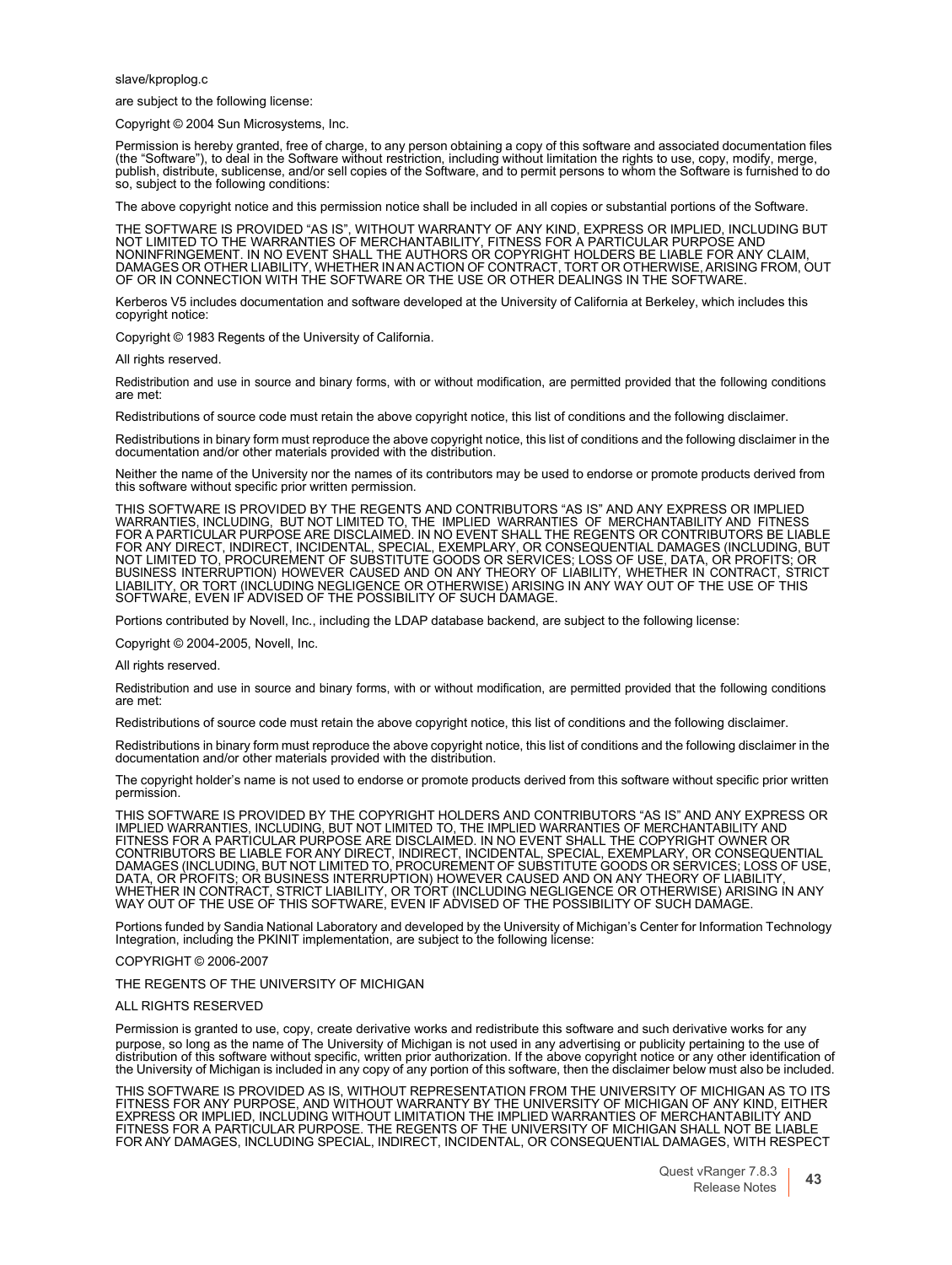slave/kproplog.c

are subject to the following license:

Copyright © 2004 Sun Microsystems, Inc.

Permission is hereby granted, free of charge, to any person obtaining a copy of this software and associated documentation files (the "Software"), to deal in the Software without restriction, including without limitation the rights to use, copy, modify, merge, publish, distribute, sublicense, and/or sell copies of the Software, and to permit persons to whom the Software is furnished to do so, subject to the following conditions:

The above copyright notice and this permission notice shall be included in all copies or substantial portions of the Software.

THE SOFTWARE IS PROVIDED "AS IS", WITHOUT WARRANTY OF ANY KIND, EXPRESS OR IMPLIED, INCLUDING BUT NOT LIMITED TO THE WARRANTIES OF MERCHANTABILITY, FITNESS FOR A PARTICULAR PURPOSE AND NONINFRINGEMENT. IN NO EVENT SHALL THE AUTHORS OR COPYRIGHT HOLDERS BE LIABLE FOR ANY CLAIM, DAMAGES OR OTHER LIABILITY, WHETHER IN AN ACTION OF CONTRACT, TORT OR OTHERWISE, ARISING FROM, OUT OF OR IN CONNECTION WITH THE SOFTWARE OR THE USE OR OTHER DEALINGS IN THE SOFTWARE.

Kerberos V5 includes documentation and software developed at the University of California at Berkeley, which includes this copyright notice:

Copyright © 1983 Regents of the University of California.

All rights reserved.

Redistribution and use in source and binary forms, with or without modification, are permitted provided that the following conditions are met:

Redistributions of source code must retain the above copyright notice, this list of conditions and the following disclaimer.

Redistributions in binary form must reproduce the above copyright notice, this list of conditions and the following disclaimer in the documentation and/or other materials provided with the distribution.

Neither the name of the University nor the names of its contributors may be used to endorse or promote products derived from this software without specific prior written permission.

THIS SOFTWARE IS PROVIDED BY THE REGENTS AND CONTRIBUTORS "AS IS" AND ANY EXPRESS OR IMPLIED WARRANTIES, INCLUDING, BUT NOT LIMITED TO, THE IMPLIED WARRANTIES OF MERCHANTABILITY AND FITNESS FOR A PARTICULAR PURPOSE ARE DISCLAIMED. IN NO EVENT SHALL THE REGENTS OR CONTRIBUTORS BE LIABLE FOR ANY DIRECT, INDIRECT, INCIDENTAL, SPECIAL, EXEMPLARY, OR CONSEQUENTIAL DAMAGES (INCLUDING, BUT NOT LIMITED TO, PROCUREMENT OF SUBSTITUTE GOODS OR SERVICES; LOSS OF USE, DATA, OR PROFITS; OR BUSINESS INTERRUPTION) HOWEVER CAUSED AND ON ANY THEORY OF LIABILITY, WHETHER IN CONTRACT, STRICT LIABILITY, OR TORT (INCLUDING NEGLIGENCE OR OTHERWISE) ARISING IN ANY WAY OUT OF THE USE OF THIS SOFTWARE, EVEN IF ADVISED OF THE POSSIBILITY OF SUCH DAMAGE.

Portions contributed by Novell, Inc., including the LDAP database backend, are subject to the following license:

Copyright © 2004-2005, Novell, Inc.

All rights reserved.

Redistribution and use in source and binary forms, with or without modification, are permitted provided that the following conditions are met:

Redistributions of source code must retain the above copyright notice, this list of conditions and the following disclaimer.

Redistributions in binary form must reproduce the above copyright notice, this list of conditions and the following disclaimer in the documentation and/or other materials provided with the distribution.

The copyright holder's name is not used to endorse or promote products derived from this software without specific prior written permission.

THIS SOFTWARE IS PROVIDED BY THE COPYRIGHT HOLDERS AND CONTRIBUTORS "AS IS" AND ANY EXPRESS OR IMPLIED WARRANTIES, INCLUDING, BUT NOT LIMITED TO, THE IMPLIED WARRANTIES OF MERCHANTABILITY AND FITNESS FOR A PARTICULAR PURPOSE ARE DISCLAIMED. IN NO EVENT SHALL THE COPYRIGHT OWNER OR CONTRIBUTORS BE LIABLE FOR ANY DIRECT, INDIRECT, INCIDENTAL, SPECIAL, EXEMPLARY, OR CONSEQUENTIAL DAMAGES (INCLUDING, BUT NOT LIMITED TO, PROCUREMENT OF SUBSTITUTE GOODS OR SERVICES; LOSS OF USE, DATA, OR PROFITS; OR BUSINESS INTERRUPTION) HOWEVER CAUSED AND ON ANY THEORY OF LIABILITY, WHETHER IN CONTRACT, STRICT LIABILITY, OR TORT (INCLUDING NEGLIGENCE OR OTHERWISE) ARISING IN ANY WAY OUT OF THE USE OF THIS SOFTWARE, EVEN IF ADVISED OF THE POSSIBILITY OF SUCH DAMAGE.

Portions funded by Sandia National Laboratory and developed by the University of Michigan's Center for Information Technology Integration, including the PKINIT implementation, are subject to the following license:

COPYRIGHT © 2006-2007

THE REGENTS OF THE UNIVERSITY OF MICHIGAN

ALL RIGHTS RESERVED

Permission is granted to use, copy, create derivative works and redistribute this software and such derivative works for any purpose, so long as the name of The University of Michigan is not used in any advertising or publicity pertaining to the use of distribution of this software without specific, written prior authorization. If the above copyright notice or any other identification of the University of Michigan is included in any copy of any portion of this software, then the disclaimer below must also be included.

THIS SOFTWARE IS PROVIDED AS IS, WITHOUT REPRESENTATION FROM THE UNIVERSITY OF MICHIGAN AS TO ITS FITNESS FOR ANY PURPOSE, AND WITHOUT WARRANTY BY THE UNIVERSITY OF MICHIGAN OF ANY KIND, EITHER EXPRESS OR IMPLIED, INCLUDING WITHOUT LIMITATION THE IMPLIED WARRANTIES OF MERCHANTABILITY AND FITNESS FOR A PARTICULAR PURPOSE. THE REGENTS OF THE UNIVERSITY OF MICHIGAN SHALL NOT BE LIABLE FOR ANY DAMAGES, INCLUDING SPECIAL, INDIRECT, INCIDENTAL, OR CONSEQUENTIAL DAMAGES, WITH RESPECT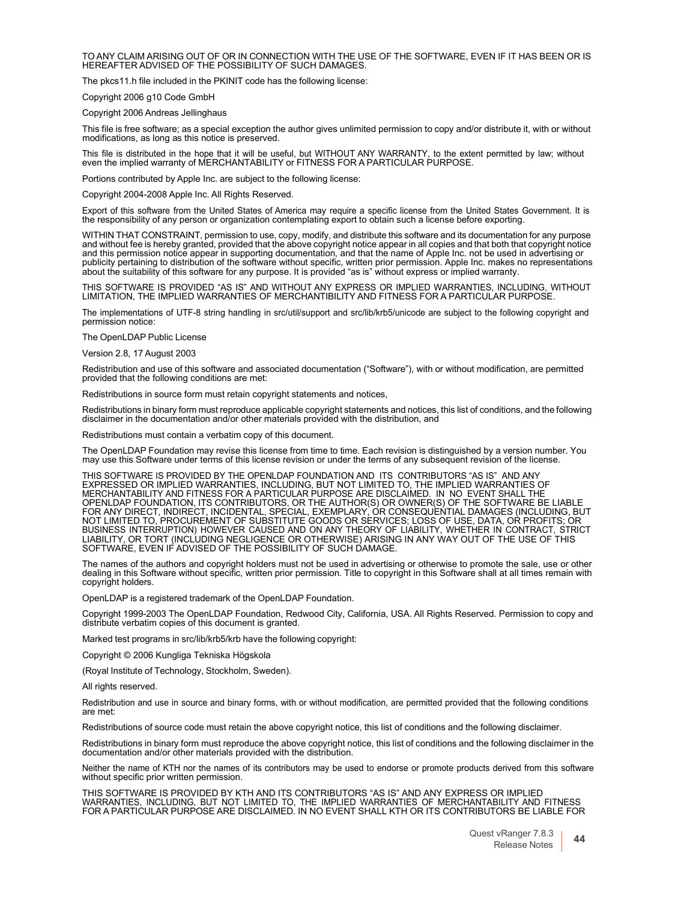TO ANY CLAIM ARISING OUT OF OR IN CONNECTION WITH THE USE OF THE SOFTWARE, EVEN IF IT HAS BEEN OR IS HEREAFTER ADVISED OF THE POSSIBILITY OF SUCH DAMAGES.

The pkcs11.h file included in the PKINIT code has the following license:

Copyright 2006 g10 Code GmbH

Copyright 2006 Andreas Jellinghaus

This file is free software; as a special exception the author gives unlimited permission to copy and/or distribute it, with or without modifications, as long as this notice is preserved.

This file is distributed in the hope that it will be useful, but WITHOUT ANY WARRANTY, to the extent permitted by law; without even the implied warranty of MERCHANTABILITY or FITNESS FOR A PARTICULAR PURPOSE.

Portions contributed by Apple Inc. are subject to the following license:

Copyright 2004-2008 Apple Inc. All Rights Reserved.

Export of this software from the United States of America may require a specific license from the United States Government. It is the responsibility of any person or organization contemplating export to obtain such a license before exporting.

WITHIN THAT CONSTRAINT, permission to use, copy, modify, and distribute this software and its documentation for any purpose and without fee is hereby granted, provided that the above copyright notice appear in all copies and that both that copyright notice and this permission notice appear in supporting documentation, and that the name of Apple Inc. not be used in advertising or publicity pertaining to distribution of the software without specific, written prior permission. Apple Inc. makes no representations about the suitability of this software for any purpose. It is provided "as is" without express or implied warranty.

THIS SOFTWARE IS PROVIDED "AS IS" AND WITHOUT ANY EXPRESS OR IMPLIED WARRANTIES, INCLUDING, WITHOUT LIMITATION, THE IMPLIED WARRANTIES OF MERCHANTIBILITY AND FITNESS FOR A PARTICULAR PURPOSE.

The implementations of UTF-8 string handling in src/util/support and src/lib/krb5/unicode are subject to the following copyright and permission notice:

The OpenLDAP Public License

Version 2.8, 17 August 2003

Redistribution and use of this software and associated documentation ("Software"), with or without modification, are permitted provided that the following conditions are met:

Redistributions in source form must retain copyright statements and notices,

Redistributions in binary form must reproduce applicable copyright statements and notices, this list of conditions, and the following disclaimer in the documentation and/or other materials provided with the distribution, and

Redistributions must contain a verbatim copy of this document.

The OpenLDAP Foundation may revise this license from time to time. Each revision is distinguished by a version number. You may use this Software under terms of this license revision or under the terms of any subsequent revision of the license.

THIS SOFTWARE IS PROVIDED BY THE OPENLDAP FOUNDATION AND ITS CONTRIBUTORS "AS IS" AND ANY EXPRESSED OR IMPLIED WARRANTIES, INCLUDING, BUT NOT LIMITED TO, THE IMPLIED WARRANTIES OF MERCHANTABILITY AND FITNESS FOR A PARTICULAR PURPOSE ARE DISCLAIMED. IN NO EVENT SHALL THE OPENLDAP FOUNDATION, ITS CONTRIBUTORS, OR THE AUTHOR(S) OR OWNER(S) OF THE SOFTWARE BE LIABLE FOR ANY DIRECT, INDIRECT, INCIDENTAL, SPECIAL, EXEMPLARY, OR CONSEQUENTIAL DAMAGES (INCLUDING, BUT NOT LIMITED TO, PROCUREMENT OF SUBSTITUTE GOODS OR SERVICES; LOSS OF USE, DATA, OR PROFITS; OR BUSINESS INTERRUPTION) HOWEVER CAUSED AND ON ANY THEORY OF LIABILITY, WHETHER IN CONTRACT, STRICT LIABILITY, OR TORT (INCLUDING NEGLIGENCE OR OTHERWISE) ARISING IN ANY WAY OUT OF THE USE OF THIS SOFTWARE, EVEN IF ADVISED OF THE POSSIBILITY OF SUCH DAMAGE.

The names of the authors and copyright holders must not be used in advertising or otherwise to promote the sale, use or other dealing in this Software without specific, written prior permission. Title to copyright in this Software shall at all times remain with copyright holders.

OpenLDAP is a registered trademark of the OpenLDAP Foundation.

Copyright 1999-2003 The OpenLDAP Foundation, Redwood City, California, USA. All Rights Reserved. Permission to copy and distribute verbatim copies of this document is granted.

Marked test programs in src/lib/krb5/krb have the following copyright:

Copyright © 2006 Kungliga Tekniska Högskola

(Royal Institute of Technology, Stockholm, Sweden).

All rights reserved.

Redistribution and use in source and binary forms, with or without modification, are permitted provided that the following conditions are met:

Redistributions of source code must retain the above copyright notice, this list of conditions and the following disclaimer.

Redistributions in binary form must reproduce the above copyright notice, this list of conditions and the following disclaimer in the documentation and/or other materials provided with the distribution.

Neither the name of KTH nor the names of its contributors may be used to endorse or promote products derived from this software without specific prior written permission.

THIS SOFTWARE IS PROVIDED BY KTH AND ITS CONTRIBUTORS "AS IS" AND ANY EXPRESS OR IMPLIED WARRANTIES, INCLUDING, BUT NOT LIMITED TO, THE IMPLIED WARRANTIES OF MERCHANTABILITY AND FITNESS FOR A PARTICULAR PURPOSE ARE DISCLAIMED. IN NO EVENT SHALL KTH OR ITS CONTRIBUTORS BE LIABLE FOR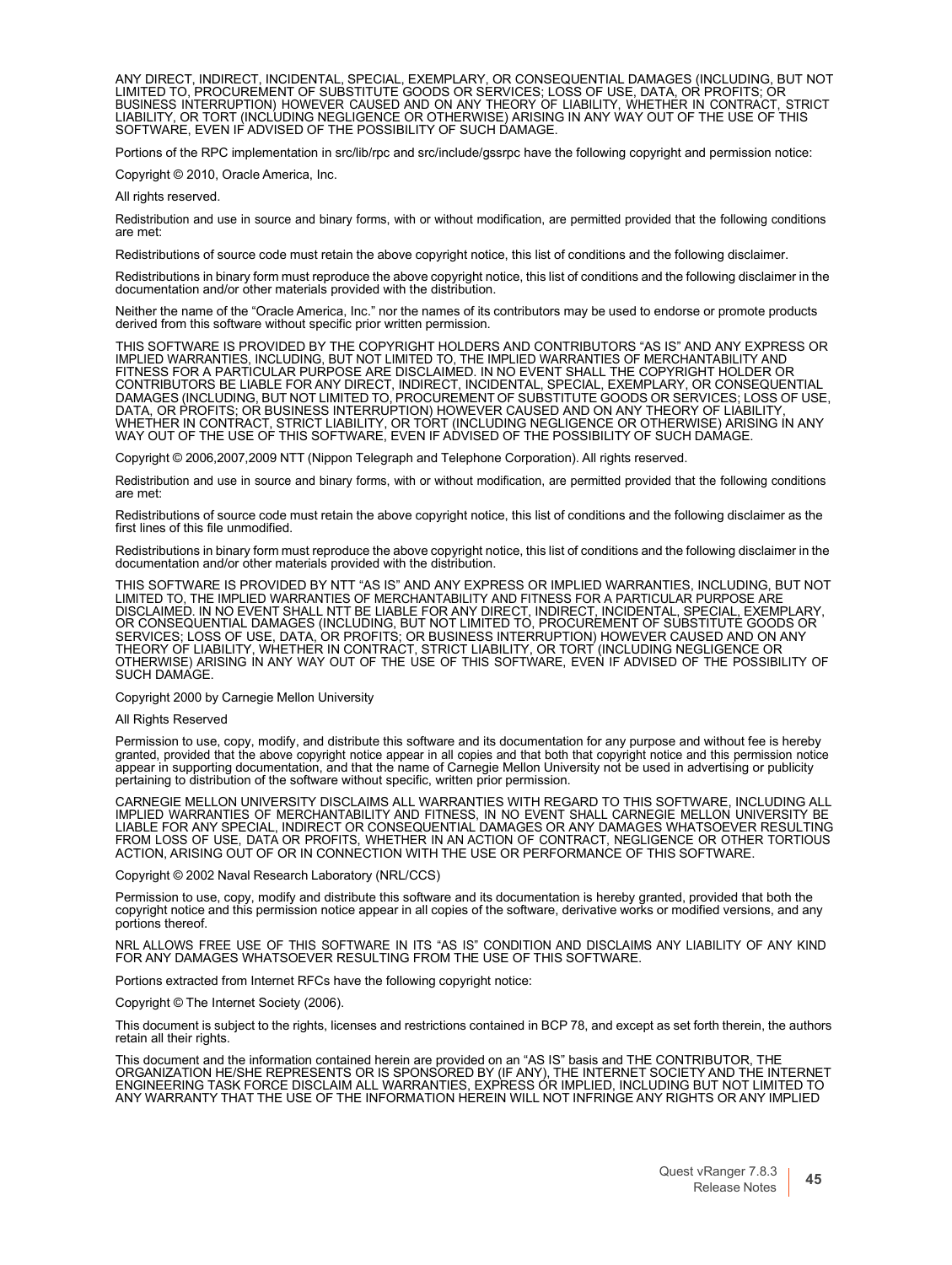ANY DIRECT, INDIRECT, INCIDENTAL, SPECIAL, EXEMPLARY, OR CONSEQUENTIAL DAMAGES (INCLUDING, BUT NOT LIMITED TO, PROCUREMENT OF SUBSTITUTE GOODS OR SERVICES; LOSS OF USE, DATA, OR PROFITS; OR BUSINESS INTERRUPTION) HOWEVER CAUSED AND ON ANY THEORY OF LIABILITY, WHETHER IN CONTRACT, STRICT LIABILITY, OR TORT (INCLUDING NEGLIGENCE OR OTHERWISE) ARISING IN ANY WAY OUT OF THE USE OF THIS SOFTWARE, EVEN IF ADVISED OF THE POSSIBILITY OF SUCH DAMAGE.

Portions of the RPC implementation in src/lib/rpc and src/include/gssrpc have the following copyright and permission notice:

Copyright © 2010, Oracle America, Inc.

All rights reserved.

Redistribution and use in source and binary forms, with or without modification, are permitted provided that the following conditions are met:

Redistributions of source code must retain the above copyright notice, this list of conditions and the following disclaimer.

Redistributions in binary form must reproduce the above copyright notice, this list of conditions and the following disclaimer in the documentation and/or other materials provided with the distribution.

Neither the name of the “Oracle America, Inc.” nor the names of its contributors may be used to endorse or promote products derived from this software without specific prior written permission.

THIS SOFTWARE IS PROVIDED BY THE COPYRIGHT HOLDERS AND CONTRIBUTORS “AS IS” AND ANY EXPRESS OR IMPLIED WARRANTIES, INCLUDING, BUT NOT LIMITED TO, THE IMPLIED WARRANTIES OF MERCHANTABILITY AND FITNESS FOR A PARTICULAR PURPOSE ARE DISCLAIMED. IN NO EVENT SHALL THE COPYRIGHT HOLDER OR CONTRIBUTORS BE LIABLE FOR ANY DIRECT, INDIRECT, INCIDENTAL, SPECIAL, EXEMPLARY, OR CONSEQUENTIAL DAMAGES (INCLUDING, BUT NOT LIMITED TO, PROCUREMENT OF SUBSTITUTE GOODS OR SERVICES; LOSS OF USE, DATA, OR PROFITS; OR BUSINESS INTERRUPTION) HOWEVER CAUSED AND ON ANY THEORY OF LIABILITY, WHETHER IN CONTRACT, STRICT LIABILITY, OR TORT (INCLUDING NEGLIGENCE OR OTHERWISE) ARISING IN ANY WAY OUT OF THE USE OF THIS SOFTWARE, EVEN IF ADVISED OF THE POSSIBILITY OF SUCH DAMAGE.

Copyright © 2006,2007,2009 NTT (Nippon Telegraph and Telephone Corporation). All rights reserved.

Redistribution and use in source and binary forms, with or without modification, are permitted provided that the following conditions are met:

Redistributions of source code must retain the above copyright notice, this list of conditions and the following disclaimer as the first lines of this file unmodified.

Redistributions in binary form must reproduce the above copyright notice, this list of conditions and the following disclaimer in the documentation and/or other materials provided with the distribution.

THIS SOFTWARE IS PROVIDED BY NTT “AS IS” AND ANY EXPRESS OR IMPLIED WARRANTIES, INCLUDING, BUT NOT LIMITED TO, THE IMPLIED WARRANTIES OF MERCHANTABILITY AND FITNESS FOR A PARTICULAR PURPOSE ARE DISCLAIMED. IN NO EVENT SHALL NTT BE LIABLE FOR ANY DIRECT, INDIRECT, INCIDENTAL, SPECIAL, EXEMPLARY, OR CONSEQUENTIAL DAMAGES (INCLUDING, BUT NOT LIMITED TO, PROCUREMENT OF SUBSTITUTE GOODS OR SERVICES; LOSS OF USE, DATA, OR PROFITS; OR BUSINESS INTERRUPTION) HOWEVER CAUSED AND ON ANY THEORY OF LIABILITY, WHETHER IN CONTRACT, STRICT LIABILITY, OR TORT (INCLUDING NEGLIGENCE OR OTHERWISE) ARISING IN ANY WAY OUT OF THE USE OF THIS SOFTWARE, EVEN IF ADVISED OF THE POSSIBILITY OF SUCH DAMAGE.

Copyright 2000 by Carnegie Mellon University

All Rights Reserved

Permission to use, copy, modify, and distribute this software and its documentation for any purpose and without fee is hereby granted, provided that the above copyright notice appear in all copies and that both that copyright notice and this permission notice appear in supporting documentation, and that the name of Carnegie Mellon University not be used in advertising or publicity pertaining to distribution of the software without specific, written prior permission.

CARNEGIE MELLON UNIVERSITY DISCLAIMS ALL WARRANTIES WITH REGARD TO THIS SOFTWARE, INCLUDING ALL IMPLIED WARRANTIES OF MERCHANTABILITY AND FITNESS, IN NO EVENT SHALL CARNEGIE MELLON UNIVERSITY BE LIABLE FOR ANY SPECIAL, INDIRECT OR CONSEQUENTIAL DAMAGES OR ANY DAMAGES WHATSOEVER RESULTING FROM LOSS OF USE, DATA OR PROFITS, WHETHER IN AN ACTION OF CONTRACT, NEGLIGENCE OR OTHER TORTIOUS ACTION, ARISING OUT OF OR IN CONNECTION WITH THE USE OR PERFORMANCE OF THIS SOFTWARE.

Copyright © 2002 Naval Research Laboratory (NRL/CCS)

Permission to use, copy, modify and distribute this software and its documentation is hereby granted, provided that both the copyright notice and this permission notice appear in all copies of the software, derivative works or modified versions, and any portions thereof.

NRL ALLOWS FREE USE OF THIS SOFTWARE IN ITS “AS IS” CONDITION AND DISCLAIMS ANY LIABILITY OF ANY KIND FOR ANY DAMAGES WHATSOEVER RESULTING FROM THE USE OF THIS SOFTWARE.

Portions extracted from Internet RFCs have the following copyright notice:

Copyright © The Internet Society (2006).

This document is subject to the rights, licenses and restrictions contained in BCP 78, and except as set forth therein, the authors retain all their rights.

This document and the information contained herein are provided on an “AS IS” basis and THE CONTRIBUTOR, THE ORGANIZATION HE/SHE REPRESENTS OR IS SPONSORED BY (IF ANY), THE INTERNET SOCIETY AND THE INTERNET ENGINEERING TASK FORCE DISCLAIM ALL WARRANTIES, EXPRESS OR IMPLIED, INCLUDING BUT NOT LIMITED TO ANY WARRANTY THAT THE USE OF THE INFORMATION HEREIN WILL NOT INFRINGE ANY RIGHTS OR ANY IMPLIED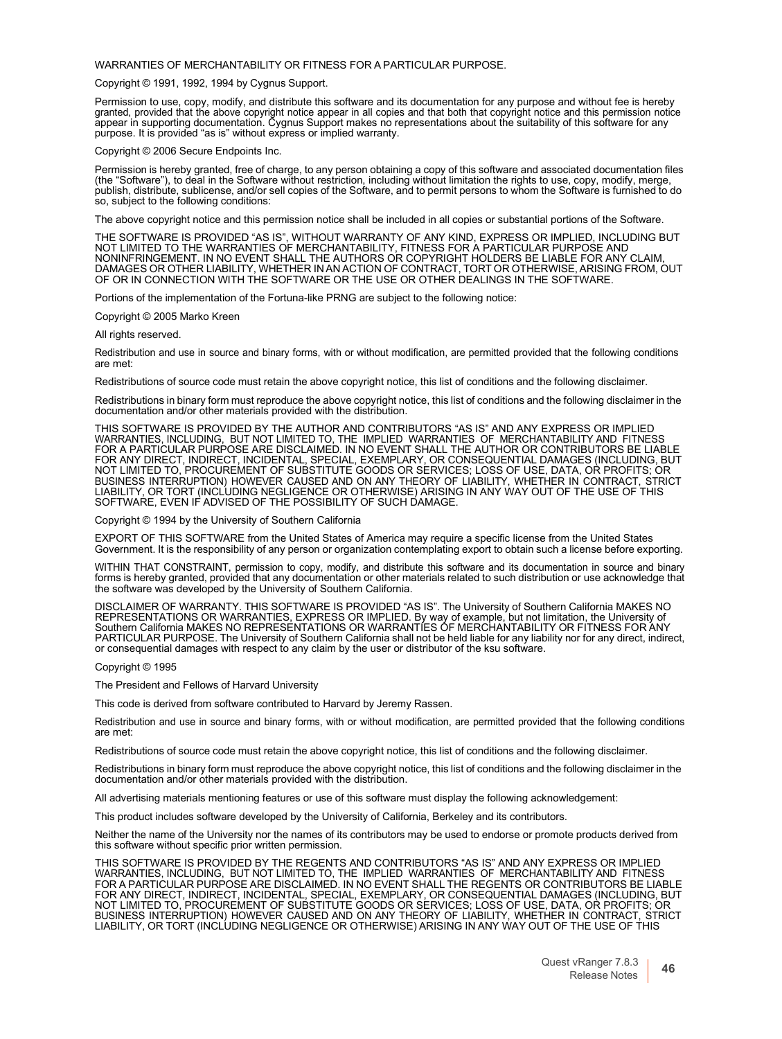WARRANTIES OF MERCHANTABILITY OR FITNESS FOR A PARTICULAR PURPOSE.

Copyright © 1991, 1992, 1994 by Cygnus Support.

Permission to use, copy, modify, and distribute this software and its documentation for any purpose and without fee is hereby granted, provided that the above copyright notice appear in all copies and that both that copyright notice and this permission notice appear in supporting documentation. Cygnus Support makes no representations about the suitability of this software for any purpose. It is provided "as is" without express or implied warranty.

Copyright © 2006 Secure Endpoints Inc.

Permission is hereby granted, free of charge, to any person obtaining a copy of this software and associated documentation files (the "Software"), to deal in the Software without restriction, including without limitation the rights to use, copy, modify, merge, publish, distribute, sublicense, and/or sell copies of the Software, and to permit persons to whom the Software is furnished to do so, subject to the following conditions:

The above copyright notice and this permission notice shall be included in all copies or substantial portions of the Software.

THE SOFTWARE IS PROVIDED "AS IS", WITHOUT WARRANTY OF ANY KIND, EXPRESS OR IMPLIED, INCLUDING BUT NOT LIMITED TO THE WARRANTIES OF MERCHANTABILITY, FITNESS FOR A PARTICULAR PURPOSE AND NONINFRINGEMENT. IN NO EVENT SHALL THE AUTHORS OR COPYRIGHT HOLDERS BE LIABLE FOR ANY CLAIM, DAMAGES OR OTHER LIABILITY, WHETHER IN AN ACTION OF CONTRACT, TORT OR OTHERWISE, ARISING FROM, OUT OF OR IN CONNECTION WITH THE SOFTWARE OR THE USE OR OTHER DEALINGS IN THE SOFTWARE.

Portions of the implementation of the Fortuna-like PRNG are subject to the following notice:

Copyright © 2005 Marko Kreen

All rights reserved.

Redistribution and use in source and binary forms, with or without modification, are permitted provided that the following conditions are met:

Redistributions of source code must retain the above copyright notice, this list of conditions and the following disclaimer.

Redistributions in binary form must reproduce the above copyright notice, this list of conditions and the following disclaimer in the documentation and/or other materials provided with the distribution.

THIS SOFTWARE IS PROVIDED BY THE AUTHOR AND CONTRIBUTORS "AS IS" AND ANY EXPRESS OR IMPLIED WARRANTIES, INCLUDING, BUT NOT LIMITED TO, THE IMPLIED WARRANTIES OF MERCHANTABILITY AND FITNESS FOR A PARTICULAR PURPOSE ARE DISCLAIMED. IN NO EVENT SHALL THE AUTHOR OR CONTRIBUTORS BE LIABLE FOR ANY DIRECT, INDIRECT, INCIDENTAL, SPECIAL, EXEMPLARY, OR CONSEQUENTIAL DAMAGES (INCLUDING, BUT NOT LIMITED TO, PROCUREMENT OF SUBSTITUTE GOODS OR SERVICES; LOSS OF USE, DATA, OR PROFITS; OR BUSINESS INTERRUPTION) HOWEVER CAUSED AND ON ANY THEORY OF LIABILITY, WHETHER IN CONTRACT, STRICT LIABILITY, OR TORT (INCLUDING NEGLIGENCE OR OTHERWISE) ARISING IN ANY WAY OUT OF THE USE OF THIS SOFTWARE, EVEN IF ADVISED OF THE POSSIBILITY OF SUCH DAMAGE.

Copyright © 1994 by the University of Southern California

EXPORT OF THIS SOFTWARE from the United States of America may require a specific license from the United States Government. It is the responsibility of any person or organization contemplating export to obtain such a license before exporting.

WITHIN THAT CONSTRAINT, permission to copy, modify, and distribute this software and its documentation in source and binary forms is hereby granted, provided that any documentation or other materials related to such distribution or use acknowledge that the software was developed by the University of Southern California.

DISCLAIMER OF WARRANTY. THIS SOFTWARE IS PROVIDED "AS IS". The University of Southern California MAKES NO REPRESENTATIONS OR WARRANTIES, EXPRESS OR IMPLIED. By way of example, but not limitation, the University of Southern California MAKES NO REPRESENTATIONS OR WARRANTIES OF MERCHANTABILITY OR FITNESS FOR ANY PARTICULAR PURPOSE. The University of Southern California shall not be held liable for any liability nor for any direct, indirect, or consequential damages with respect to any claim by the user or distributor of the ksu software.

Copyright © 1995

The President and Fellows of Harvard University

This code is derived from software contributed to Harvard by Jeremy Rassen.

Redistribution and use in source and binary forms, with or without modification, are permitted provided that the following conditions are met:

Redistributions of source code must retain the above copyright notice, this list of conditions and the following disclaimer.

Redistributions in binary form must reproduce the above copyright notice, this list of conditions and the following disclaimer in the documentation and/or other materials provided with the distribution.

All advertising materials mentioning features or use of this software must display the following acknowledgement:

This product includes software developed by the University of California, Berkeley and its contributors.

Neither the name of the University nor the names of its contributors may be used to endorse or promote products derived from this software without specific prior written permission.

THIS SOFTWARE IS PROVIDED BY THE REGENTS AND CONTRIBUTORS "AS IS" AND ANY EXPRESS OR IMPLIED WARRANTIES, INCLUDING, BUT NOT LIMITED TO, THE IMPLIED WARRANTIES OF MERCHANTABILITY AND FITNESS FOR A PARTICULAR PURPOSE ARE DISCLAIMED. IN NO EVENT SHALL THE REGENTS OR CONTRIBUTORS BE LIABLE FOR ANY DIRECT, INDIRECT, INCIDENTAL, SPECIAL, EXEMPLARY, OR CONSEQUENTIAL DAMAGES (INCLUDING, BUT NOT LIMITED TO, PROCUREMENT OF SUBSTITUTE GOODS OR SERVICES; LOSS OF USE, DATA, OR PROFITS; OR BUSINESS INTERRUPTION) HOWEVER CAUSED AND ON ANY THEORY OF LIABILITY, WHETHER IN CONTRACT, STRICT LIABILITY, OR TORT (INCLUDING NEGLIGENCE OR OTHERWISE) ARISING IN ANY WAY OUT OF THE USE OF THIS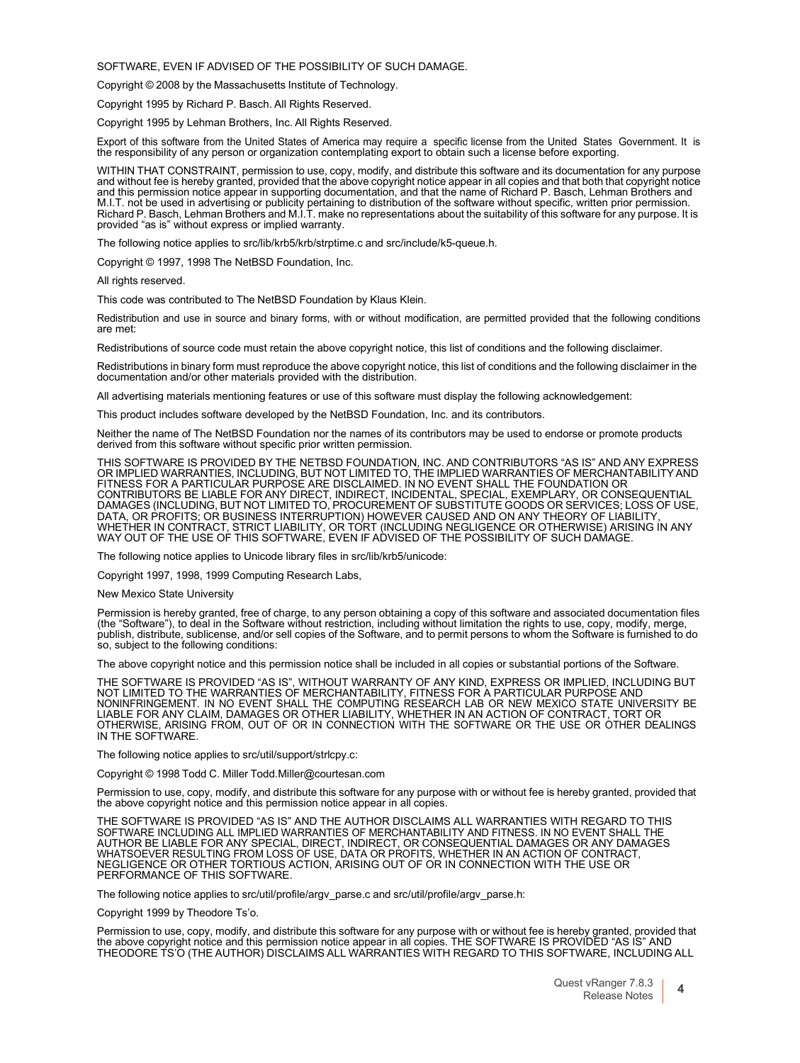SOFTWARE, EVEN IF ADVISED OF THE POSSIBILITY OF SUCH DAMAGE.

Copyright © 2008 by the Massachusetts Institute of Technology.

Copyright 1995 by Richard P. Basch. All Rights Reserved.

Copyright 1995 by Lehman Brothers, Inc. All Rights Reserved.

Export of this software from the United States of America may require a specific license from the United States Government. It is the responsibility of any person or organization contemplating export to obtain such a license before exporting.

WITHIN THAT CONSTRAINT, permission to use, copy, modify, and distribute this software and its documentation for any purpose and without fee is hereby granted, provided that the above copyright notice appear in all copies and that both that copyright notice and this permission notice appear in supporting documentation, and that the name of Richard P. Basch, Lehman Brothers and M.I.T. not be used in advertising or publicity pertaining to distribution of the software without specific, written prior permission. Richard P. Basch, Lehman Brothers and M.I.T. make no representations about the suitability of this software for any purpose. It is provided "as is" without express or implied warranty.

The following notice applies to src/lib/krb5/krb/strptime.c and src/include/k5-queue.h.

Copyright © 1997, 1998 The NetBSD Foundation, Inc.

All rights reserved.

This code was contributed to The NetBSD Foundation by Klaus Klein.

Redistribution and use in source and binary forms, with or without modification, are permitted provided that the following conditions are met:

Redistributions of source code must retain the above copyright notice, this list of conditions and the following disclaimer.

Redistributions in binary form must reproduce the above copyright notice, this list of conditions and the following disclaimer in the documentation and/or other materials provided with the distribution.

All advertising materials mentioning features or use of this software must display the following acknowledgement:

This product includes software developed by the NetBSD Foundation, Inc. and its contributors.

Neither the name of The NetBSD Foundation nor the names of its contributors may be used to endorse or promote products derived from this software without specific prior written permission.

THIS SOFTWARE IS PROVIDED BY THE NETBSD FOUNDATION, INC. AND CONTRIBUTORS "AS IS" AND ANY EXPRESS OR IMPLIED WARRANTIES, INCLUDING, BUT NOT LIMITED TO, THE IMPLIED WARRANTIES OF MERCHANTABILITY AND FITNESS FOR A PARTICULAR PURPOSE ARE DISCLAIMED. IN NO EVENT SHALL THE FOUNDATION OR CONTRIBUTORS BE LIABLE FOR ANY DIRECT, INDIRECT, INCIDENTAL, SPECIAL, EXEMPLARY, OR CONSEQUENTIAL DAMAGES (INCLUDING, BUT NOT LIMITED TO, PROCUREMENT OF SUBSTITUTE GOODS OR SERVICES; LOSS OF USE, DATA, OR PROFITS; OR BUSINESS INTERRUPTION) HOWEVER CAUSED AND ON ANY THEORY OF LIABILITY, WHETHER IN CONTRACT, STRICT LIABILITY, OR TORT (INCLUDING NEGLIGENCE OR OTHERWISE) ARISING IN ANY WAY OUT OF THE USE OF THIS SOFTWARE, EVEN IF ADVISED OF THE POSSIBILITY OF SUCH DAMAGE.

The following notice applies to Unicode library files in src/lib/krb5/unicode:

Copyright 1997, 1998, 1999 Computing Research Labs,

New Mexico State University

Permission is hereby granted, free of charge, to any person obtaining a copy of this software and associated documentation files (the "Software"), to deal in the Software without restriction, including without limitation the rights to use, copy, modify, merge, publish, distribute, sublicense, and/or sell copies of the Software, and to permit persons to whom the Software is furnished to do so, subject to the following conditions:

The above copyright notice and this permission notice shall be included in all copies or substantial portions of the Software.

THE SOFTWARE IS PROVIDED "AS IS", WITHOUT WARRANTY OF ANY KIND, EXPRESS OR IMPLIED, INCLUDING BUT NOT LIMITED TO THE WARRANTIES OF MERCHANTABILITY, FITNESS FOR A PARTICULAR PURPOSE AND NONINFRINGEMENT. IN NO EVENT SHALL THE COMPUTING RESEARCH LAB OR NEW MEXICO STATE UNIVERSITY BE LIABLE FOR ANY CLAIM, DAMAGES OR OTHER LIABILITY, WHETHER IN AN ACTION OF CONTRACT, TORT OR OTHERWISE, ARISING FROM, OUT OF OR IN CONNECTION WITH THE SOFTWARE OR THE USE OR OTHER DEALINGS IN THE SOFTWARE.

The following notice applies to src/util/support/strlcpy.c:

Copyright © 1998 Todd C. Miller Todd.Miller@courtesan.com

Permission to use, copy, modify, and distribute this software for any purpose with or without fee is hereby granted, provided that the above copyright notice and this permission notice appear in all copies.

THE SOFTWARE IS PROVIDED "AS IS" AND THE AUTHOR DISCLAIMS ALL WARRANTIES WITH REGARD TO THIS SOFTWARE INCLUDING ALL IMPLIED WARRANTIES OF MERCHANTABILITY AND FITNESS. IN NO EVENT SHALL THE AUTHOR BE LIABLE FOR ANY SPECIAL, DIRECT, INDIRECT, OR CONSEQUENTIAL DAMAGES OR ANY DAMAGES WHATSOEVER RESULTING FROM LOSS OF USE, DATA OR PROFITS, WHETHER IN AN ACTION OF CONTRACT, NEGLIGENCE OR OTHER TORTIOUS ACTION, ARISING OUT OF OR IN CONNECTION WITH THE USE OR PERFORMANCE OF THIS SOFTWARE.

The following notice applies to src/util/profile/argv_parse.c and src/util/profile/argv_parse.h:

Copyright 1999 by Theodore Ts'o.

Permission to use, copy, modify, and distribute this software for any purpose with or without fee is hereby granted, provided that the above copyright notice and this permission notice appear in all copies. THE SOFTWARE IS PROVIDED "AS IS" AND THEODORE TS'O (THE AUTHOR) DISCLAIMS ALL WARRANTIES WITH REGARD TO THIS SOFTWARE, INCLUDING ALL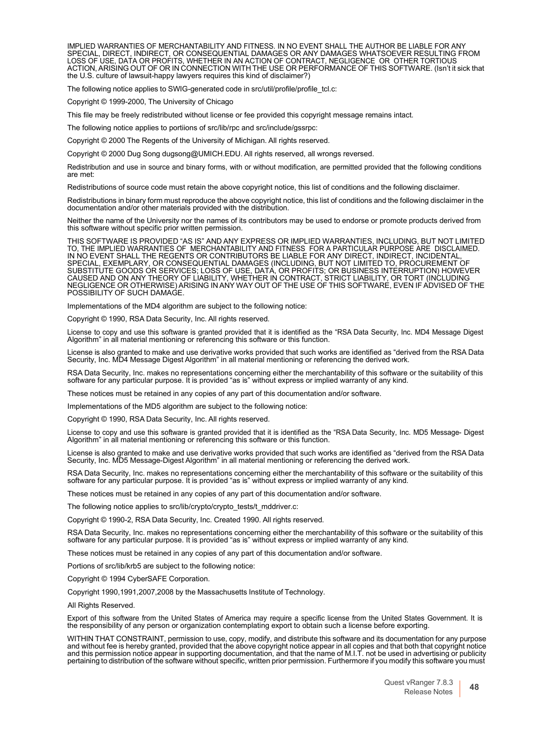IMPLIED WARRANTIES OF MERCHANTABILITY AND FITNESS. IN NO EVENT SHALL THE AUTHOR BE LIABLE FOR ANY SPECIAL, DIRECT, INDIRECT, OR CONSEQUENTIAL DAMAGES OR ANY DAMAGES WHATSOEVER RESULTING FROM LOSS OF USE, DATA OR PROFITS, WHETHER IN AN ACTION OF CONTRACT, NEGLIGENCE OR OTHER TORTIOUS ACTION, ARISING OUT OF OR IN CONNECTION WITH THE USE OR PERFORMANCE OF THIS SOFTWARE. (Isn't it sick that the U.S. culture of lawsuit-happy lawyers requires this kind of disclaimer?)

The following notice applies to SWIG-generated code in src/util/profile/profile_tcl.c:

Copyright © 1999-2000, The University of Chicago

This file may be freely redistributed without license or fee provided this copyright message remains intact.

The following notice applies to portiions of src/lib/rpc and src/include/gssrpc:

Copyright © 2000 The Regents of the University of Michigan. All rights reserved.

Copyright © 2000 Dug Song dugsong@UMICH.EDU. All rights reserved, all wrongs reversed.

Redistribution and use in source and binary forms, with or without modification, are permitted provided that the following conditions are met:

Redistributions of source code must retain the above copyright notice, this list of conditions and the following disclaimer.

Redistributions in binary form must reproduce the above copyright notice, this list of conditions and the following disclaimer in the documentation and/or other materials provided with the distribution.

Neither the name of the University nor the names of its contributors may be used to endorse or promote products derived from this software without specific prior written permission.

THIS SOFTWARE IS PROVIDED "AS IS" AND ANY EXPRESS OR IMPLIED WARRANTIES, INCLUDING, BUT NOT LIMITED TO, THE IMPLIED WARRANTIES OF MERCHANTABILITY AND FITNESS FOR A PARTICULAR PURPOSE ARE DISCLAIMED. IN NO EVENT SHALL THE REGENTS OR CONTRIBUTORS BE LIABLE FOR ANY DIRECT, INDIRECT, INCIDENTAL, SPECIAL, EXEMPLARY, OR CONSEQUENTIAL DAMAGES (INCLUDING, BUT NOT LIMITED TO, PROCUREMENT OF SUBSTITUTE GOODS OR SERVICES; LOSS OF USE, DATA, OR PROFITS; OR BUSINESS INTERRUPTION) HOWEVER CAUSED AND ON ANY THEORY OF LIABILITY, WHETHER IN CONTRACT, STRICT LIABILITY, OR TORT (INCLUDING NEGLIGENCE OR OTHERWISE) ARISING IN ANY WAY OUT OF THE USE OF THIS SOFTWARE, EVEN IF ADVISED OF THE POSSIBILITY OF SUCH DAMAGE.

Implementations of the MD4 algorithm are subject to the following notice:

Copyright © 1990, RSA Data Security, Inc. All rights reserved.

License to copy and use this software is granted provided that it is identified as the "RSA Data Security, Inc. MD4 Message Digest Algorithm" in all material mentioning or referencing this software or this function.

License is also granted to make and use derivative works provided that such works are identified as "derived from the RSA Data Security, Inc. MD4 Message Digest Algorithm" in all material mentioning or referencing the derived work.

RSA Data Security, Inc. makes no representations concerning either the merchantability of this software or the suitability of this software for any particular purpose. It is provided "as is" without express or implied warranty of any kind.

These notices must be retained in any copies of any part of this documentation and/or software.

Implementations of the MD5 algorithm are subject to the following notice:

Copyright © 1990, RSA Data Security, Inc. All rights reserved.

License to copy and use this software is granted provided that it is identified as the "RSA Data Security, Inc. MD5 Message- Digest Algorithm" in all material mentioning or referencing this software or this function.

License is also granted to make and use derivative works provided that such works are identified as "derived from the RSA Data Security, Inc. MD5 Message-Digest Algorithm" in all material mentioning or referencing the derived work.

RSA Data Security, Inc. makes no representations concerning either the merchantability of this software or the suitability of this software for any particular purpose. It is provided "as is" without express or implied warranty of any kind.

These notices must be retained in any copies of any part of this documentation and/or software.

The following notice applies to src/lib/crypto/crypto_tests/t_mddriver.c:

Copyright © 1990-2, RSA Data Security, Inc. Created 1990. All rights reserved.

RSA Data Security, Inc. makes no representations concerning either the merchantability of this software or the suitability of this software for any particular purpose. It is provided "as is" without express or implied warranty of any kind.

These notices must be retained in any copies of any part of this documentation and/or software.

Portions of src/lib/krb5 are subject to the following notice:

Copyright © 1994 CyberSAFE Corporation.

Copyright 1990,1991,2007,2008 by the Massachusetts Institute of Technology.

All Rights Reserved.

Export of this software from the United States of America may require a specific license from the United States Government. It is the responsibility of any person or organization contemplating export to obtain such a license before exporting.

WITHIN THAT CONSTRAINT, permission to use, copy, modify, and distribute this software and its documentation for any purpose and without fee is hereby granted, provided that the above copyright notice appear in all copies and that both that copyright notice and this permission notice appear in supporting documentation, and that the name of M.I.T. not be used in advertising or publicity pertaining to distribution of the software without specific, written prior permission. Furthermore if you modify this software you must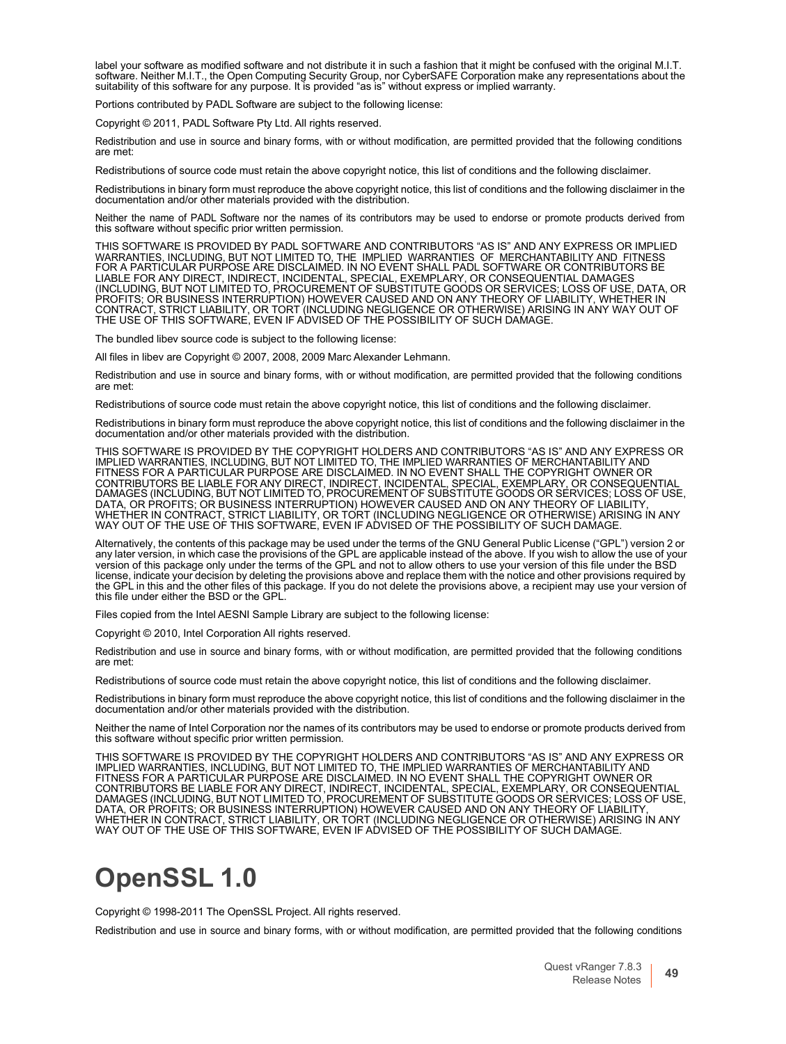label your software as modified software and not distribute it in such a fashion that it might be confused with the original M.I.T. software. Neither M.I.T., the Open Computing Security Group, nor CyberSAFE Corporation make any representations about the suitability of this software for any purpose. It is provided "as is" without express or implied warranty.

Portions contributed by PADL Software are subject to the following license:

Copyright © 2011, PADL Software Pty Ltd. All rights reserved.

Redistribution and use in source and binary forms, with or without modification, are permitted provided that the following conditions are met:

Redistributions of source code must retain the above copyright notice, this list of conditions and the following disclaimer.

Redistributions in binary form must reproduce the above copyright notice, this list of conditions and the following disclaimer in the documentation and/or other materials provided with the distribution.

Neither the name of PADL Software nor the names of its contributors may be used to endorse or promote products derived from this software without specific prior written permission.

THIS SOFTWARE IS PROVIDED BY PADL SOFTWARE AND CONTRIBUTORS "AS IS" AND ANY EXPRESS OR IMPLIED WARRANTIES, INCLUDING, BUT NOT LIMITED TO, THE IMPLIED WARRANTIES OF MERCHANTABILITY AND FITNESS FOR A PARTICULAR PURPOSE ARE DISCLAIMED. IN NO EVENT SHALL PADL SOFTWARE OR CONTRIBUTORS BE LIABLE FOR ANY DIRECT, INDIRECT, INCIDENTAL, SPECIAL, EXEMPLARY, OR CONSEQUENTIAL DAMAGES (INCLUDING, BUT NOT LIMITED TO, PROCUREMENT OF SUBSTITUTE GOODS OR SERVICES; LOSS OF USE, DATA, OR PROFITS; OR BUSINESS INTERRUPTION) HOWEVER CAUSED AND ON ANY THEORY OF LIABILITY, WHETHER IN CONTRACT, STRICT LIABILITY, OR TORT (INCLUDING NEGLIGENCE OR OTHERWISE) ARISING IN ANY WAY OUT OF THE USE OF THIS SOFTWARE, EVEN IF ADVISED OF THE POSSIBILITY OF SUCH DAMAGE.

The bundled libev source code is subject to the following license:

All files in libev are Copyright © 2007, 2008, 2009 Marc Alexander Lehmann.

Redistribution and use in source and binary forms, with or without modification, are permitted provided that the following conditions are met:

Redistributions of source code must retain the above copyright notice, this list of conditions and the following disclaimer.

Redistributions in binary form must reproduce the above copyright notice, this list of conditions and the following disclaimer in the documentation and/or other materials provided with the distribution.

THIS SOFTWARE IS PROVIDED BY THE COPYRIGHT HOLDERS AND CONTRIBUTORS "AS IS" AND ANY EXPRESS OR IMPLIED WARRANTIES, INCLUDING, BUT NOT LIMITED TO, THE IMPLIED WARRANTIES OF MERCHANTABILITY AND FITNESS FOR A PARTICULAR PURPOSE ARE DISCLAIMED. IN NO EVENT SHALL THE COPYRIGHT OWNER OR CONTRIBUTORS BE LIABLE FOR ANY DIRECT, INDIRECT, INCIDENTAL, SPECIAL, EXEMPLARY, OR CONSEQUENTIAL DAMAGES (INCLUDING, BUT NOT LIMITED TO, PROCUREMENT OF SUBSTITUTE GOODS OR SERVICES; LOSS OF USE, DATA, OR PROFITS; OR BUSINESS INTERRUPTION) HOWEVER CAUSED AND ON ANY THEORY OF LIABILITY, WHETHER IN CONTRACT, STRICT LIABILITY, OR TORT (INCLUDING NEGLIGENCE OR OTHERWISE) ARISING IN ANY WAY OUT OF THE USE OF THIS SOFTWARE, EVEN IF ADVISED OF THE POSSIBILITY OF SUCH DAMAGE.

Alternatively, the contents of this package may be used under the terms of the GNU General Public License ("GPL") version 2 or any later version, in which case the provisions of the GPL are applicable instead of the above. If you wish to allow the use of your version of this package only under the terms of the GPL and not to allow others to use your version of this file under the BSD license, indicate your decision by deleting the provisions above and replace them with the notice and other provisions required by the GPL in this and the other files of this package. If you do not delete the provisions above, a recipient may use your version of this file under either the BSD or the GPL.

Files copied from the Intel AESNI Sample Library are subject to the following license:

Copyright © 2010, Intel Corporation All rights reserved.

Redistribution and use in source and binary forms, with or without modification, are permitted provided that the following conditions are met:

Redistributions of source code must retain the above copyright notice, this list of conditions and the following disclaimer.

Redistributions in binary form must reproduce the above copyright notice, this list of conditions and the following disclaimer in the documentation and/or other materials provided with the distribution.

Neither the name of Intel Corporation nor the names of its contributors may be used to endorse or promote products derived from this software without specific prior written permission.

THIS SOFTWARE IS PROVIDED BY THE COPYRIGHT HOLDERS AND CONTRIBUTORS "AS IS" AND ANY EXPRESS OR IMPLIED WARRANTIES, INCLUDING, BUT NOT LIMITED TO, THE IMPLIED WARRANTIES OF MERCHANTABILITY AND FITNESS FOR A PARTICULAR PURPOSE ARE DISCLAIMED. IN NO EVENT SHALL THE COPYRIGHT OWNER OR CONTRIBUTORS BE LIABLE FOR ANY DIRECT, INDIRECT, INCIDENTAL, SPECIAL, EXEMPLARY, OR CONSEQUENTIAL DAMAGES (INCLUDING, BUT NOT LIMITED TO, PROCUREMENT OF SUBSTITUTE GOODS OR SERVICES; LOSS OF USE, DATA, OR PROFITS; OR BUSINESS INTERRUPTION) HOWEVER CAUSED AND ON ANY THEORY OF LIABILITY, WHETHER IN CONTRACT, STRICT LIABILITY, OR TORT (INCLUDING NEGLIGENCE OR OTHERWISE) ARISING IN ANY WAY OUT OF THE USE OF THIS SOFTWARE, EVEN IF ADVISED OF THE POSSIBILITY OF SUCH DAMAGE.

# OpenSSL 1.0

Copyright © 1998-2011 The OpenSSL Project. All rights reserved.

Redistribution and use in source and binary forms, with or without modification, are permitted provided that the following conditions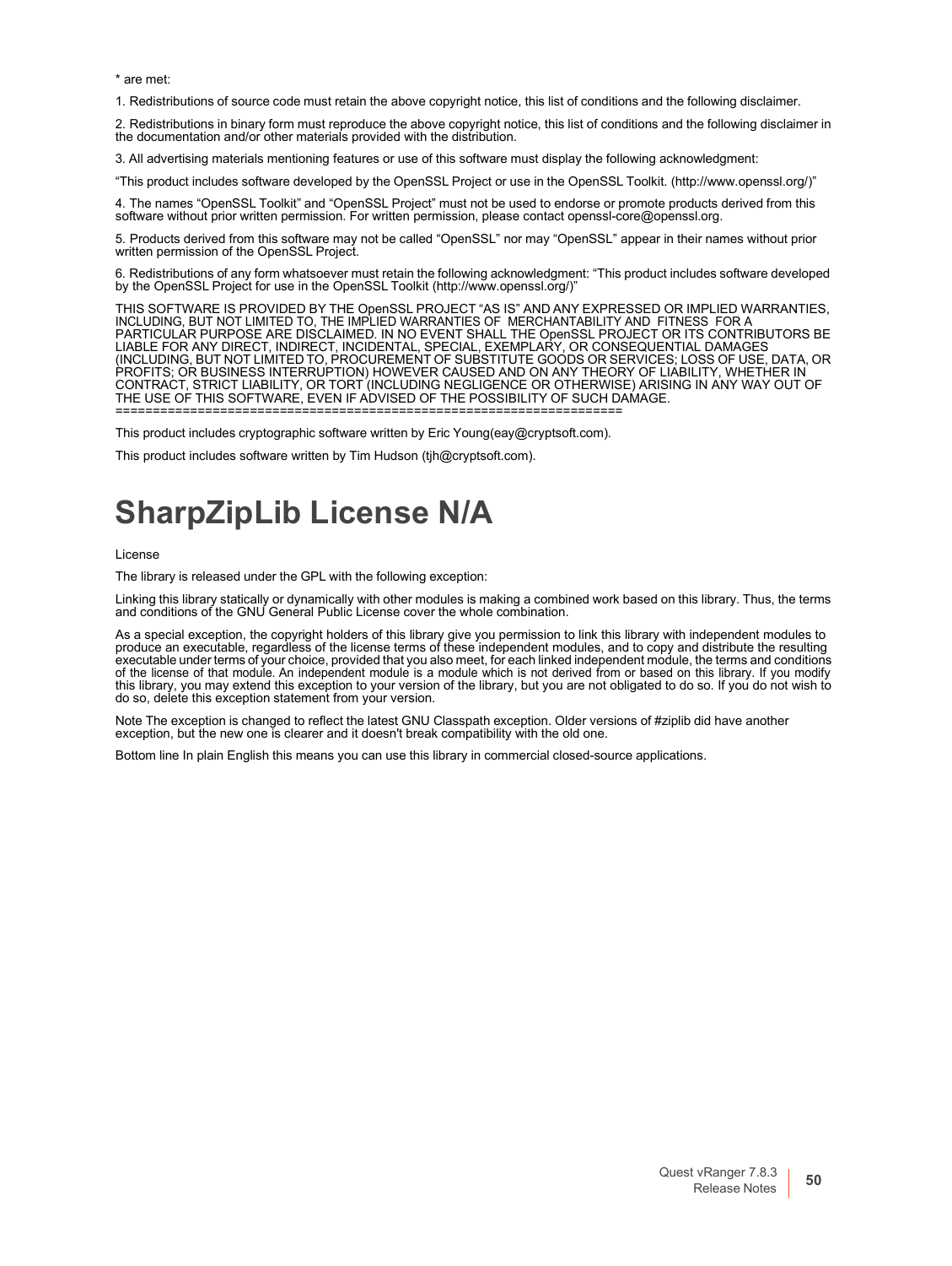* are met:

1. Redistributions of source code must retain the above copyright notice, this list of conditions and the following disclaimer.

2. Redistributions in binary form must reproduce the above copyright notice, this list of conditions and the following disclaimer in the documentation and/or other materials provided with the distribution.

3. All advertising materials mentioning features or use of this software must display the following acknowledgment:

“This product includes software developed by the OpenSSL Project or use in the OpenSSL Toolkit. (http://www.openssl.org/)”

4. The names “OpenSSL Toolkit” and “OpenSSL Project” must not be used to endorse or promote products derived from this software without prior written permission. For written permission, please contact openssl-core@openssl.org.

5. Products derived from this software may not be called “OpenSSL” nor may “OpenSSL” appear in their names without prior written permission of the OpenSSL Project.

6. Redistributions of any form whatsoever must retain the following acknowledgment: “This product includes software developed by the OpenSSL Project for use in the OpenSSL Toolkit (http://www.openssl.org/)”

THIS SOFTWARE IS PROVIDED BY THE OpenSSL PROJECT “AS IS” AND ANY EXPRESSED OR IMPLIED WARRANTIES, INCLUDING, BUT NOT LIMITED TO, THE IMPLIED WARRANTIES OF MERCHANTABILITY AND FITNESS FOR A PARTICULAR PURPOSE ARE DISCLAIMED. IN NO EVENT SHALL THE OpenSSL PROJECT OR ITS CONTRIBUTORS BE LIABLE FOR ANY DIRECT, INDIRECT, INCIDENTAL, SPECIAL, EXEMPLARY, OR CONSEQUENTIAL DAMAGES (INCLUDING, BUT NOT LIMITED TO, PROCUREMENT OF SUBSTITUTE GOODS OR SERVICES; LOSS OF USE, DATA, OR PROFITS; OR BUSINESS INTERRUPTION) HOWEVER CAUSED AND ON ANY THEORY OF LIABILITY, WHETHER IN CONTRACT, STRICT LIABILITY, OR TORT (INCLUDING NEGLIGENCE OR OTHERWISE) ARISING IN ANY WAY OUT OF THE USE OF THIS SOFTWARE, EVEN IF ADVISED OF THE POSSIBILITY OF SUCH DAMAGE.
====================================================================

This product includes cryptographic software written by Eric Young(eay@cryptsoft.com).

This product includes software written by Tim Hudson (tjh@cryptsoft.com).

# SharpZipLib License N/A

License

The library is released under the GPL with the following exception:

Linking this library statically or dynamically with other modules is making a combined work based on this library. Thus, the terms and conditions of the GNU General Public License cover the whole combination.

As a special exception, the copyright holders of this library give you permission to link this library with independent modules to produce an executable, regardless of the license terms of these independent modules, and to copy and distribute the resulting executable under terms of your choice, provided that you also meet, for each linked independent module, the terms and conditions of the license of that module. An independent module is a module which is not derived from or based on this library. If you modify this library, you may extend this exception to your version of the library, but you are not obligated to do so. If you do not wish to do so, delete this exception statement from your version.

Note The exception is changed to reflect the latest GNU Classpath exception. Older versions of #ziplib did have another exception, but the new one is clearer and it doesn't break compatibility with the old one.

Bottom line In plain English this means you can use this library in commercial closed-source applications.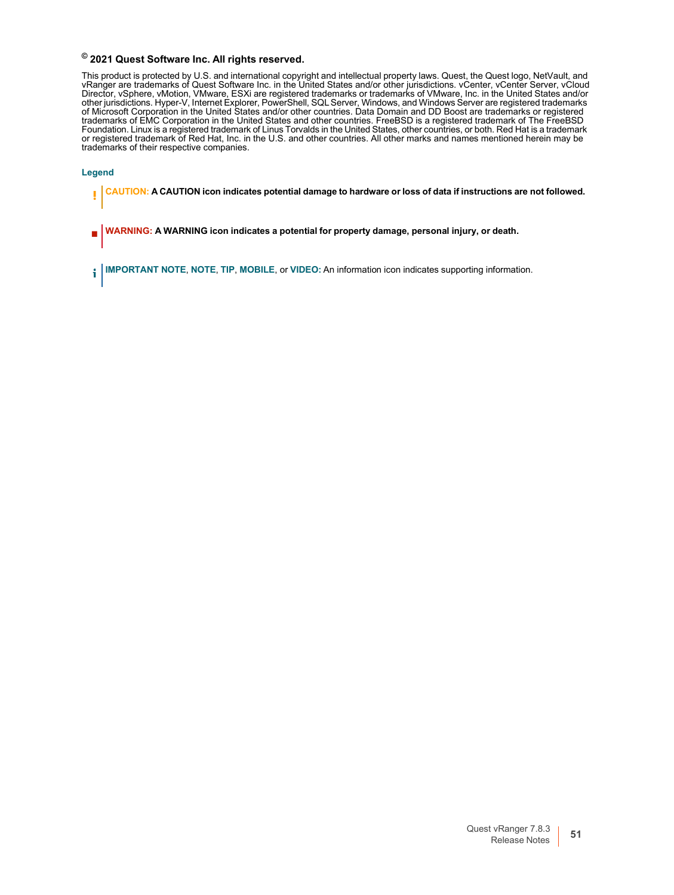**© 2021 Quest Software Inc. All rights reserved.**

This product is protected by U.S. and international copyright and intellectual property laws. Quest, the Quest logo, NetVault, and vRanger are trademarks of Quest Software Inc. in the United States and/or other jurisdictions. vCenter, vCenter Server, vCloud Director, vSphere, vMotion, VMware, ESXi are registered trademarks or trademarks of VMware, Inc. in the United States and/or other jurisdictions. Hyper-V, Internet Explorer, PowerShell, SQL Server, Windows, and Windows Server are registered trademarks of Microsoft Corporation in the United States and/or other countries. Data Domain and DD Boost are trademarks or registered trademarks of EMC Corporation in the United States and other countries. FreeBSD is a registered trademark of The FreeBSD Foundation. Linux is a registered trademark of Linus Torvalds in the United States, other countries, or both. Red Hat is a trademark or registered trademark of Red Hat, Inc. in the U.S. and other countries. All other marks and names mentioned herein may be trademarks of their respective companies.

**Legend**

**CAUTION: A CAUTION icon indicates potential damage to hardware or loss of data if instructions are not followed.**

**WARNING: A WARNING icon indicates a potential for property damage, personal injury, or death.**

**IMPORTANT NOTE**, **NOTE**, **TIP**, **MOBILE**, or **VIDEO:** An information icon indicates supporting information.